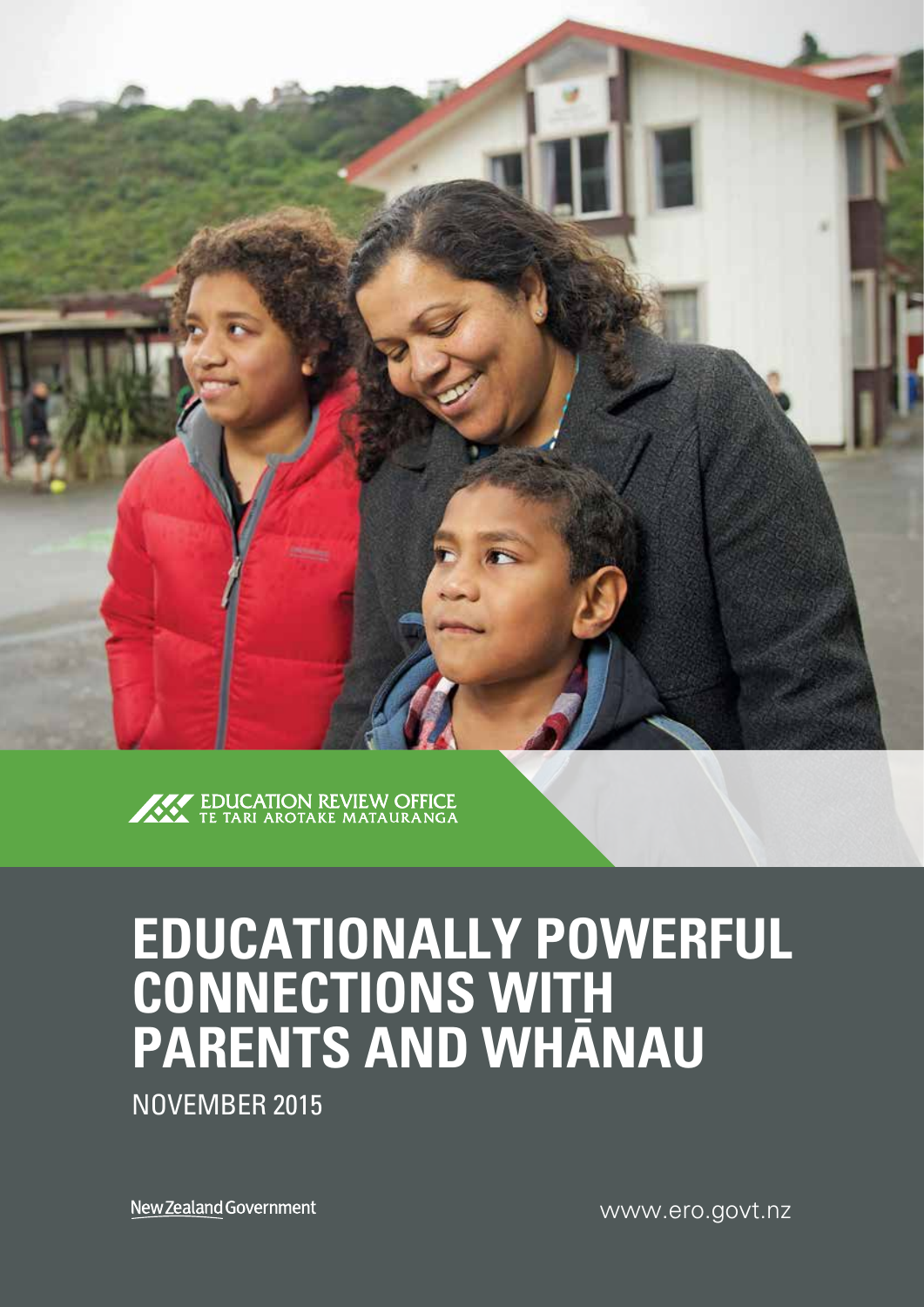EDUCATION REVIEW OFFICE
TE TARI AROTAKE MATAURANGA

# EDUCATIONALLY POWERFUL CONNECTIONS WITH PARENTS AND WHĀNAU

NOVEMBER 2015

New Zealand Government

www.ero.govt.nz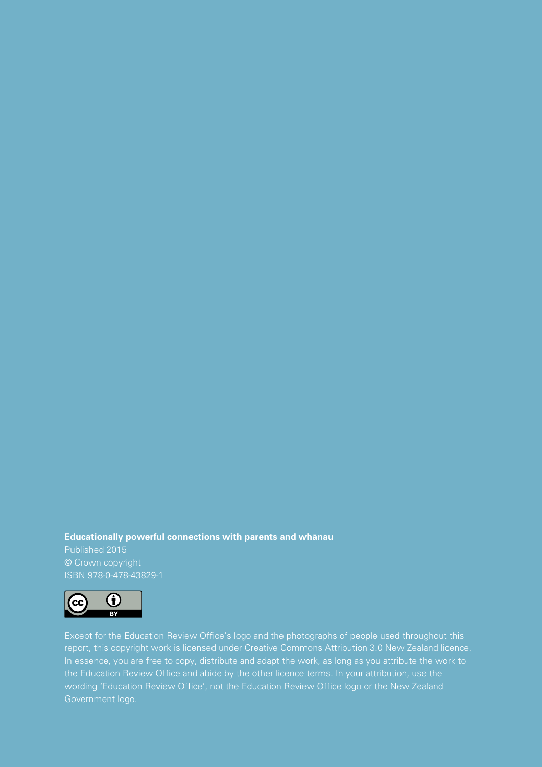**Educationally powerful connections with parents and whānau**

Published 2015

© Crown copyright

ISBN 978-0-478-43829-1

Except for the Education Review Office's logo and the photographs of people used throughout this report, this copyright work is licensed under Creative Commons Attribution 3.0 New Zealand licence. In essence, you are free to copy, distribute and adapt the work, as long as you attribute the work to the Education Review Office and abide by the other licence terms. In your attribution, use the wording 'Education Review Office', not the Education Review Office logo or the New Zealand Government logo.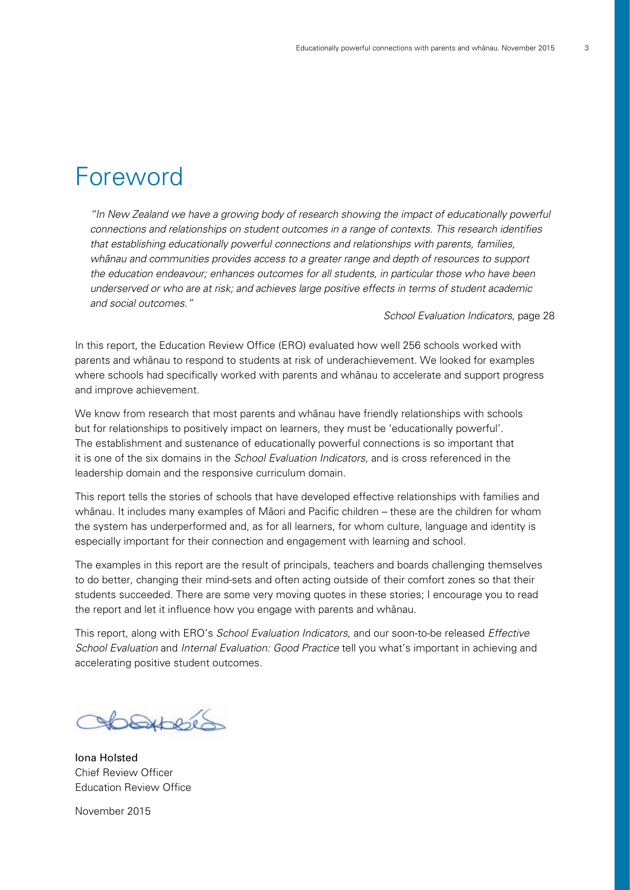# Foreword

*"In New Zealand we have a growing body of research showing the impact of educationally powerful connections and relationships on student outcomes in a range of contexts. This research identifies that establishing educationally powerful connections and relationships with parents, families, whānau and communities provides access to a greater range and depth of resources to support the education endeavour; enhances outcomes for all students, in particular those who have been underserved or who are at risk; and achieves large positive effects in terms of student academic and social outcomes."*

*School Evaluation Indicators*, page 28

In this report, the Education Review Office (ERO) evaluated how well 256 schools worked with parents and whānau to respond to students at risk of underachievement. We looked for examples where schools had specifically worked with parents and whānau to accelerate and support progress and improve achievement.

We know from research that most parents and whānau have friendly relationships with schools but for relationships to positively impact on learners, they must be 'educationally powerful'. The establishment and sustenance of educationally powerful connections is so important that it is one of the six domains in the *School Evaluation Indicators*, and is cross referenced in the leadership domain and the responsive curriculum domain.

This report tells the stories of schools that have developed effective relationships with families and whānau. It includes many examples of Māori and Pacific children – these are the children for whom the system has underperformed and, as for all learners, for whom culture, language and identity is especially important for their connection and engagement with learning and school.

The examples in this report are the result of principals, teachers and boards challenging themselves to do better, changing their mind-sets and often acting outside of their comfort zones so that their students succeeded. There are some very moving quotes in these stories; I encourage you to read the report and let it influence how you engage with parents and whānau.

This report, along with ERO's *School Evaluation Indicators*, and our soon-to-be released *Effective School Evaluation* and *Internal Evaluation: Good Practice* tell you what's important in achieving and accelerating positive student outcomes.

Iona Holsted
Chief Review Officer
Education Review Office

November 2015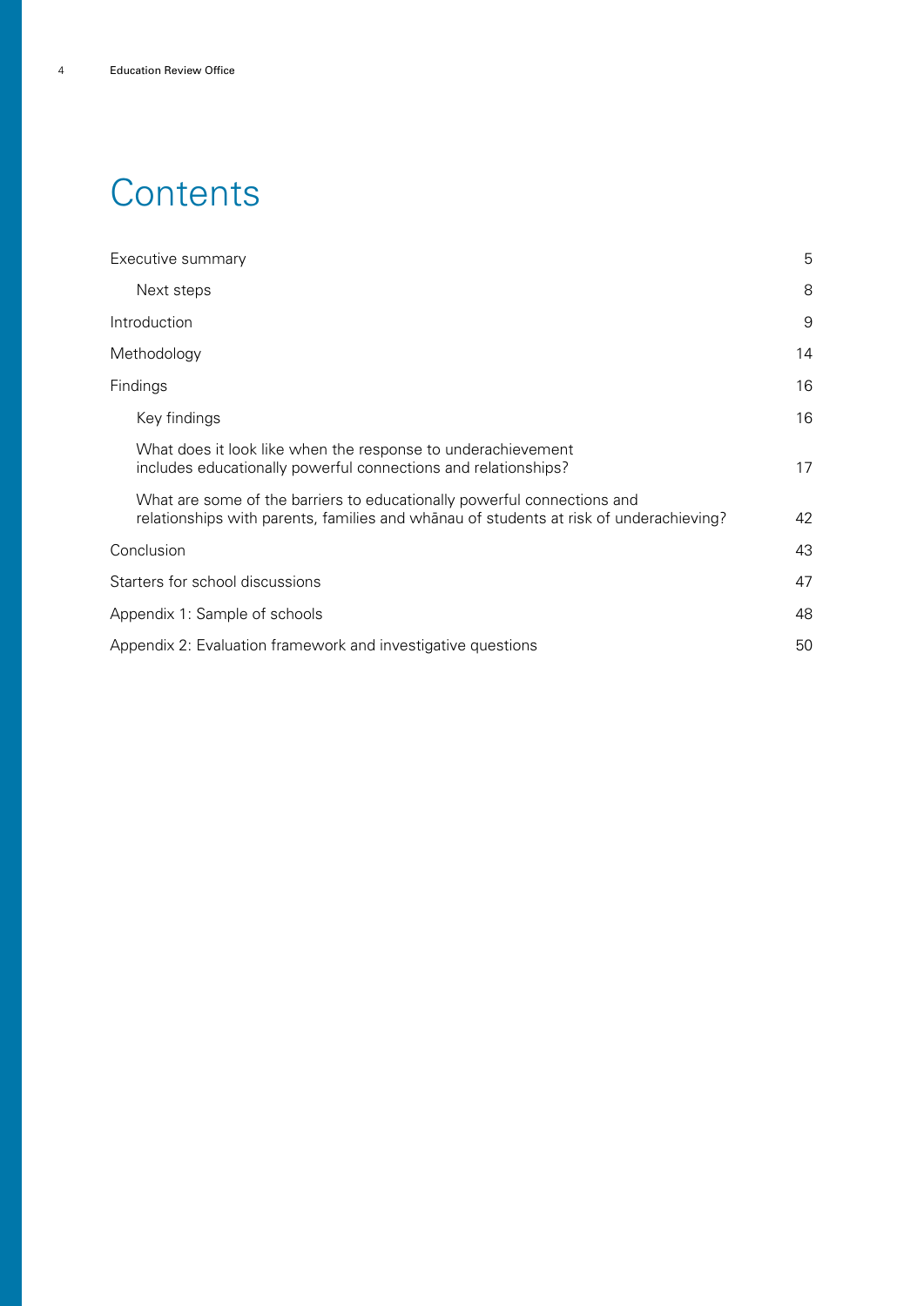# Contents

| | |
|---|---|
| Executive summary | 5 |
| Next steps | 8 |
| Introduction | 9 |
| Methodology | 14 |
| Findings | 16 |
| Key findings | 16 |
| What does it look like when the response to underachievement includes educationally powerful connections and relationships? | 17 |
| What are some of the barriers to educationally powerful connections and relationships with parents, families and whānau of students at risk of underachieving? | 42 |
| Conclusion | 43 |
| Starters for school discussions | 47 |
| Appendix 1: Sample of schools | 48 |
| Appendix 2: Evaluation framework and investigative questions | 50 |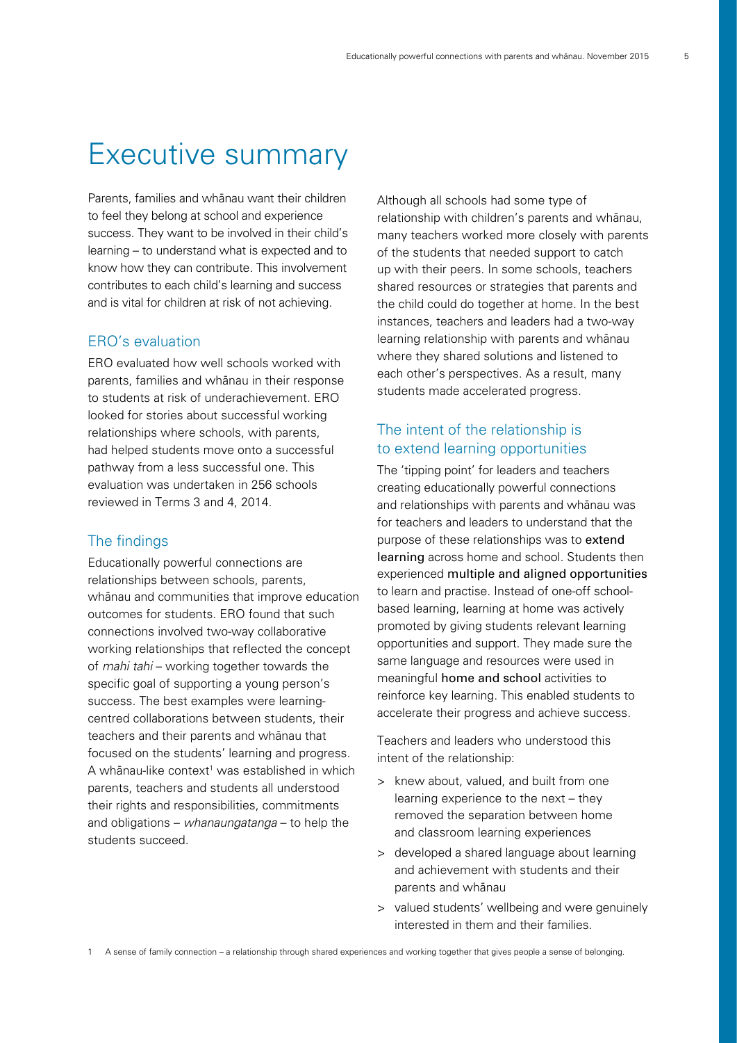# Executive summary

Parents, families and whānau want their children to feel they belong at school and experience success. They want to be involved in their child's learning – to understand what is expected and to know how they can contribute. This involvement contributes to each child's learning and success and is vital for children at risk of not achieving.

## ERO's evaluation

ERO evaluated how well schools worked with parents, families and whānau in their response to students at risk of underachievement. ERO looked for stories about successful working relationships where schools, with parents, had helped students move onto a successful pathway from a less successful one. This evaluation was undertaken in 256 schools reviewed in Terms 3 and 4, 2014.

## The findings

Educationally powerful connections are relationships between schools, parents, whānau and communities that improve education outcomes for students. ERO found that such connections involved two-way collaborative working relationships that reflected the concept of *mahi tahi* – working together towards the specific goal of supporting a young person's success. The best examples were learning-centred collaborations between students, their teachers and their parents and whānau that focused on the students' learning and progress. A whānau-like context[1] was established in which parents, teachers and students all understood their rights and responsibilities, commitments and obligations – *whanaungatanga* – to help the students succeed.

Although all schools had some type of relationship with children's parents and whānau, many teachers worked more closely with parents of the students that needed support to catch up with their peers. In some schools, teachers shared resources or strategies that parents and the child could do together at home. In the best instances, teachers and leaders had a two-way learning relationship with parents and whānau where they shared solutions and listened to each other's perspectives. As a result, many students made accelerated progress.

## The intent of the relationship is to extend learning opportunities

The 'tipping point' for leaders and teachers creating educationally powerful connections and relationships with parents and whānau was for teachers and leaders to understand that the purpose of these relationships was to **extend learning** across home and school. Students then experienced **multiple and aligned opportunities** to learn and practise. Instead of one-off school-based learning, learning at home was actively promoted by giving students relevant learning opportunities and support. They made sure the same language and resources were used in meaningful **home and school** activities to reinforce key learning. This enabled students to accelerate their progress and achieve success.

Teachers and leaders who understood this intent of the relationship:

- knew about, valued, and built from one learning experience to the next – they removed the separation between home and classroom learning experiences
- developed a shared language about learning and achievement with students and their parents and whānau
- valued students' wellbeing and were genuinely interested in them and their families.

[1] A sense of family connection – a relationship through shared experiences and working together that gives people a sense of belonging.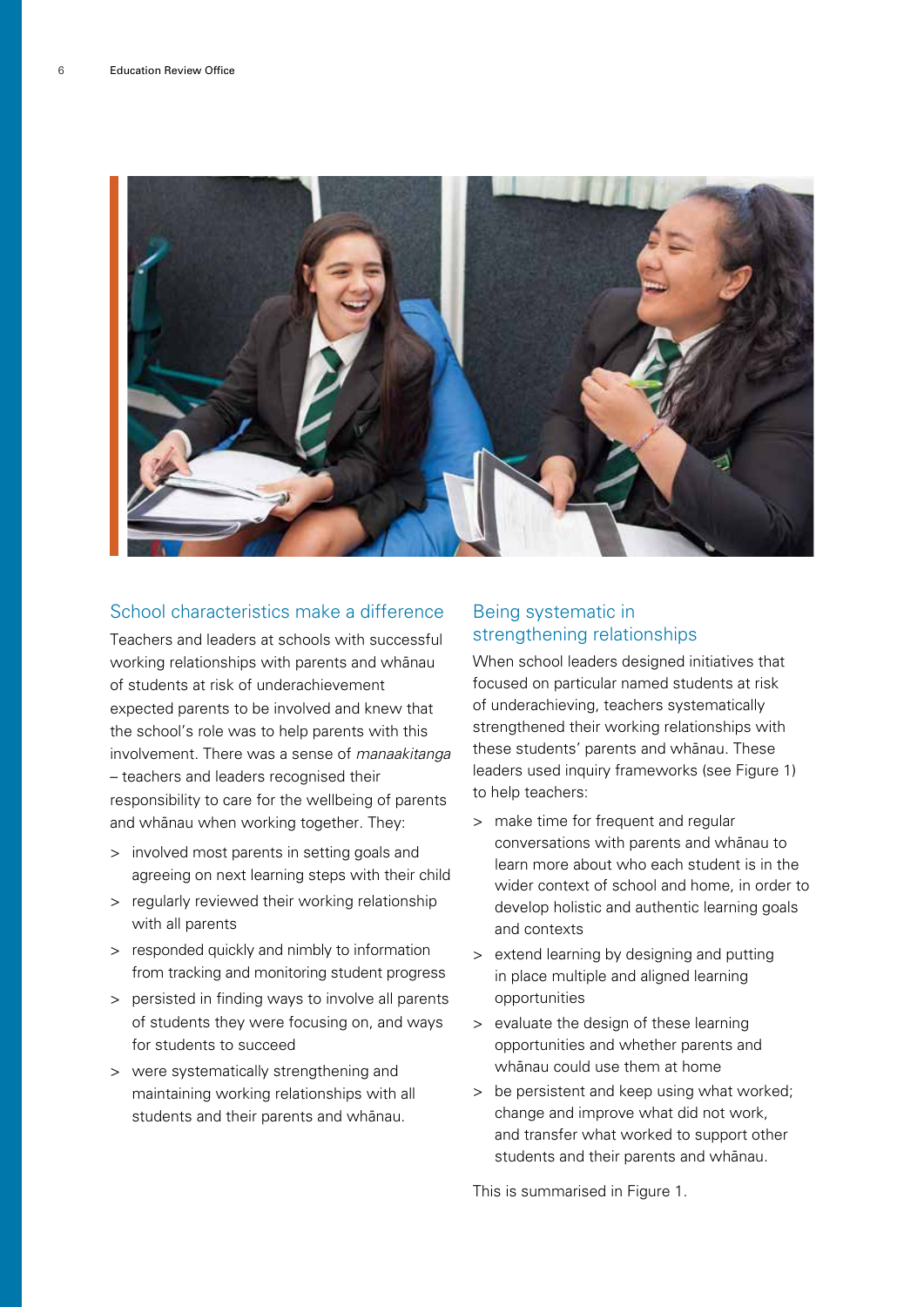## School characteristics make a difference

Teachers and leaders at schools with successful working relationships with parents and whānau of students at risk of underachievement expected parents to be involved and knew that the school's role was to help parents with this involvement. There was a sense of *manaakitanga* – teachers and leaders recognised their responsibility to care for the wellbeing of parents and whānau when working together. They:

- involved most parents in setting goals and agreeing on next learning steps with their child
- regularly reviewed their working relationship with all parents
- responded quickly and nimbly to information from tracking and monitoring student progress
- persisted in finding ways to involve all parents of students they were focusing on, and ways for students to succeed
- were systematically strengthening and maintaining working relationships with all students and their parents and whānau.

## Being systematic in strengthening relationships

When school leaders designed initiatives that focused on particular named students at risk of underachieving, teachers systematically strengthened their working relationships with these students' parents and whānau. These leaders used inquiry frameworks (see Figure 1) to help teachers:

- make time for frequent and regular conversations with parents and whānau to learn more about who each student is in the wider context of school and home, in order to develop holistic and authentic learning goals and contexts
- extend learning by designing and putting in place multiple and aligned learning opportunities
- evaluate the design of these learning opportunities and whether parents and whānau could use them at home
- be persistent and keep using what worked; change and improve what did not work, and transfer what worked to support other students and their parents and whānau.

This is summarised in Figure 1.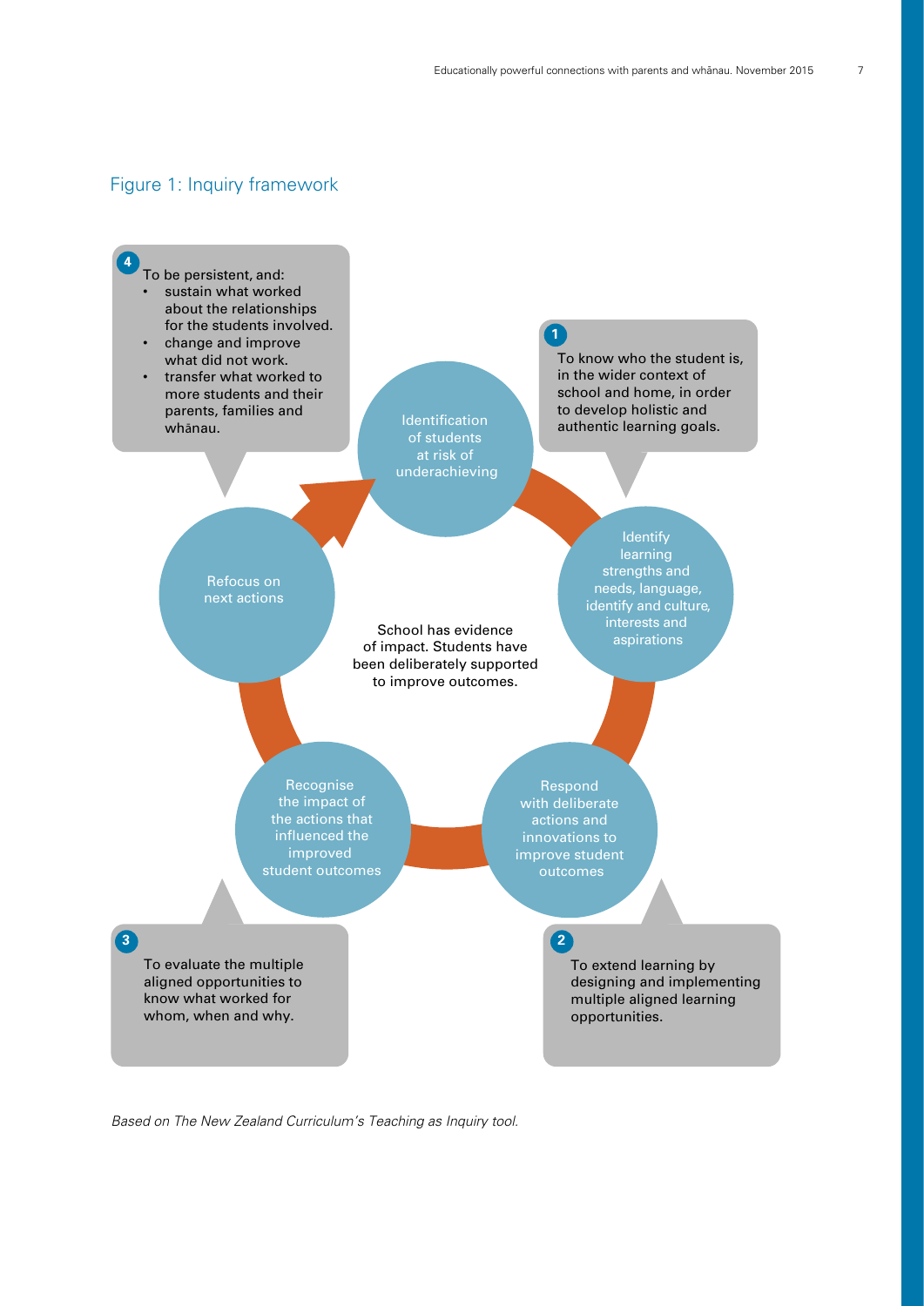## Figure 1: Inquiry framework

**4** To be persistent, and:

- sustain what worked about the relationships for the students involved.
- change and improve what did not work.
- transfer what worked to more students and their parents, families and whānau.

**1** To know who the student is, in the wider context of school and home, in order to develop holistic and authentic learning goals.

Identification of students at risk of underachieving

Identify learning strengths and needs, language, identify and culture, interests and aspirations

Respond with deliberate actions and innovations to improve student outcomes

Recognise the impact of the actions that influenced the improved student outcomes

Refocus on next actions

School has evidence of impact. Students have been deliberately supported to improve outcomes.

**3** To evaluate the multiple aligned opportunities to know what worked for whom, when and why.

**2** To extend learning by designing and implementing multiple aligned learning opportunities.

*Based on The New Zealand Curriculum's Teaching as Inquiry tool.*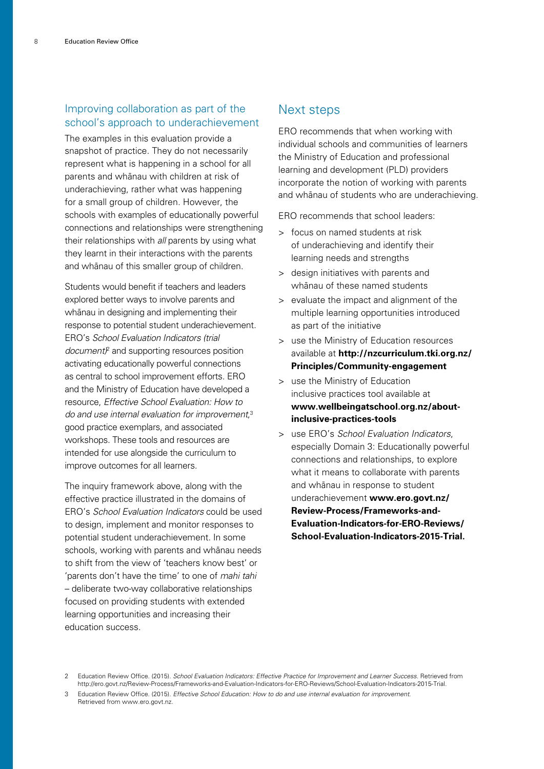## Improving collaboration as part of the school's approach to underachievement

The examples in this evaluation provide a snapshot of practice. They do not necessarily represent what is happening in a school for all parents and whānau with children at risk of underachieving, rather what was happening for a small group of children. However, the schools with examples of educationally powerful connections and relationships were strengthening their relationships with *all* parents by using what they learnt in their interactions with the parents and whānau of this smaller group of children.

Students would benefit if teachers and leaders explored better ways to involve parents and whānau in designing and implementing their response to potential student underachievement. ERO's *School Evaluation Indicators (trial document)*[2] and supporting resources position activating educationally powerful connections as central to school improvement efforts. ERO and the Ministry of Education have developed a resource, *Effective School Evaluation: How to do and use internal evaluation for improvement*,[3] good practice exemplars, and associated workshops. These tools and resources are intended for use alongside the curriculum to improve outcomes for all learners.

The inquiry framework above, along with the effective practice illustrated in the domains of ERO's *School Evaluation Indicators* could be used to design, implement and monitor responses to potential student underachievement. In some schools, working with parents and whānau needs to shift from the view of 'teachers know best' or 'parents don't have the time' to one of *mahi tahi* – deliberate two-way collaborative relationships focused on providing students with extended learning opportunities and increasing their education success.

## Next steps

ERO recommends that when working with individual schools and communities of learners the Ministry of Education and professional learning and development (PLD) providers incorporate the notion of working with parents and whānau of students who are underachieving.

ERO recommends that school leaders:

- focus on named students at risk of underachieving and identify their learning needs and strengths
- design initiatives with parents and whānau of these named students
- evaluate the impact and alignment of the multiple learning opportunities introduced as part of the initiative
- use the Ministry of Education resources available at **http://nzcurriculum.tki.org.nz/Principles/Community-engagement**
- use the Ministry of Education inclusive practices tool available at **www.wellbeingatschool.org.nz/about-inclusive-practices-tools**
- use ERO's *School Evaluation Indicators*, especially Domain 3: Educationally powerful connections and relationships, to explore what it means to collaborate with parents and whānau in response to student underachievement **www.ero.govt.nz/Review-Process/Frameworks-and-Evaluation-Indicators-for-ERO-Reviews/School-Evaluation-Indicators-2015-Trial.**

---

2 Education Review Office. (2015). *School Evaluation Indicators: Effective Practice for Improvement and Learner Success*. Retrieved from http://ero.govt.nz/Review-Process/Frameworks-and-Evaluation-Indicators-for-ERO-Reviews/School-Evaluation-Indicators-2015-Trial.

3 Education Review Office. (2015). *Effective School Education: How to do and use internal evaluation for improvement.* Retrieved from www.ero.govt.nz.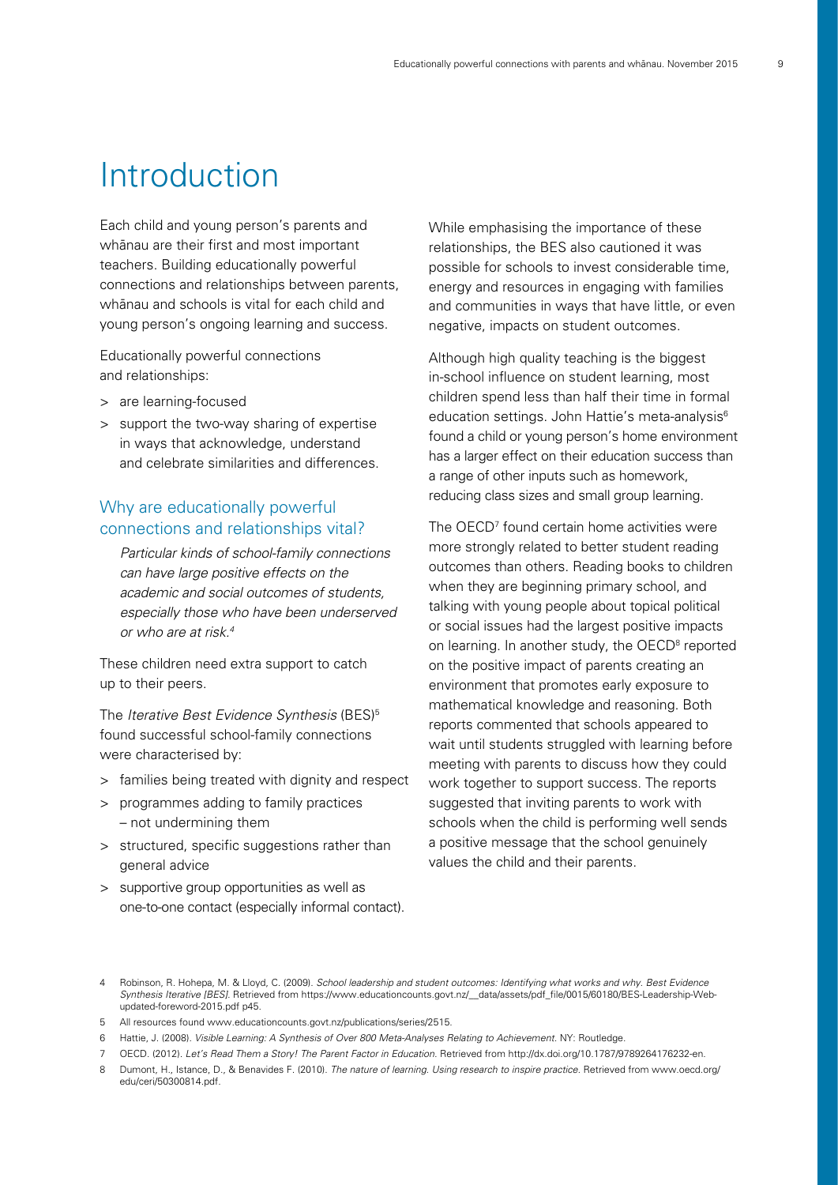# Introduction

Each child and young person's parents and whānau are their first and most important teachers. Building educationally powerful connections and relationships between parents, whānau and schools is vital for each child and young person's ongoing learning and success.

Educationally powerful connections and relationships:

> are learning-focused

> support the two-way sharing of expertise in ways that acknowledge, understand and celebrate similarities and differences.

## Why are educationally powerful connections and relationships vital?

> *Particular kinds of school-family connections can have large positive effects on the academic and social outcomes of students, especially those who have been underserved or who are at risk.*[4]

These children need extra support to catch up to their peers.

The *Iterative Best Evidence Synthesis* (BES)[5] found successful school-family connections were characterised by:

> families being treated with dignity and respect

> programmes adding to family practices – not undermining them

> structured, specific suggestions rather than general advice

> supportive group opportunities as well as one-to-one contact (especially informal contact).

While emphasising the importance of these relationships, the BES also cautioned it was possible for schools to invest considerable time, energy and resources in engaging with families and communities in ways that have little, or even negative, impacts on student outcomes.

Although high quality teaching is the biggest in-school influence on student learning, most children spend less than half their time in formal education settings. John Hattie's meta-analysis[6] found a child or young person's home environment has a larger effect on their education success than a range of other inputs such as homework, reducing class sizes and small group learning.

The OECD[7] found certain home activities were more strongly related to better student reading outcomes than others. Reading books to children when they are beginning primary school, and talking with young people about topical political or social issues had the largest positive impacts on learning. In another study, the OECD[8] reported on the positive impact of parents creating an environment that promotes early exposure to mathematical knowledge and reasoning. Both reports commented that schools appeared to wait until students struggled with learning before meeting with parents to discuss how they could work together to support success. The reports suggested that inviting parents to work with schools when the child is performing well sends a positive message that the school genuinely values the child and their parents.

---

4 Robinson, R. Hohepa, M. & Lloyd, C. (2009). *School leadership and student outcomes: Identifying what works and why. Best Evidence Synthesis Iterative [BES]*. Retrieved from https://www.educationcounts.govt.nz/__data/assets/pdf_file/0015/60180/BES-Leadership-Web-updated-foreword-2015.pdf p45.

5 All resources found www.educationcounts.govt.nz/publications/series/2515.

6 Hattie, J. (2008). *Visible Learning: A Synthesis of Over 800 Meta-Analyses Relating to Achievement*. NY: Routledge.

7 OECD. (2012). *Let's Read Them a Story! The Parent Factor in Education*. Retrieved from http://dx.doi.org/10.1787/9789264176232-en.

8 Dumont, H., Istance, D., & Benavides F. (2010). *The nature of learning. Using research to inspire practice*. Retrieved from www.oecd.org/edu/ceri/50300814.pdf.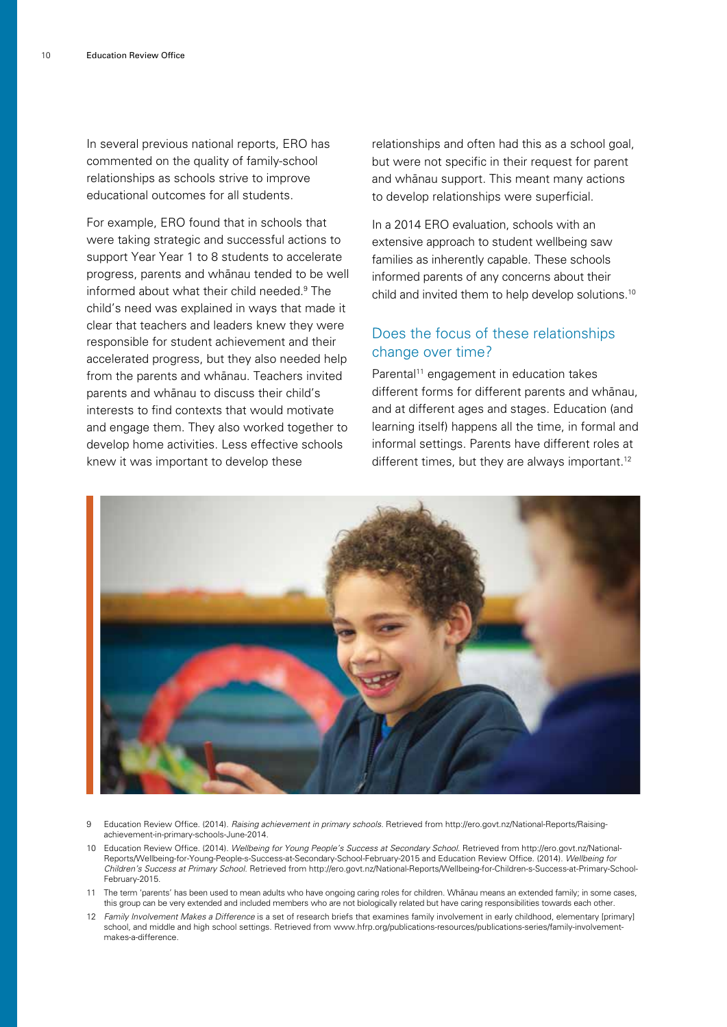In several previous national reports, ERO has commented on the quality of family-school relationships as schools strive to improve educational outcomes for all students.

For example, ERO found that in schools that were taking strategic and successful actions to support Year Year 1 to 8 students to accelerate progress, parents and whānau tended to be well informed about what their child needed.[9] The child's need was explained in ways that made it clear that teachers and leaders knew they were responsible for student achievement and their accelerated progress, but they also needed help from the parents and whānau. Teachers invited parents and whānau to discuss their child's interests to find contexts that would motivate and engage them. They also worked together to develop home activities. Less effective schools knew it was important to develop these relationships and often had this as a school goal, but were not specific in their request for parent and whānau support. This meant many actions to develop relationships were superficial.

In a 2014 ERO evaluation, schools with an extensive approach to student wellbeing saw families as inherently capable. These schools informed parents of any concerns about their child and invited them to help develop solutions.[10]

## Does the focus of these relationships change over time?

Parental[11] engagement in education takes different forms for different parents and whānau, and at different ages and stages. Education (and learning itself) happens all the time, in formal and informal settings. Parents have different roles at different times, but they are always important.[12]

9 Education Review Office. (2014). *Raising achievement in primary schools*. Retrieved from http://ero.govt.nz/National-Reports/Raising-achievement-in-primary-schools-June-2014.

10 Education Review Office. (2014). *Wellbeing for Young People's Success at Secondary School*. Retrieved from http://ero.govt.nz/National-Reports/Wellbeing-for-Young-People-s-Success-at-Secondary-School-February-2015 and Education Review Office. (2014). *Wellbeing for Children's Success at Primary School*. Retrieved from http://ero.govt.nz/National-Reports/Wellbeing-for-Children-s-Success-at-Primary-School-February-2015.

11 The term 'parents' has been used to mean adults who have ongoing caring roles for children. Whānau means an extended family; in some cases, this group can be very extended and included members who are not biologically related but have caring responsibilities towards each other.

12 *Family Involvement Makes a Difference* is a set of research briefs that examines family involvement in early childhood, elementary [primary] school, and middle and high school settings. Retrieved from www.hfrp.org/publications-resources/publications-series/family-involvement-makes-a-difference.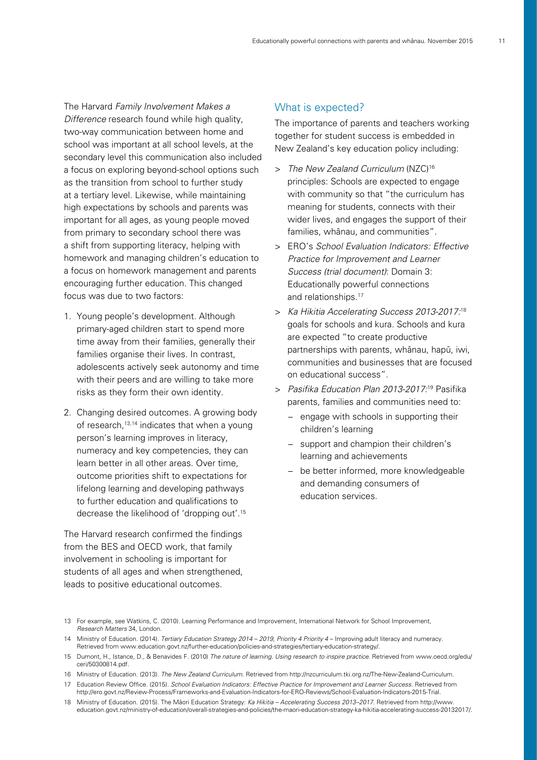The Harvard *Family Involvement Makes a Difference* research found while high quality, two-way communication between home and school was important at all school levels, at the secondary level this communication also included a focus on exploring beyond-school options such as the transition from school to further study at a tertiary level. Likewise, while maintaining high expectations by schools and parents was important for all ages, as young people moved from primary to secondary school there was a shift from supporting literacy, helping with homework and managing children's education to a focus on homework management and parents encouraging further education. This changed focus was due to two factors:

1. Young people's development. Although primary-aged children start to spend more time away from their families, generally their families organise their lives. In contrast, adolescents actively seek autonomy and time with their peers and are willing to take more risks as they form their own identity.
2. Changing desired outcomes. A growing body of research,[13,14] indicates that when a young person's learning improves in literacy, numeracy and key competencies, they can learn better in all other areas. Over time, outcome priorities shift to expectations for lifelong learning and developing pathways to further education and qualifications to decrease the likelihood of 'dropping out'.[15]

The Harvard research confirmed the findings from the BES and OECD work, that family involvement in schooling is important for students of all ages and when strengthened, leads to positive educational outcomes.

## What is expected?

The importance of parents and teachers working together for student success is embedded in New Zealand's key education policy including:

- *The New Zealand Curriculum* (NZC)[16] principles: Schools are expected to engage with community so that "the curriculum has meaning for students, connects with their wider lives, and engages the support of their families, whānau, and communities".
- ERO's *School Evaluation Indicators: Effective Practice for Improvement and Learner Success (trial document)*: Domain 3: Educationally powerful connections and relationships.[17]
- *Ka Hikitia Accelerating Success 2013-2017*:[18] goals for schools and kura. Schools and kura are expected "to create productive partnerships with parents, whānau, hapū, iwi, communities and businesses that are focused on educational success".
- *Pasifika Education Plan 2013-2017*:[19] Pasifika parents, families and communities need to:
  - engage with schools in supporting their children's learning
  - support and champion their children's learning and achievements
  - be better informed, more knowledgeable and demanding consumers of education services.

---

13 For example, see Watkins, C. (2010). Learning Performance and Improvement, International Network for School Improvement, *Research Matters* 34, London.

14 Ministry of Education. (2014). *Tertiary Education Strategy 2014 – 2019, Priority 4 Priority 4* – Improving adult literacy and numeracy. Retrieved from www.education.govt.nz/further-education/policies-and-strategies/tertiary-education-strategy/.

15 Dumont, H., Istance, D., & Benavides F. (2010) *The nature of learning. Using research to inspire practice.* Retrieved from www.oecd.org/edu/ceri/50300814.pdf.

16 Ministry of Education. (2013). *The New Zealand Curriculum.* Retrieved from http://nzcurriculum.tki.org.nz/The-New-Zealand-Curriculum.

17 Education Review Office. (2015). *School Evaluation Indicators: Effective Practice for Improvement and Learner Success.* Retrieved from http://ero.govt.nz/Review-Process/Frameworks-and-Evaluation-Indicators-for-ERO-Reviews/School-Evaluation-Indicators-2015-Trial.

18 Ministry of Education. (2015). The Māori Education Strategy: *Ka Hikitia – Accelerating Success 2013–2017.* Retrieved from http://www.education.govt.nz/ministry-of-education/overall-strategies-and-policies/the-maori-education-strategy-ka-hikitia-accelerating-success-20132017/.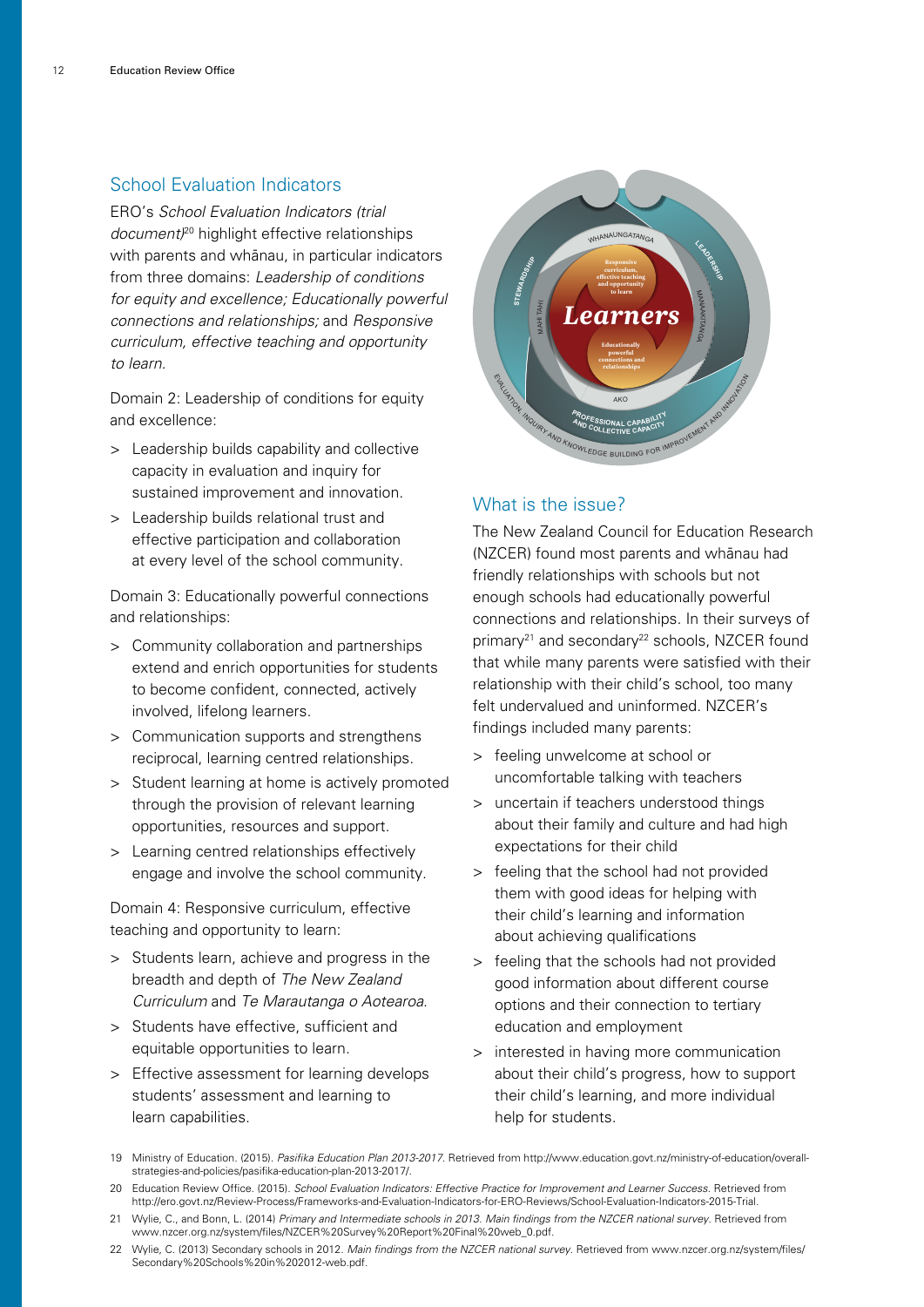## School Evaluation Indicators

ERO's *School Evaluation Indicators (trial document)*[20] highlight effective relationships with parents and whānau, in particular indicators from three domains: *Leadership of conditions for equity and excellence; Educationally powerful connections and relationships;* and *Responsive curriculum, effective teaching and opportunity to learn.*

Domain 2: Leadership of conditions for equity and excellence:

- Leadership builds capability and collective capacity in evaluation and inquiry for sustained improvement and innovation.
- Leadership builds relational trust and effective participation and collaboration at every level of the school community.

Domain 3: Educationally powerful connections and relationships:

- Community collaboration and partnerships extend and enrich opportunities for students to become confident, connected, actively involved, lifelong learners.
- Communication supports and strengthens reciprocal, learning centred relationships.
- Student learning at home is actively promoted through the provision of relevant learning opportunities, resources and support.
- Learning centred relationships effectively engage and involve the school community.

Domain 4: Responsive curriculum, effective teaching and opportunity to learn:

- Students learn, achieve and progress in the breadth and depth of *The New Zealand Curriculum* and *Te Marautanga o Aotearoa*.
- Students have effective, sufficient and equitable opportunities to learn.
- Effective assessment for learning develops students' assessment and learning to learn capabilities.

## What is the issue?

The New Zealand Council for Education Research (NZCER) found most parents and whānau had friendly relationships with schools but not enough schools had educationally powerful connections and relationships. In their surveys of primary[21] and secondary[22] schools, NZCER found that while many parents were satisfied with their relationship with their child's school, too many felt undervalued and uninformed. NZCER's findings included many parents:

- feeling unwelcome at school or uncomfortable talking with teachers
- uncertain if teachers understood things about their family and culture and had high expectations for their child
- feeling that the school had not provided them with good ideas for helping with their child's learning and information about achieving qualifications
- feeling that the schools had not provided good information about different course options and their connection to tertiary education and employment
- interested in having more communication about their child's progress, how to support their child's learning, and more individual help for students.

---

19 Ministry of Education. (2015). *Pasifika Education Plan 2013-2017*. Retrieved from http://www.education.govt.nz/ministry-of-education/overall-strategies-and-policies/pasifika-education-plan-2013-2017/.

20 Education Review Office. (2015). *School Evaluation Indicators: Effective Practice for Improvement and Learner Success*. Retrieved from http://ero.govt.nz/Review-Process/Frameworks-and-Evaluation-Indicators-for-ERO-Reviews/School-Evaluation-Indicators-2015-Trial.

21 Wylie, C., and Bonn, L. (2014) *Primary and Intermediate schools in 2013. Main findings from the NZCER national survey*. Retrieved from www.nzcer.org.nz/system/files/NZCER%20Survey%20Report%20Final%20web_0.pdf.

22 Wylie, C. (2013) Secondary schools in 2012. *Main findings from the NZCER national survey*. Retrieved from www.nzcer.org.nz/system/files/Secondary%20Schools%20in%202012-web.pdf.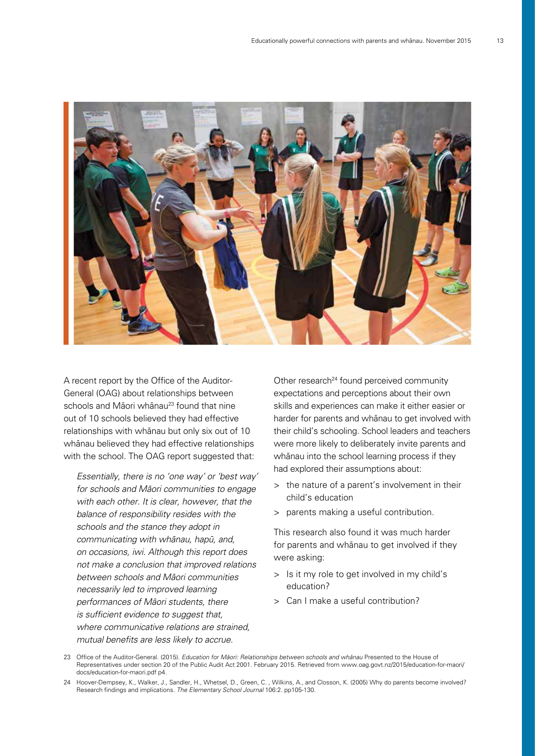A recent report by the Office of the Auditor-General (OAG) about relationships between schools and Māori whānau[23] found that nine out of 10 schools believed they had effective relationships with whānau but only six out of 10 whānau believed they had effective relationships with the school. The OAG report suggested that:

> *Essentially, there is no 'one way' or 'best way' for schools and Māori communities to engage with each other. It is clear, however, that the balance of responsibility resides with the schools and the stance they adopt in communicating with whānau, hapū, and, on occasions, iwi. Although this report does not make a conclusion that improved relations between schools and Māori communities necessarily led to improved learning performances of Māori students, there is sufficient evidence to suggest that, where communicative relations are strained, mutual benefits are less likely to accrue.*

Other research[24] found perceived community expectations and perceptions about their own skills and experiences can make it either easier or harder for parents and whānau to get involved with their child's schooling. School leaders and teachers were more likely to deliberately invite parents and whānau into the school learning process if they had explored their assumptions about:

> the nature of a parent's involvement in their child's education
> parents making a useful contribution.

This research also found it was much harder for parents and whānau to get involved if they were asking:

> Is it my role to get involved in my child's education?
> Can I make a useful contribution?

23 Office of the Auditor-General. (2015). *Education for Māori: Relationships between schools and whānau* Presented to the House of Representatives under section 20 of the Public Audit Act 2001. February 2015. Retrieved from www.oag.govt.nz/2015/education-for-maori/docs/education-for-maori.pdf p4.

24 Hoover-Dempsey, K., Walker, J., Sandler, H., Whetsel, D., Green, C. , Wilkins, A., and Closson, K. (2005) Why do parents become involved? Research findings and implications. *The Elementary School Journal* 106:2. pp105-130.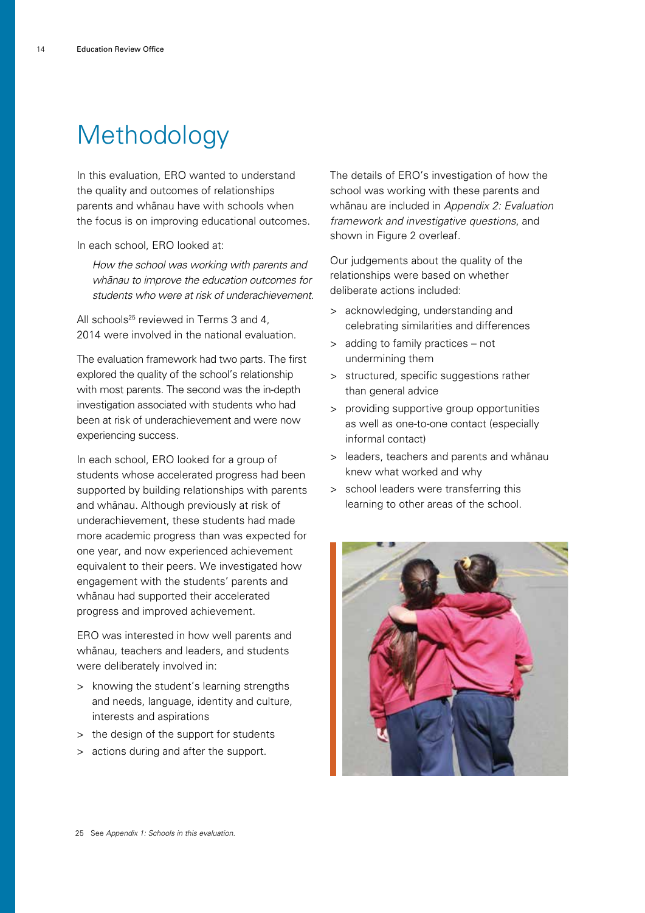# Methodology

In this evaluation, ERO wanted to understand the quality and outcomes of relationships parents and whānau have with schools when the focus is on improving educational outcomes.

In each school, ERO looked at:

> *How the school was working with parents and whānau to improve the education outcomes for students who were at risk of underachievement.*

All schools[25] reviewed in Terms 3 and 4, 2014 were involved in the national evaluation.

The evaluation framework had two parts. The first explored the quality of the school's relationship with most parents. The second was the in-depth investigation associated with students who had been at risk of underachievement and were now experiencing success.

In each school, ERO looked for a group of students whose accelerated progress had been supported by building relationships with parents and whānau. Although previously at risk of underachievement, these students had made more academic progress than was expected for one year, and now experienced achievement equivalent to their peers. We investigated how engagement with the students' parents and whānau had supported their accelerated progress and improved achievement.

ERO was interested in how well parents and whānau, teachers and leaders, and students were deliberately involved in:

- knowing the student's learning strengths and needs, language, identity and culture, interests and aspirations
- the design of the support for students
- actions during and after the support.

The details of ERO's investigation of how the school was working with these parents and whānau are included in *Appendix 2: Evaluation framework and investigative questions*, and shown in Figure 2 overleaf.

Our judgements about the quality of the relationships were based on whether deliberate actions included:

- acknowledging, understanding and celebrating similarities and differences
- adding to family practices – not undermining them
- structured, specific suggestions rather than general advice
- providing supportive group opportunities as well as one-to-one contact (especially informal contact)
- leaders, teachers and parents and whānau knew what worked and why
- school leaders were transferring this learning to other areas of the school.

25 See *Appendix 1: Schools in this evaluation.*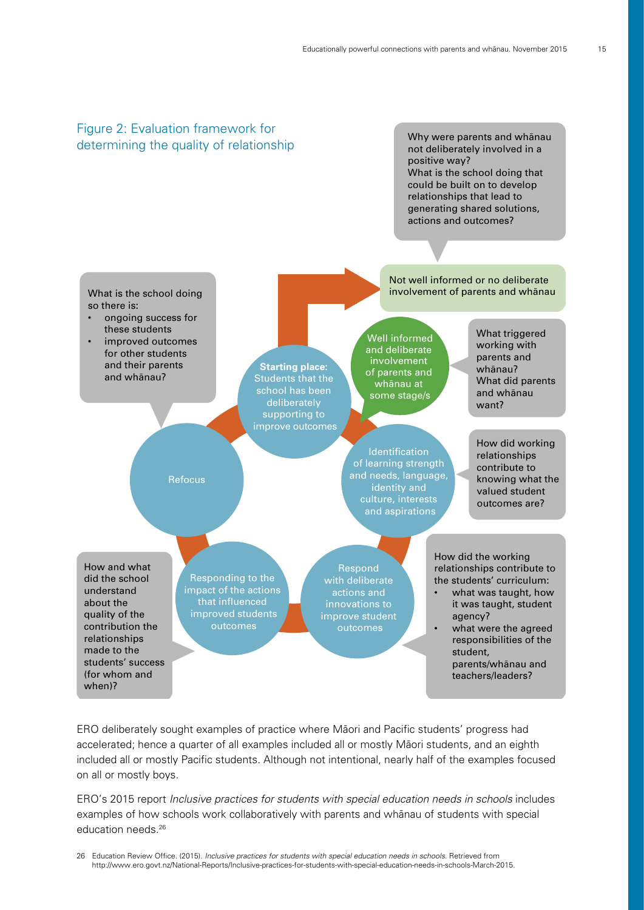Figure 2: Evaluation framework for determining the quality of relationship

Why were parents and whānau not deliberately involved in a positive way?
What is the school doing that could be built on to develop relationships that lead to generating shared solutions, actions and outcomes?

Not well informed or no deliberate involvement of parents and whānau

What is the school doing so there is:

- ongoing success for these students
- improved outcomes for other students and their parents and whānau?

**Starting place:** Students that the school has been deliberately supporting to improve outcomes

Well informed and deliberate involvement of parents and whānau at some stage/s

What triggered working with parents and whānau?
What did parents and whānau want?

Refocus

Identification of learning strength and needs, language, identity and culture, interests and aspirations

How did working relationships contribute to knowing what the valued student outcomes are?

How and what did the school understand about the quality of the contribution the relationships made to the students' success (for whom and when)?

Responding to the impact of the actions that influenced improved students outcomes

Respond with deliberate actions and innovations to improve student outcomes

How did the working relationships contribute to the students' curriculum:

- what was taught, how it was taught, student agency?
- what were the agreed responsibilities of the student, parents/whānau and teachers/leaders?

ERO deliberately sought examples of practice where Māori and Pacific students' progress had accelerated; hence a quarter of all examples included all or mostly Māori students, and an eighth included all or mostly Pacific students. Although not intentional, nearly half of the examples focused on all or mostly boys.

ERO's 2015 report *Inclusive practices for students with special education needs in schools* includes examples of how schools work collaboratively with parents and whānau of students with special education needs.[26]

26 Education Review Office. (2015). *Inclusive practices for students with special education needs in schools*. Retrieved from http://www.ero.govt.nz/National-Reports/Inclusive-practices-for-students-with-special-education-needs-in-schools-March-2015.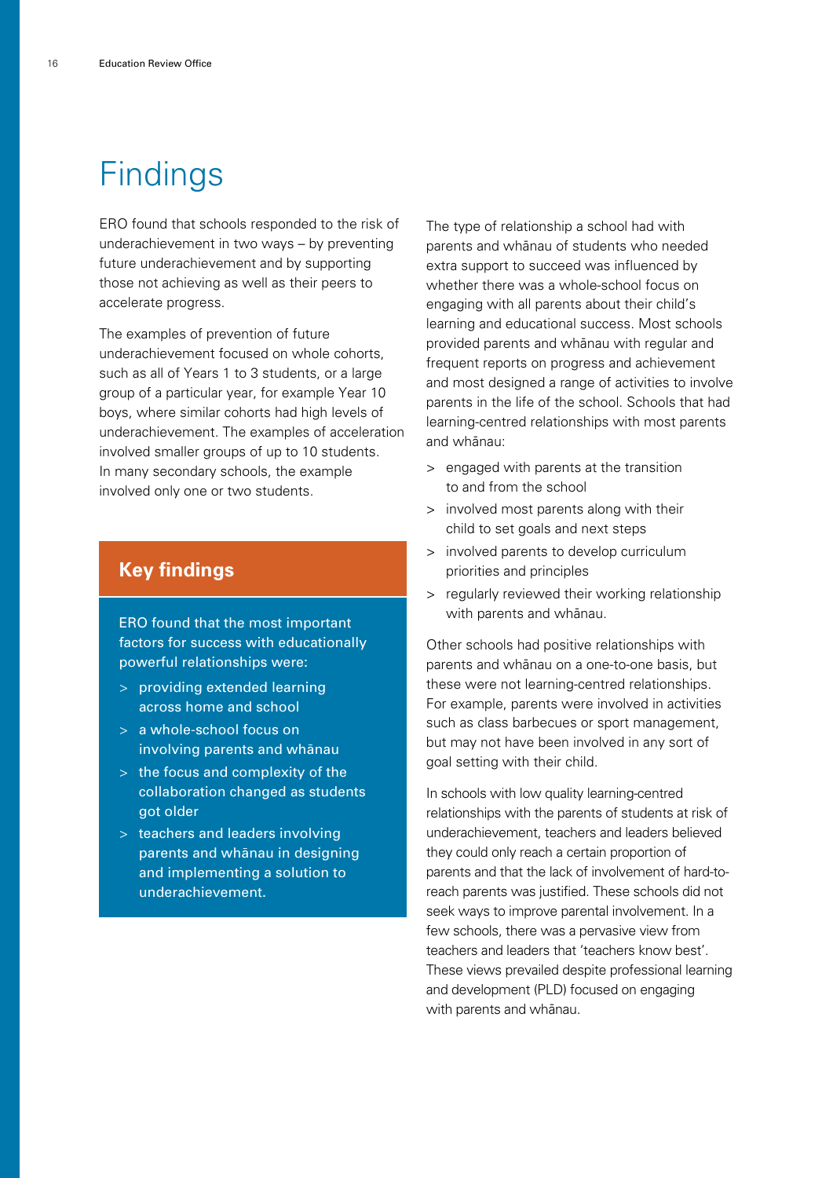# Findings

ERO found that schools responded to the risk of underachievement in two ways – by preventing future underachievement and by supporting those not achieving as well as their peers to accelerate progress.

The examples of prevention of future underachievement focused on whole cohorts, such as all of Years 1 to 3 students, or a large group of a particular year, for example Year 10 boys, where similar cohorts had high levels of underachievement. The examples of acceleration involved smaller groups of up to 10 students. In many secondary schools, the example involved only one or two students.

## Key findings

ERO found that the most important factors for success with educationally powerful relationships were:

- providing extended learning across home and school
- a whole-school focus on involving parents and whānau
- the focus and complexity of the collaboration changed as students got older
- teachers and leaders involving parents and whānau in designing and implementing a solution to underachievement.

The type of relationship a school had with parents and whānau of students who needed extra support to succeed was influenced by whether there was a whole-school focus on engaging with all parents about their child's learning and educational success. Most schools provided parents and whānau with regular and frequent reports on progress and achievement and most designed a range of activities to involve parents in the life of the school. Schools that had learning-centred relationships with most parents and whānau:

- engaged with parents at the transition to and from the school
- involved most parents along with their child to set goals and next steps
- involved parents to develop curriculum priorities and principles
- regularly reviewed their working relationship with parents and whānau.

Other schools had positive relationships with parents and whānau on a one-to-one basis, but these were not learning-centred relationships. For example, parents were involved in activities such as class barbecues or sport management, but may not have been involved in any sort of goal setting with their child.

In schools with low quality learning-centred relationships with the parents of students at risk of underachievement, teachers and leaders believed they could only reach a certain proportion of parents and that the lack of involvement of hard-to-reach parents was justified. These schools did not seek ways to improve parental involvement. In a few schools, there was a pervasive view from teachers and leaders that 'teachers know best'. These views prevailed despite professional learning and development (PLD) focused on engaging with parents and whānau.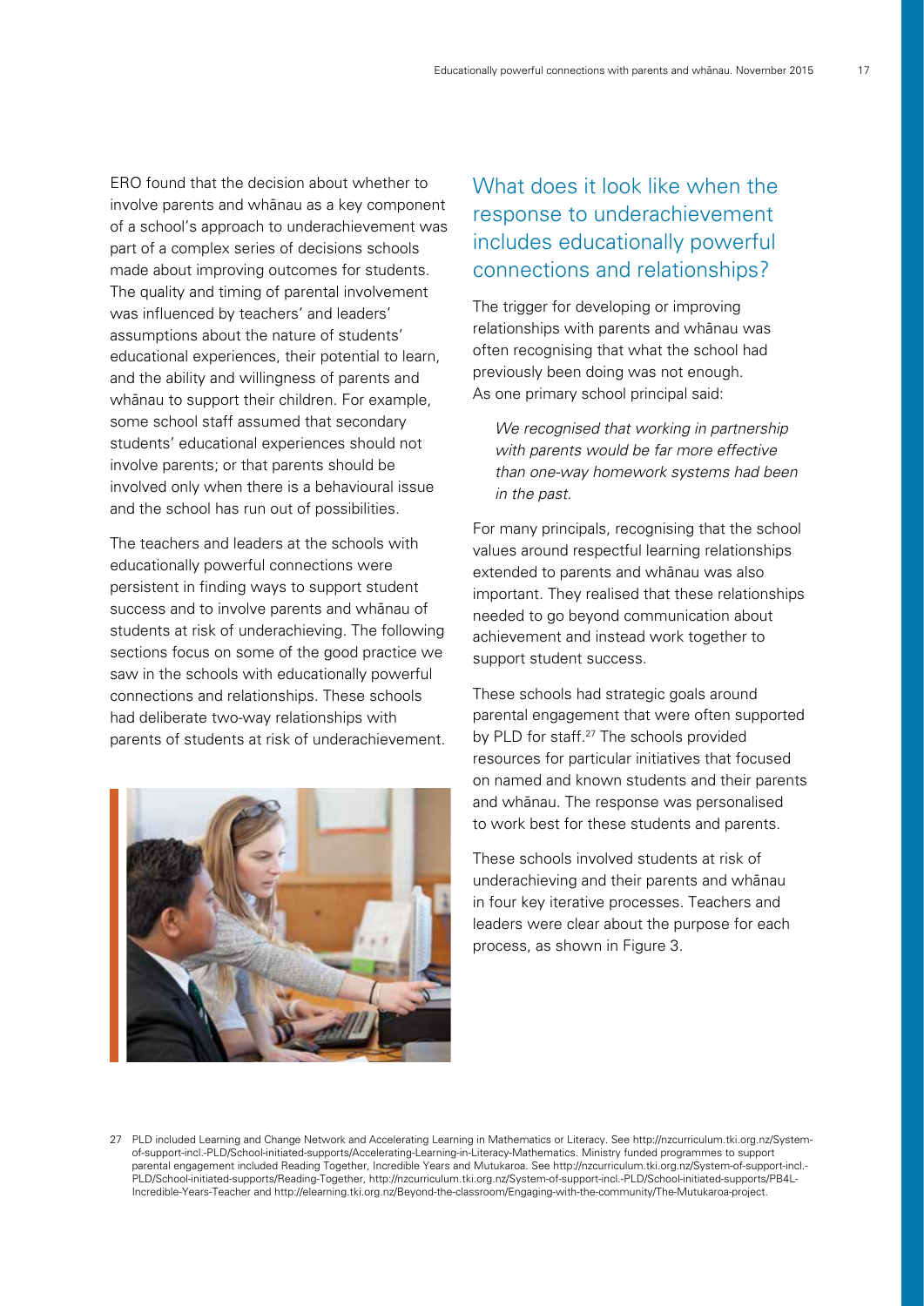ERO found that the decision about whether to involve parents and whānau as a key component of a school's approach to underachievement was part of a complex series of decisions schools made about improving outcomes for students. The quality and timing of parental involvement was influenced by teachers' and leaders' assumptions about the nature of students' educational experiences, their potential to learn, and the ability and willingness of parents and whānau to support their children. For example, some school staff assumed that secondary students' educational experiences should not involve parents; or that parents should be involved only when there is a behavioural issue and the school has run out of possibilities.

The teachers and leaders at the schools with educationally powerful connections were persistent in finding ways to support student success and to involve parents and whānau of students at risk of underachieving. The following sections focus on some of the good practice we saw in the schools with educationally powerful connections and relationships. These schools had deliberate two-way relationships with parents of students at risk of underachievement.

## What does it look like when the response to underachievement includes educationally powerful connections and relationships?

The trigger for developing or improving relationships with parents and whānau was often recognising that what the school had previously been doing was not enough. As one primary school principal said:

> *We recognised that working in partnership with parents would be far more effective than one-way homework systems had been in the past.*

For many principals, recognising that the school values around respectful learning relationships extended to parents and whānau was also important. They realised that these relationships needed to go beyond communication about achievement and instead work together to support student success.

These schools had strategic goals around parental engagement that were often supported by PLD for staff.[27] The schools provided resources for particular initiatives that focused on named and known students and their parents and whānau. The response was personalised to work best for these students and parents.

These schools involved students at risk of underachieving and their parents and whānau in four key iterative processes. Teachers and leaders were clear about the purpose for each process, as shown in Figure 3.

27 PLD included Learning and Change Network and Accelerating Learning in Mathematics or Literacy. See http://nzcurriculum.tki.org.nz/System-of-support-incl.-PLD/School-initiated-supports/Accelerating-Learning-in-Literacy-Mathematics. Ministry funded programmes to support parental engagement included Reading Together, Incredible Years and Mutukaroa. See http://nzcurriculum.tki.org.nz/System-of-support-incl.-PLD/School-initiated-supports/Reading-Together, http://nzcurriculum.tki.org.nz/System-of-support-incl.-PLD/School-initiated-supports/PB4L-Incredible-Years-Teacher and http://elearning.tki.org.nz/Beyond-the-classroom/Engaging-with-the-community/The-Mutukaroa-project.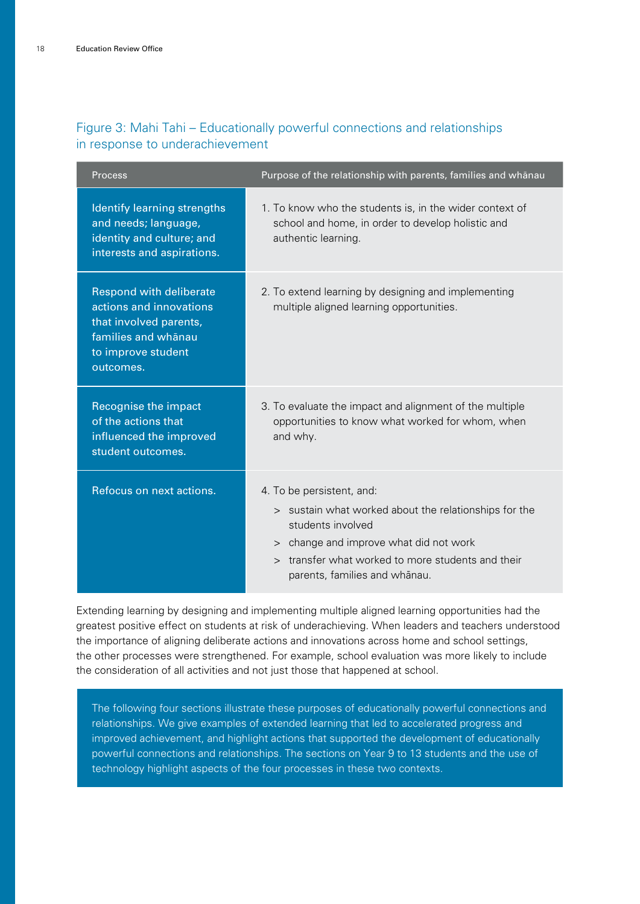## Figure 3: Mahi Tahi – Educationally powerful connections and relationships in response to underachievement

| Process | Purpose of the relationship with parents, families and whānau |
|---|---|
| Identify learning strengths and needs; language, identity and culture; and interests and aspirations. | 1. To know who the students is, in the wider context of school and home, in order to develop holistic and authentic learning. |
| Respond with deliberate actions and innovations that involved parents, families and whānau to improve student outcomes. | 2. To extend learning by designing and implementing multiple aligned learning opportunities. |
| Recognise the impact of the actions that influenced the improved student outcomes. | 3. To evaluate the impact and alignment of the multiple opportunities to know what worked for whom, when and why. |
| Refocus on next actions. | 4. To be persistent, and: <br> > sustain what worked about the relationships for the students involved <br> > change and improve what did not work <br> > transfer what worked to more students and their parents, families and whānau. |

Extending learning by designing and implementing multiple aligned learning opportunities had the greatest positive effect on students at risk of underachieving. When leaders and teachers understood the importance of aligning deliberate actions and innovations across home and school settings, the other processes were strengthened. For example, school evaluation was more likely to include the consideration of all activities and not just those that happened at school.

The following four sections illustrate these purposes of educationally powerful connections and relationships. We give examples of extended learning that led to accelerated progress and improved achievement, and highlight actions that supported the development of educationally powerful connections and relationships. The sections on Year 9 to 13 students and the use of technology highlight aspects of the four processes in these two contexts.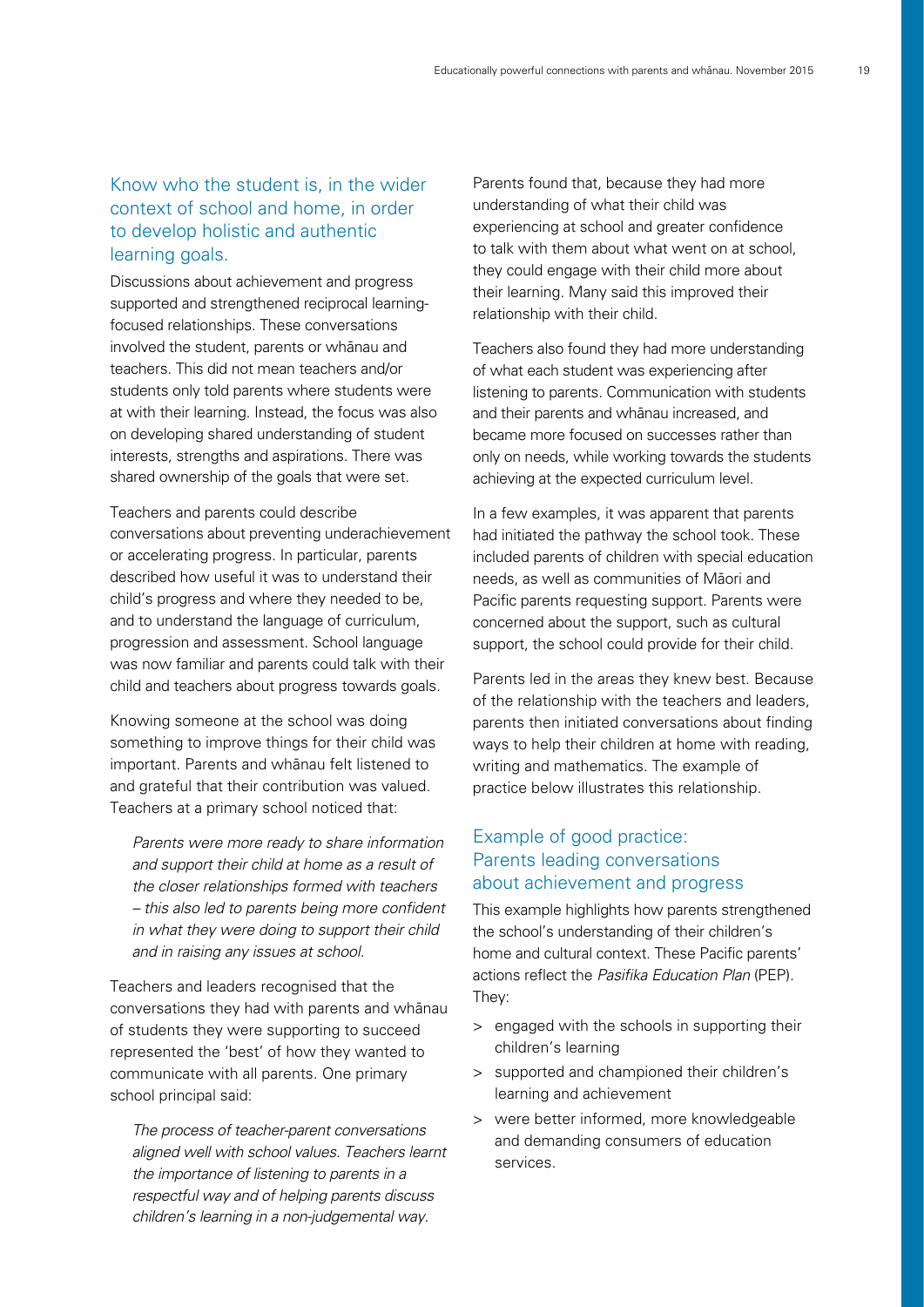### Know who the student is, in the wider context of school and home, in order to develop holistic and authentic learning goals.

Discussions about achievement and progress supported and strengthened reciprocal learning-focused relationships. These conversations involved the student, parents or whānau and teachers. This did not mean teachers and/or students only told parents where students were at with their learning. Instead, the focus was also on developing shared understanding of student interests, strengths and aspirations. There was shared ownership of the goals that were set.

Teachers and parents could describe conversations about preventing underachievement or accelerating progress. In particular, parents described how useful it was to understand their child's progress and where they needed to be, and to understand the language of curriculum, progression and assessment. School language was now familiar and parents could talk with their child and teachers about progress towards goals.

Knowing someone at the school was doing something to improve things for their child was important. Parents and whānau felt listened to and grateful that their contribution was valued. Teachers at a primary school noticed that:

> *Parents were more ready to share information and support their child at home as a result of the closer relationships formed with teachers – this also led to parents being more confident in what they were doing to support their child and in raising any issues at school.*

Teachers and leaders recognised that the conversations they had with parents and whānau of students they were supporting to succeed represented the 'best' of how they wanted to communicate with all parents. One primary school principal said:

> *The process of teacher-parent conversations aligned well with school values. Teachers learnt the importance of listening to parents in a respectful way and of helping parents discuss children's learning in a non-judgemental way.*

Parents found that, because they had more understanding of what their child was experiencing at school and greater confidence to talk with them about what went on at school, they could engage with their child more about their learning. Many said this improved their relationship with their child.

Teachers also found they had more understanding of what each student was experiencing after listening to parents. Communication with students and their parents and whānau increased, and became more focused on successes rather than only on needs, while working towards the students achieving at the expected curriculum level.

In a few examples, it was apparent that parents had initiated the pathway the school took. These included parents of children with special education needs, as well as communities of Māori and Pacific parents requesting support. Parents were concerned about the support, such as cultural support, the school could provide for their child.

Parents led in the areas they knew best. Because of the relationship with the teachers and leaders, parents then initiated conversations about finding ways to help their children at home with reading, writing and mathematics. The example of practice below illustrates this relationship.

### Example of good practice: Parents leading conversations about achievement and progress

This example highlights how parents strengthened the school's understanding of their children's home and cultural context. These Pacific parents' actions reflect the *Pasifika Education Plan* (PEP). They:

- engaged with the schools in supporting their children's learning
- supported and championed their children's learning and achievement
- were better informed, more knowledgeable and demanding consumers of education services.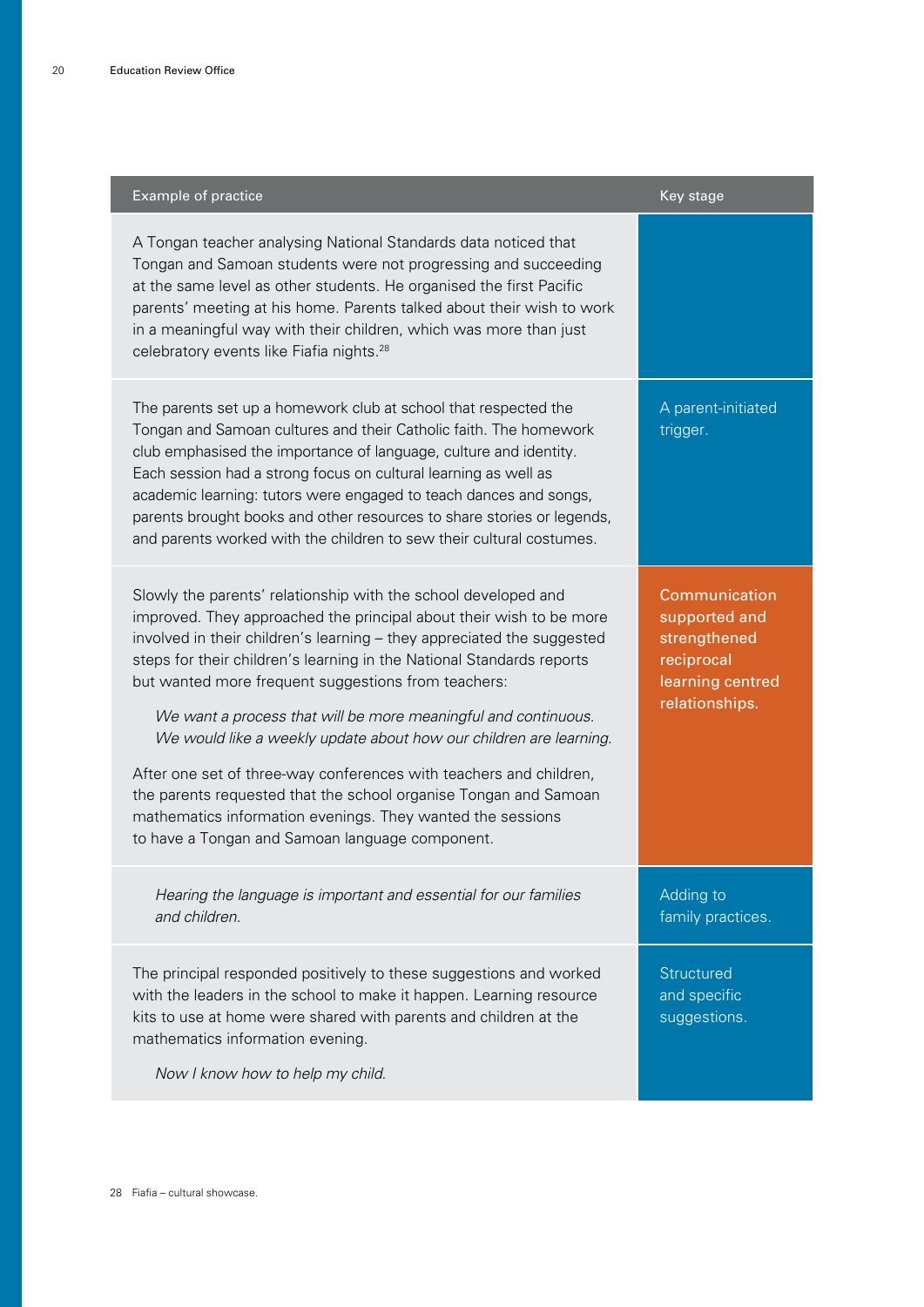| Example of practice | Key stage |
|---|---|
| A Tongan teacher analysing National Standards data noticed that Tongan and Samoan students were not progressing and succeeding at the same level as other students. He organised the first Pacific parents' meeting at his home. Parents talked about their wish to work in a meaningful way with their children, which was more than just celebratory events like Fiafia nights.[28] | |
| The parents set up a homework club at school that respected the Tongan and Samoan cultures and their Catholic faith. The homework club emphasised the importance of language, culture and identity. Each session had a strong focus on cultural learning as well as academic learning: tutors were engaged to teach dances and songs, parents brought books and other resources to share stories or legends, and parents worked with the children to sew their cultural costumes. | A parent-initiated trigger. |
| Slowly the parents' relationship with the school developed and improved. They approached the principal about their wish to be more involved in their children's learning – they appreciated the suggested steps for their children's learning in the National Standards reports but wanted more frequent suggestions from teachers: *We want a process that will be more meaningful and continuous. We would like a weekly update about how our children are learning.* After one set of three-way conferences with teachers and children, the parents requested that the school organise Tongan and Samoan mathematics information evenings. They wanted the sessions to have a Tongan and Samoan language component. | Communication supported and strengthened reciprocal learning centred relationships. |
| *Hearing the language is important and essential for our families and children.* | Adding to family practices. |
| The principal responded positively to these suggestions and worked with the leaders in the school to make it happen. Learning resource kits to use at home were shared with parents and children at the mathematics information evening. *Now I know how to help my child.* | Structured and specific suggestions. |

[28] Fiafia – cultural showcase.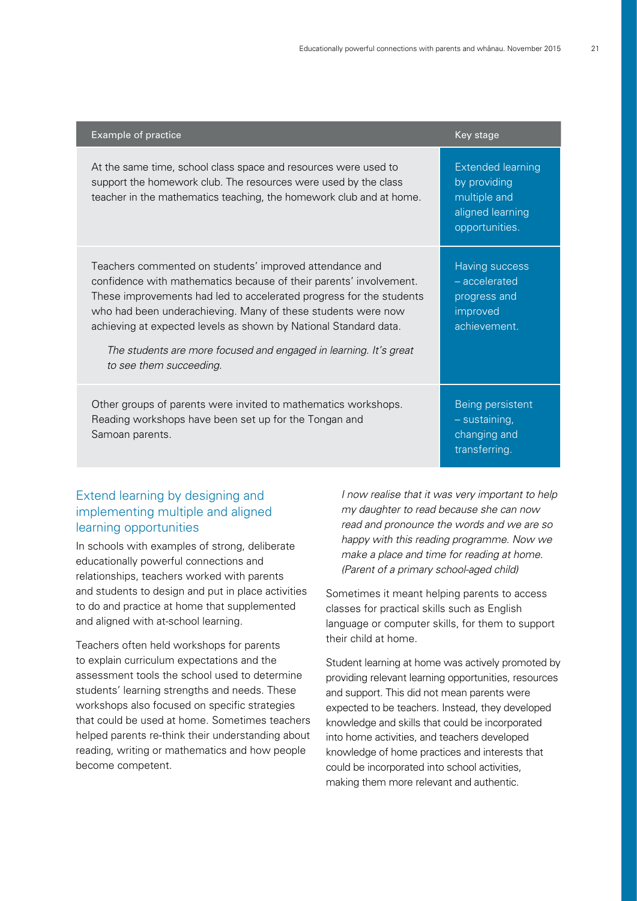| Example of practice | Key stage |
| --- | --- |
| At the same time, school class space and resources were used to support the homework club. The resources were used by the class teacher in the mathematics teaching, the homework club and at home. | Extended learning by providing multiple and aligned learning opportunities. |
| Teachers commented on students' improved attendance and confidence with mathematics because of their parents' involvement. These improvements had led to accelerated progress for the students who had been underachieving. Many of these students were now achieving at expected levels as shown by National Standard data. *The students are more focused and engaged in learning. It's great to see them succeeding.* | Having success – accelerated progress and improved achievement. |
| Other groups of parents were invited to mathematics workshops. Reading workshops have been set up for the Tongan and Samoan parents. | Being persistent – sustaining, changing and transferring. |

## Extend learning by designing and implementing multiple and aligned learning opportunities

In schools with examples of strong, deliberate educationally powerful connections and relationships, teachers worked with parents and students to design and put in place activities to do and practice at home that supplemented and aligned with at-school learning.

Teachers often held workshops for parents to explain curriculum expectations and the assessment tools the school used to determine students' learning strengths and needs. These workshops also focused on specific strategies that could be used at home. Sometimes teachers helped parents re-think their understanding about reading, writing or mathematics and how people become competent.

> *I now realise that it was very important to help my daughter to read because she can now read and pronounce the words and we are so happy with this reading programme. Now we make a place and time for reading at home. (Parent of a primary school-aged child)*

Sometimes it meant helping parents to access classes for practical skills such as English language or computer skills, for them to support their child at home.

Student learning at home was actively promoted by providing relevant learning opportunities, resources and support. This did not mean parents were expected to be teachers. Instead, they developed knowledge and skills that could be incorporated into home activities, and teachers developed knowledge of home practices and interests that could be incorporated into school activities, making them more relevant and authentic.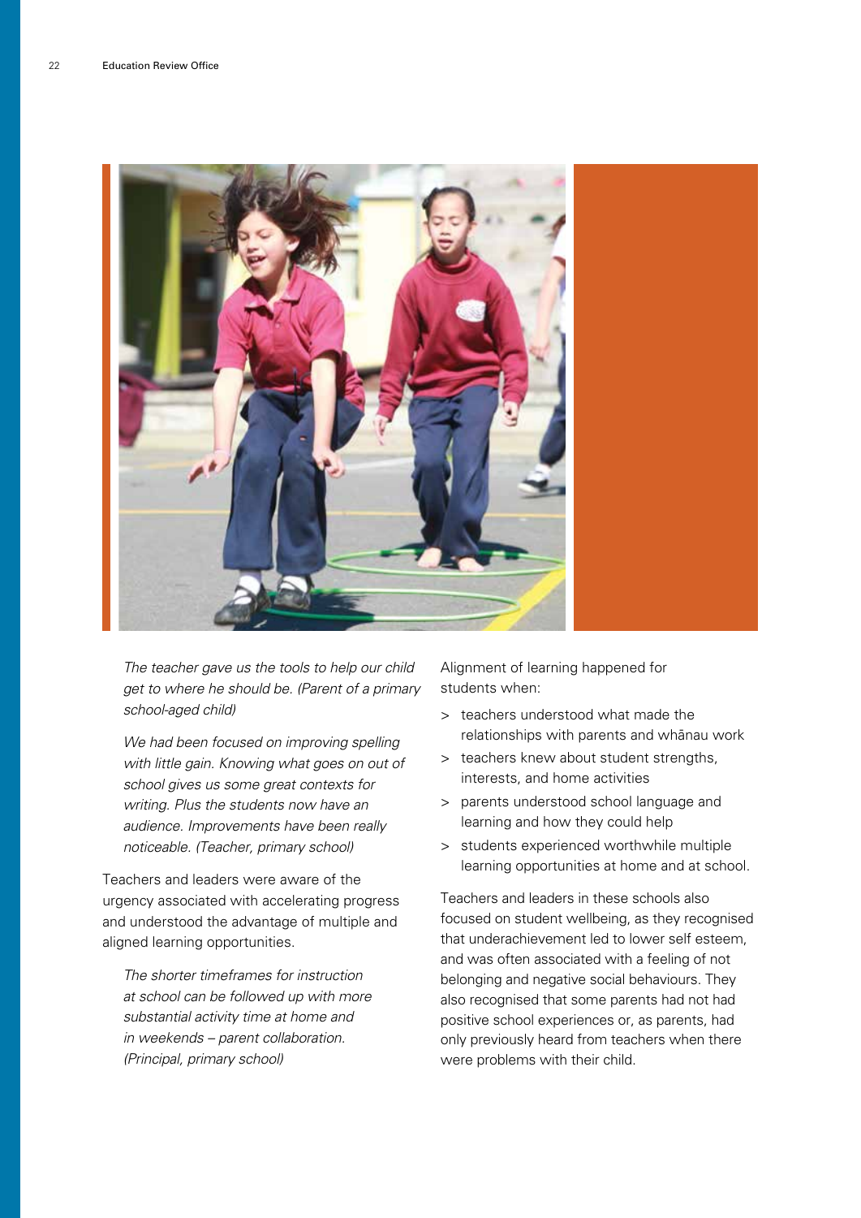*The teacher gave us the tools to help our child get to where he should be. (Parent of a primary school-aged child)*

*We had been focused on improving spelling with little gain. Knowing what goes on out of school gives us some great contexts for writing. Plus the students now have an audience. Improvements have been really noticeable. (Teacher, primary school)*

Teachers and leaders were aware of the urgency associated with accelerating progress and understood the advantage of multiple and aligned learning opportunities.

*The shorter timeframes for instruction at school can be followed up with more substantial activity time at home and in weekends – parent collaboration. (Principal, primary school)*

Alignment of learning happened for students when:

- teachers understood what made the relationships with parents and whānau work
- teachers knew about student strengths, interests, and home activities
- parents understood school language and learning and how they could help
- students experienced worthwhile multiple learning opportunities at home and at school.

Teachers and leaders in these schools also focused on student wellbeing, as they recognised that underachievement led to lower self esteem, and was often associated with a feeling of not belonging and negative social behaviours. They also recognised that some parents had not had positive school experiences or, as parents, had only previously heard from teachers when there were problems with their child.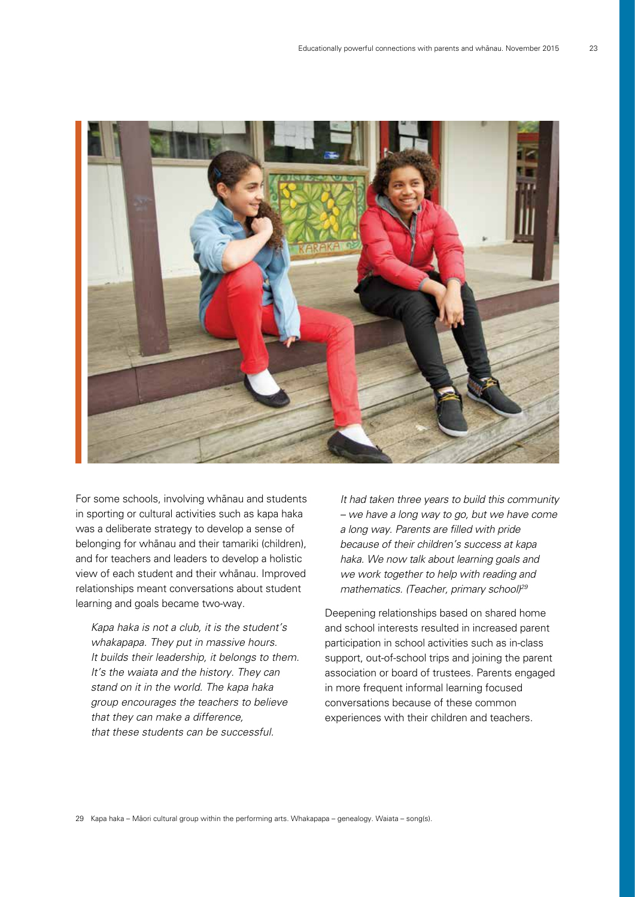For some schools, involving whānau and students in sporting or cultural activities such as kapa haka was a deliberate strategy to develop a sense of belonging for whānau and their tamariki (children), and for teachers and leaders to develop a holistic view of each student and their whānau. Improved relationships meant conversations about student learning and goals became two-way.

> *Kapa haka is not a club, it is the student's whakapapa. They put in massive hours. It builds their leadership, it belongs to them. It's the waiata and the history. They can stand on it in the world. The kapa haka group encourages the teachers to believe that they can make a difference, that these students can be successful.*

> *It had taken three years to build this community – we have a long way to go, but we have come a long way. Parents are filled with pride because of their children's success at kapa haka. We now talk about learning goals and we work together to help with reading and mathematics. (Teacher, primary school)*[29]

Deepening relationships based on shared home and school interests resulted in increased parent participation in school activities such as in-class support, out-of-school trips and joining the parent association or board of trustees. Parents engaged in more frequent informal learning focused conversations because of these common experiences with their children and teachers.

29 Kapa haka – Māori cultural group within the performing arts. Whakapapa – genealogy. Waiata – song(s).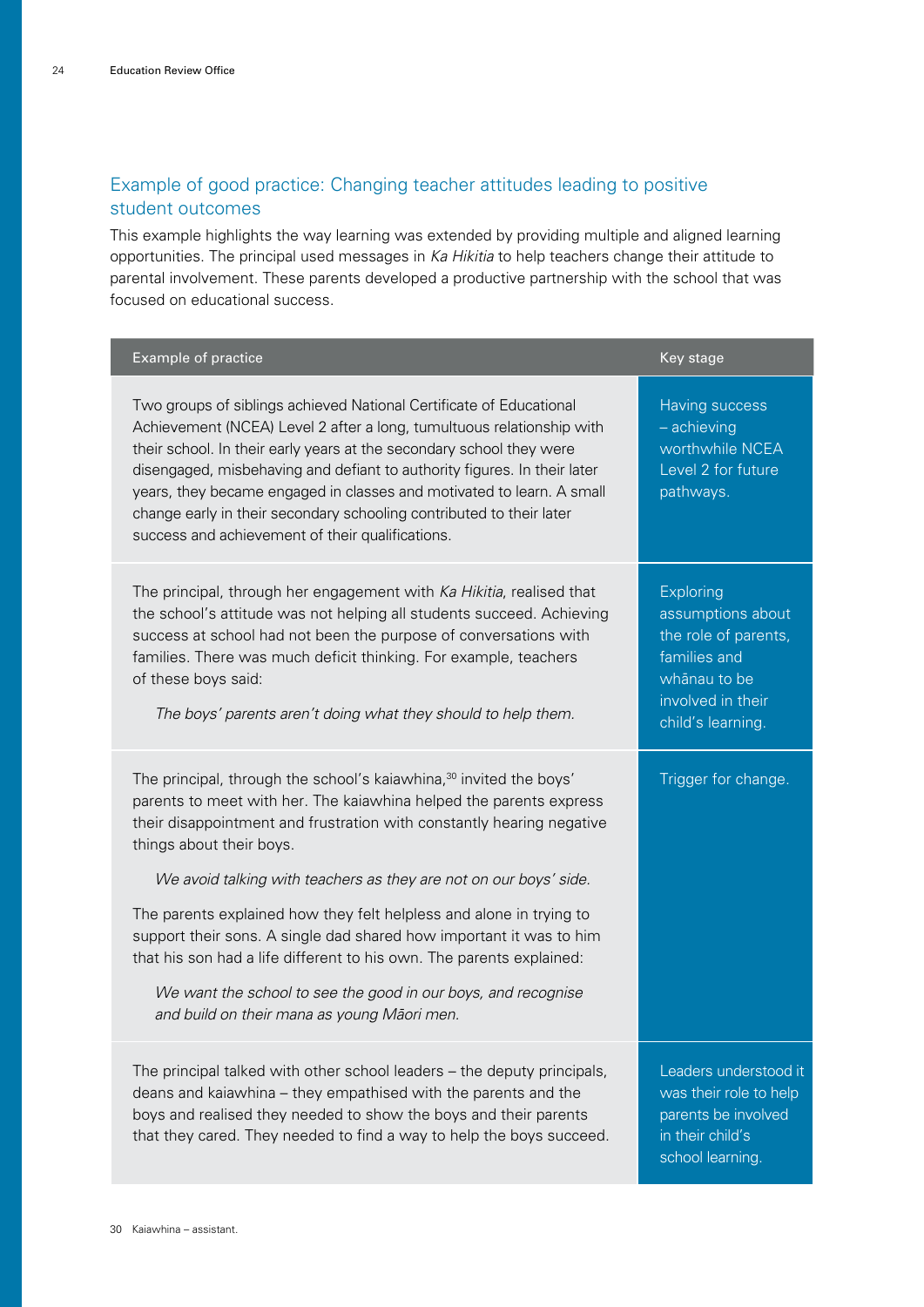## Example of good practice: Changing teacher attitudes leading to positive student outcomes

This example highlights the way learning was extended by providing multiple and aligned learning opportunities. The principal used messages in *Ka Hikitia* to help teachers change their attitude to parental involvement. These parents developed a productive partnership with the school that was focused on educational success.

| Example of practice | Key stage |
|---|---|
| Two groups of siblings achieved National Certificate of Educational Achievement (NCEA) Level 2 after a long, tumultuous relationship with their school. In their early years at the secondary school they were disengaged, misbehaving and defiant to authority figures. In their later years, they became engaged in classes and motivated to learn. A small change early in their secondary schooling contributed to their later success and achievement of their qualifications. | Having success – achieving worthwhile NCEA Level 2 for future pathways. |
| The principal, through her engagement with *Ka Hikitia*, realised that the school's attitude was not helping all students succeed. Achieving success at school had not been the purpose of conversations with families. There was much deficit thinking. For example, teachers of these boys said:<br><br>*The boys' parents aren't doing what they should to help them.* | Exploring assumptions about the role of parents, families and whānau to be involved in their child's learning. |
| The principal, through the school's kaiawhina,[30] invited the boys' parents to meet with her. The kaiawhina helped the parents express their disappointment and frustration with constantly hearing negative things about their boys.<br><br>*We avoid talking with teachers as they are not on our boys' side.*<br><br>The parents explained how they felt helpless and alone in trying to support their sons. A single dad shared how important it was to him that his son had a life different to his own. The parents explained:<br><br>*We want the school to see the good in our boys, and recognise and build on their mana as young Māori men.* | Trigger for change. |
| The principal talked with other school leaders – the deputy principals, deans and kaiawhina – they empathised with the parents and the boys and realised they needed to show the boys and their parents that they cared. They needed to find a way to help the boys succeed. | Leaders understood it was their role to help parents be involved in their child's school learning. |

30 Kaiawhina – assistant.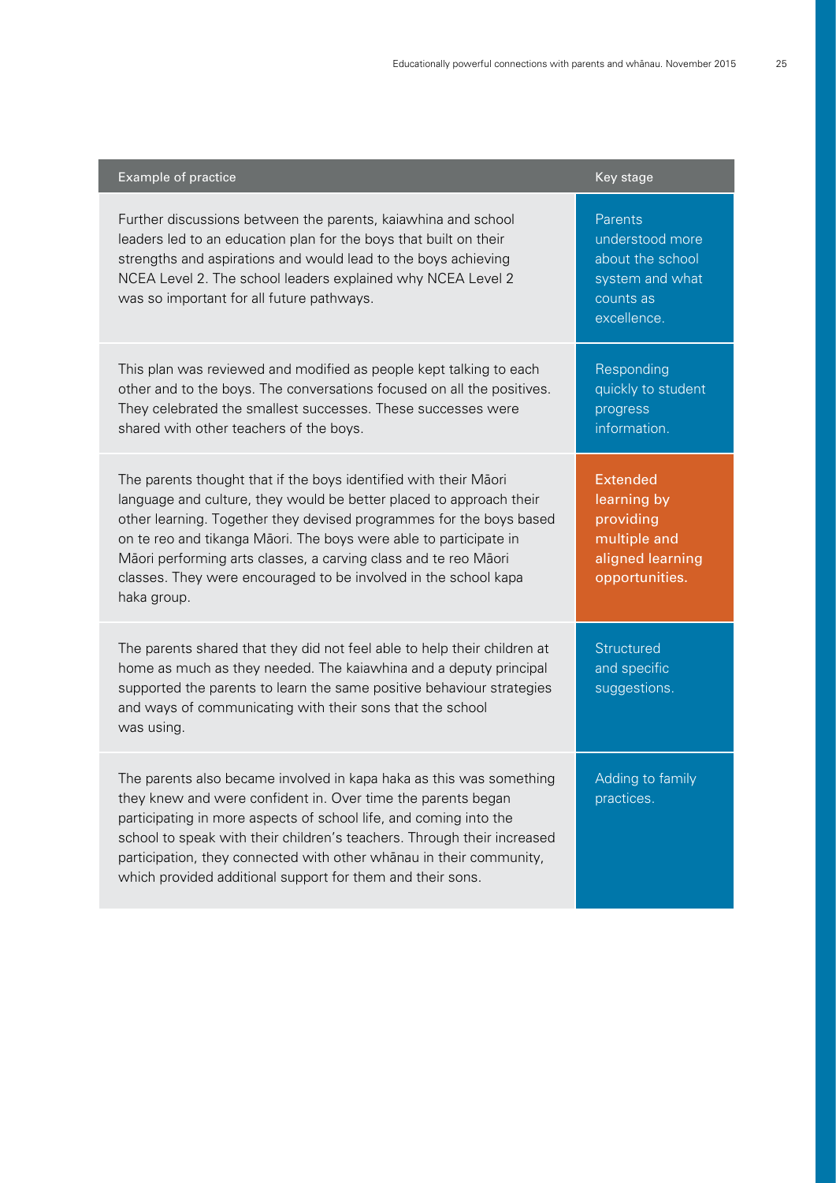| Example of practice | Key stage |
|---|---|
| Further discussions between the parents, kaiawhina and school leaders led to an education plan for the boys that built on their strengths and aspirations and would lead to the boys achieving NCEA Level 2. The school leaders explained why NCEA Level 2 was so important for all future pathways. | Parents understood more about the school system and what counts as excellence. |
| This plan was reviewed and modified as people kept talking to each other and to the boys. The conversations focused on all the positives. They celebrated the smallest successes. These successes were shared with other teachers of the boys. | Responding quickly to student progress information. |
| The parents thought that if the boys identified with their Māori language and culture, they would be better placed to approach their other learning. Together they devised programmes for the boys based on te reo and tikanga Māori. The boys were able to participate in Māori performing arts classes, a carving class and te reo Māori classes. They were encouraged to be involved in the school kapa haka group. | **Extended learning by providing multiple and aligned learning opportunities.** |
| The parents shared that they did not feel able to help their children at home as much as they needed. The kaiawhina and a deputy principal supported the parents to learn the same positive behaviour strategies and ways of communicating with their sons that the school was using. | Structured and specific suggestions. |
| The parents also became involved in kapa haka as this was something they knew and were confident in. Over time the parents began participating in more aspects of school life, and coming into the school to speak with their children's teachers. Through their increased participation, they connected with other whānau in their community, which provided additional support for them and their sons. | Adding to family practices. |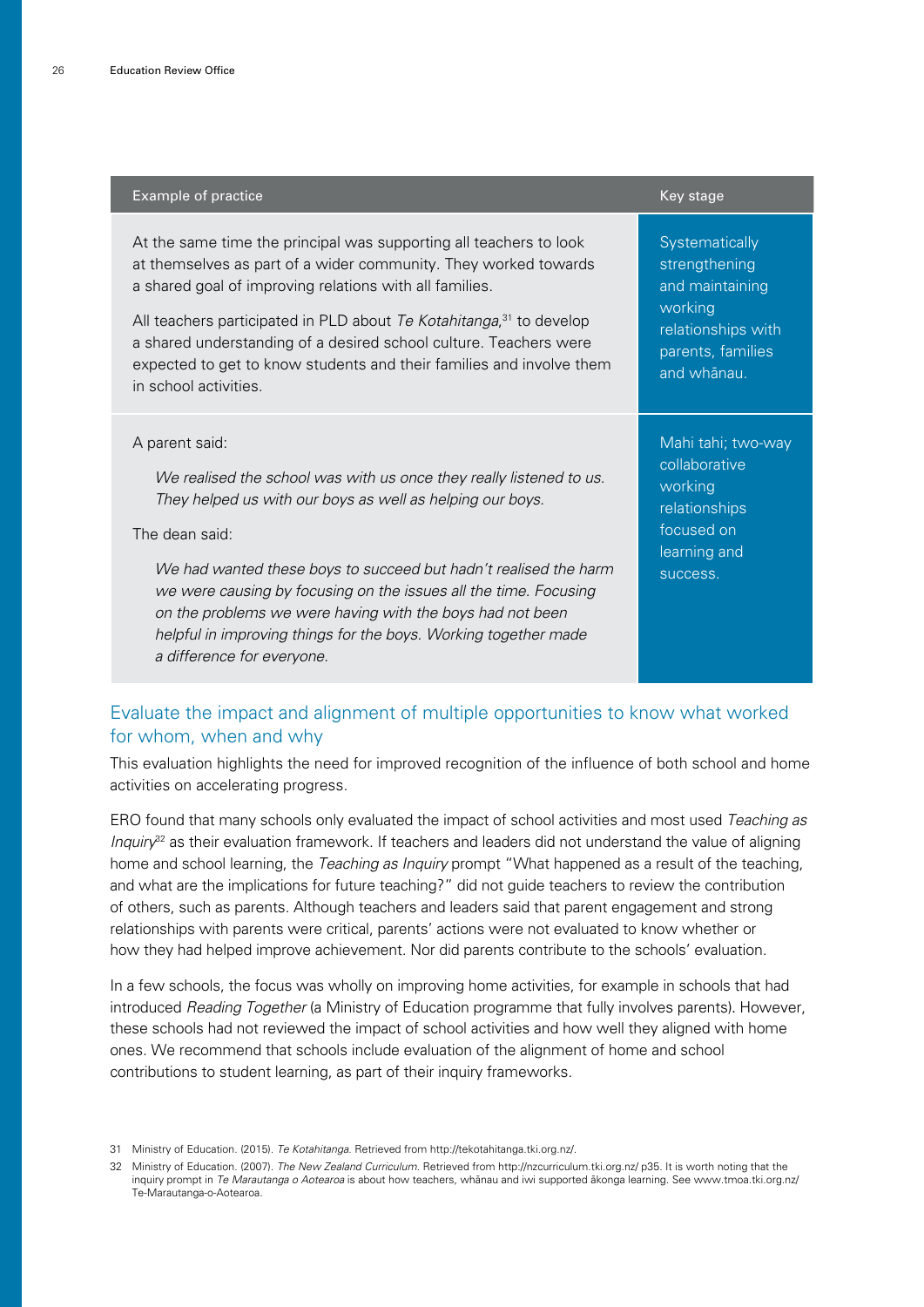| Example of practice | Key stage |
|---|---|
| At the same time the principal was supporting all teachers to look at themselves as part of a wider community. They worked towards a shared goal of improving relations with all families.<br><br>All teachers participated in PLD about *Te Kotahitanga*,[31] to develop a shared understanding of a desired school culture. Teachers were expected to get to know students and their families and involve them in school activities. | Systematically strengthening and maintaining working relationships with parents, families and whānau. |
| A parent said:<br><br>*We realised the school was with us once they really listened to us. They helped us with our boys as well as helping our boys.*<br><br>The dean said:<br><br>*We had wanted these boys to succeed but hadn't realised the harm we were causing by focusing on the issues all the time. Focusing on the problems we were having with the boys had not been helpful in improving things for the boys. Working together made a difference for everyone.* | Mahi tahi; two-way collaborative working relationships focused on learning and success. |

## Evaluate the impact and alignment of multiple opportunities to know what worked for whom, when and why

This evaluation highlights the need for improved recognition of the influence of both school and home activities on accelerating progress.

ERO found that many schools only evaluated the impact of school activities and most used *Teaching as Inquiry*[32] as their evaluation framework. If teachers and leaders did not understand the value of aligning home and school learning, the *Teaching as Inquiry* prompt "What happened as a result of the teaching, and what are the implications for future teaching?" did not guide teachers to review the contribution of others, such as parents. Although teachers and leaders said that parent engagement and strong relationships with parents were critical, parents' actions were not evaluated to know whether or how they had helped improve achievement. Nor did parents contribute to the schools' evaluation.

In a few schools, the focus was wholly on improving home activities, for example in schools that had introduced *Reading Together* (a Ministry of Education programme that fully involves parents). However, these schools had not reviewed the impact of school activities and how well they aligned with home ones. We recommend that schools include evaluation of the alignment of home and school contributions to student learning, as part of their inquiry frameworks.

31 Ministry of Education. (2015). *Te Kotahitanga*. Retrieved from http://tekotahitanga.tki.org.nz/.

32 Ministry of Education. (2007). *The New Zealand Curriculum*. Retrieved from http://nzcurriculum.tki.org.nz/ p35. It is worth noting that the inquiry prompt in *Te Marautanga o Aotearoa* is about how teachers, whānau and iwi supported ākonga learning. See www.tmoa.tki.org.nz/Te-Marautanga-o-Aotearoa.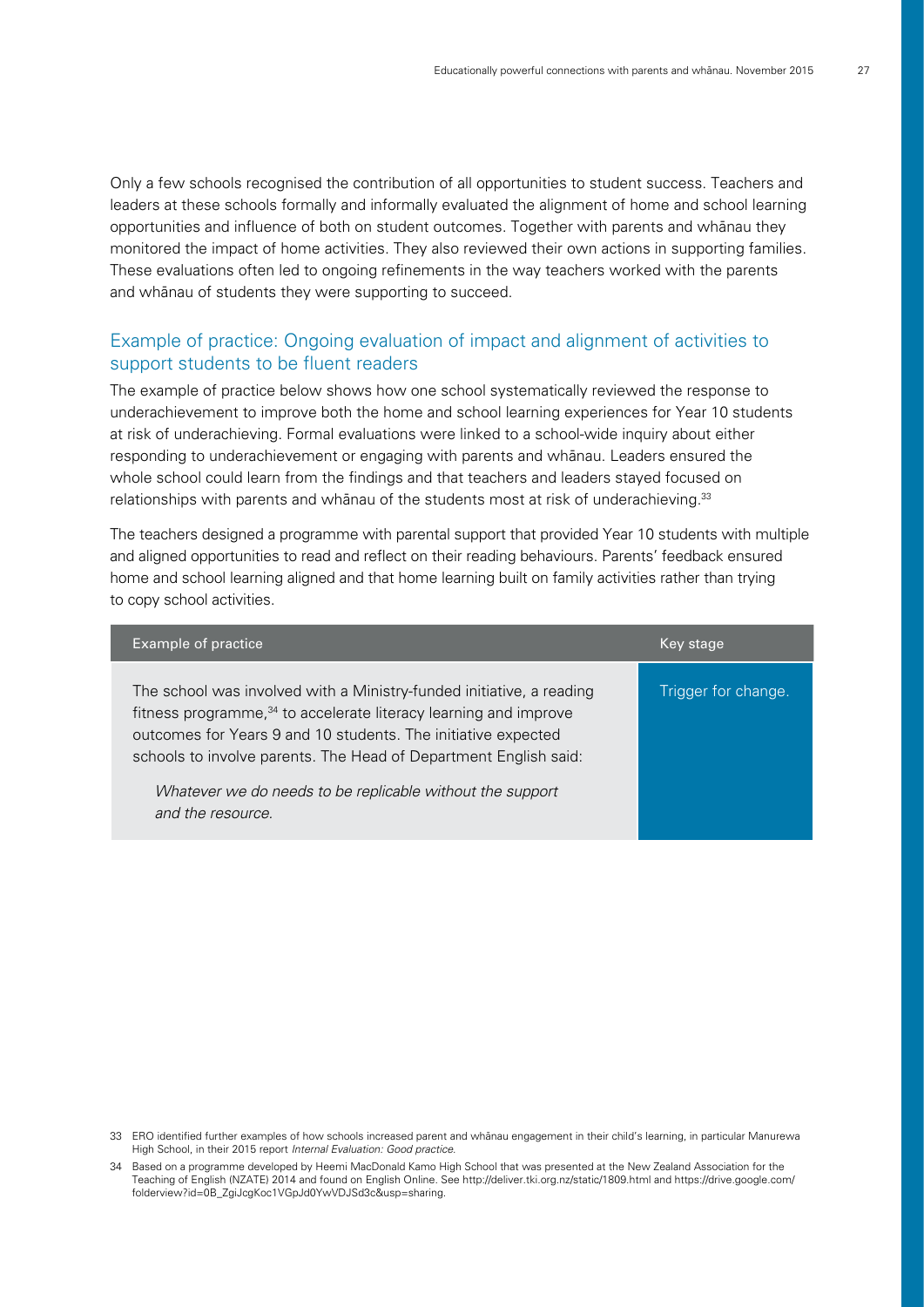Only a few schools recognised the contribution of all opportunities to student success. Teachers and leaders at these schools formally and informally evaluated the alignment of home and school learning opportunities and influence of both on student outcomes. Together with parents and whānau they monitored the impact of home activities. They also reviewed their own actions in supporting families. These evaluations often led to ongoing refinements in the way teachers worked with the parents and whānau of students they were supporting to succeed.

## Example of practice: Ongoing evaluation of impact and alignment of activities to support students to be fluent readers

The example of practice below shows how one school systematically reviewed the response to underachievement to improve both the home and school learning experiences for Year 10 students at risk of underachieving. Formal evaluations were linked to a school-wide inquiry about either responding to underachievement or engaging with parents and whānau. Leaders ensured the whole school could learn from the findings and that teachers and leaders stayed focused on relationships with parents and whānau of the students most at risk of underachieving.[33]

The teachers designed a programme with parental support that provided Year 10 students with multiple and aligned opportunities to read and reflect on their reading behaviours. Parents' feedback ensured home and school learning aligned and that home learning built on family activities rather than trying to copy school activities.

| Example of practice | Key stage |
|---|---|
| The school was involved with a Ministry-funded initiative, a reading fitness programme,[34] to accelerate literacy learning and improve outcomes for Years 9 and 10 students. The initiative expected schools to involve parents. The Head of Department English said: *Whatever we do needs to be replicable without the support and the resource.* | Trigger for change. |

33 ERO identified further examples of how schools increased parent and whānau engagement in their child's learning, in particular Manurewa High School, in their 2015 report *Internal Evaluation: Good practice*.

34 Based on a programme developed by Heemi MacDonald Kamo High School that was presented at the New Zealand Association for the Teaching of English (NZATE) 2014 and found on English Online. See http://deliver.tki.org.nz/static/1809.html and https://drive.google.com/folderview?id=0B_ZgiJcgKoc1VGpJd0YwVDJSd3c&usp=sharing.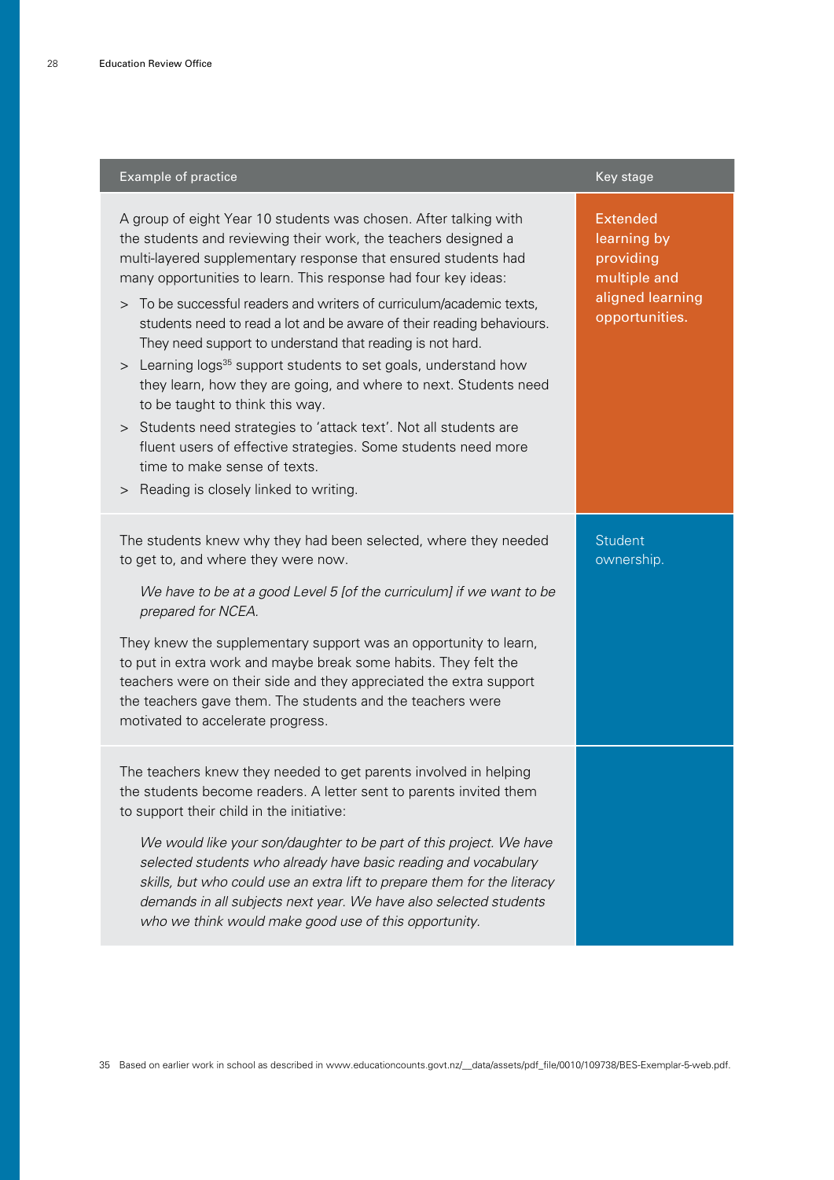| Example of practice | Key stage |
|---|---|
| A group of eight Year 10 students was chosen. After talking with the students and reviewing their work, the teachers designed a multi-layered supplementary response that ensured students had many opportunities to learn. This response had four key ideas:<br>> To be successful readers and writers of curriculum/academic texts, students need to read a lot and be aware of their reading behaviours. They need support to understand that reading is not hard.<br>> Learning logs[35] support students to set goals, understand how they learn, how they are going, and where to next. Students need to be taught to think this way.<br>> Students need strategies to 'attack text'. Not all students are fluent users of effective strategies. Some students need more time to make sense of texts.<br>> Reading is closely linked to writing. | Extended learning by providing multiple and aligned learning opportunities. |
| The students knew why they had been selected, where they needed to get to, and where they were now.<br>*We have to be at a good Level 5 [of the curriculum] if we want to be prepared for NCEA.*<br>They knew the supplementary support was an opportunity to learn, to put in extra work and maybe break some habits. They felt the teachers were on their side and they appreciated the extra support the teachers gave them. The students and the teachers were motivated to accelerate progress. | Student ownership. |
| The teachers knew they needed to get parents involved in helping the students become readers. A letter sent to parents invited them to support their child in the initiative:<br>*We would like your son/daughter to be part of this project. We have selected students who already have basic reading and vocabulary skills, but who could use an extra lift to prepare them for the literacy demands in all subjects next year. We have also selected students who we think would make good use of this opportunity.* | |

35 Based on earlier work in school as described in www.educationcounts.govt.nz/__data/assets/pdf_file/0010/109738/BES-Exemplar-5-web.pdf.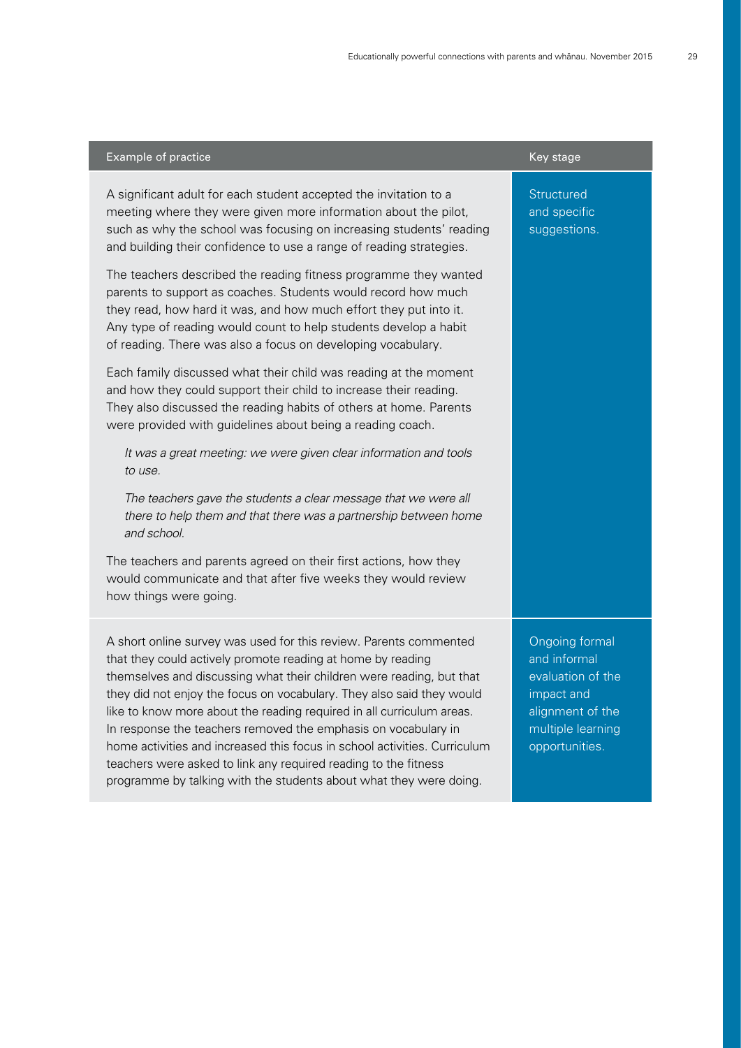| Example of practice | Key stage |
| --- | --- |
| A significant adult for each student accepted the invitation to a meeting where they were given more information about the pilot, such as why the school was focusing on increasing students' reading and building their confidence to use a range of reading strategies.<br><br>The teachers described the reading fitness programme they wanted parents to support as coaches. Students would record how much they read, how hard it was, and how much effort they put into it. Any type of reading would count to help students develop a habit of reading. There was also a focus on developing vocabulary.<br><br>Each family discussed what their child was reading at the moment and how they could support their child to increase their reading. They also discussed the reading habits of others at home. Parents were provided with guidelines about being a reading coach.<br><br>*It was a great meeting: we were given clear information and tools to use.*<br><br>*The teachers gave the students a clear message that we were all there to help them and that there was a partnership between home and school.*<br><br>The teachers and parents agreed on their first actions, how they would communicate and that after five weeks they would review how things were going. | Structured and specific suggestions. |
| A short online survey was used for this review. Parents commented that they could actively promote reading at home by reading themselves and discussing what their children were reading, but that they did not enjoy the focus on vocabulary. They also said they would like to know more about the reading required in all curriculum areas. In response the teachers removed the emphasis on vocabulary in home activities and increased this focus in school activities. Curriculum teachers were asked to link any required reading to the fitness programme by talking with the students about what they were doing. | Ongoing formal and informal evaluation of the impact and alignment of the multiple learning opportunities. |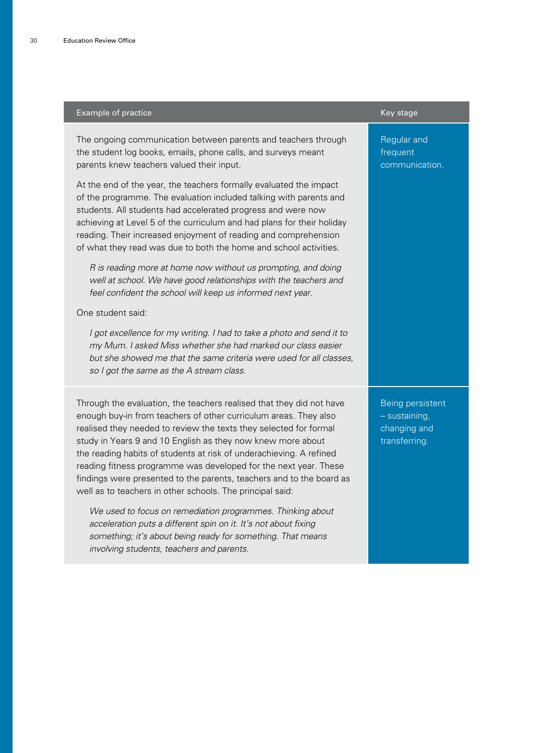| Example of practice | Key stage |
|---|---|
| The ongoing communication between parents and teachers through the student log books, emails, phone calls, and surveys meant parents knew teachers valued their input.<br><br>At the end of the year, the teachers formally evaluated the impact of the programme. The evaluation included talking with parents and students. All students had accelerated progress and were now achieving at Level 5 of the curriculum and had plans for their holiday reading. Their increased enjoyment of reading and comprehension of what they read was due to both the home and school activities.<br><br>*R is reading more at home now without us prompting, and doing well at school. We have good relationships with the teachers and feel confident the school will keep us informed next year.*<br><br>One student said:<br><br>*I got excellence for my writing. I had to take a photo and send it to my Mum. I asked Miss whether she had marked our class easier but she showed me that the same criteria were used for all classes, so I got the same as the A stream class.* | Regular and frequent communication. |
| Through the evaluation, the teachers realised that they did not have enough buy-in from teachers of other curriculum areas. They also realised they needed to review the texts they selected for formal study in Years 9 and 10 English as they now knew more about the reading habits of students at risk of underachieving. A refined reading fitness programme was developed for the next year. These findings were presented to the parents, teachers and to the board as well as to teachers in other schools. The principal said:<br><br>*We used to focus on remediation programmes. Thinking about acceleration puts a different spin on it. It's not about fixing something; it's about being ready for something. That means involving students, teachers and parents.* | Being persistent – sustaining, changing and transferring. |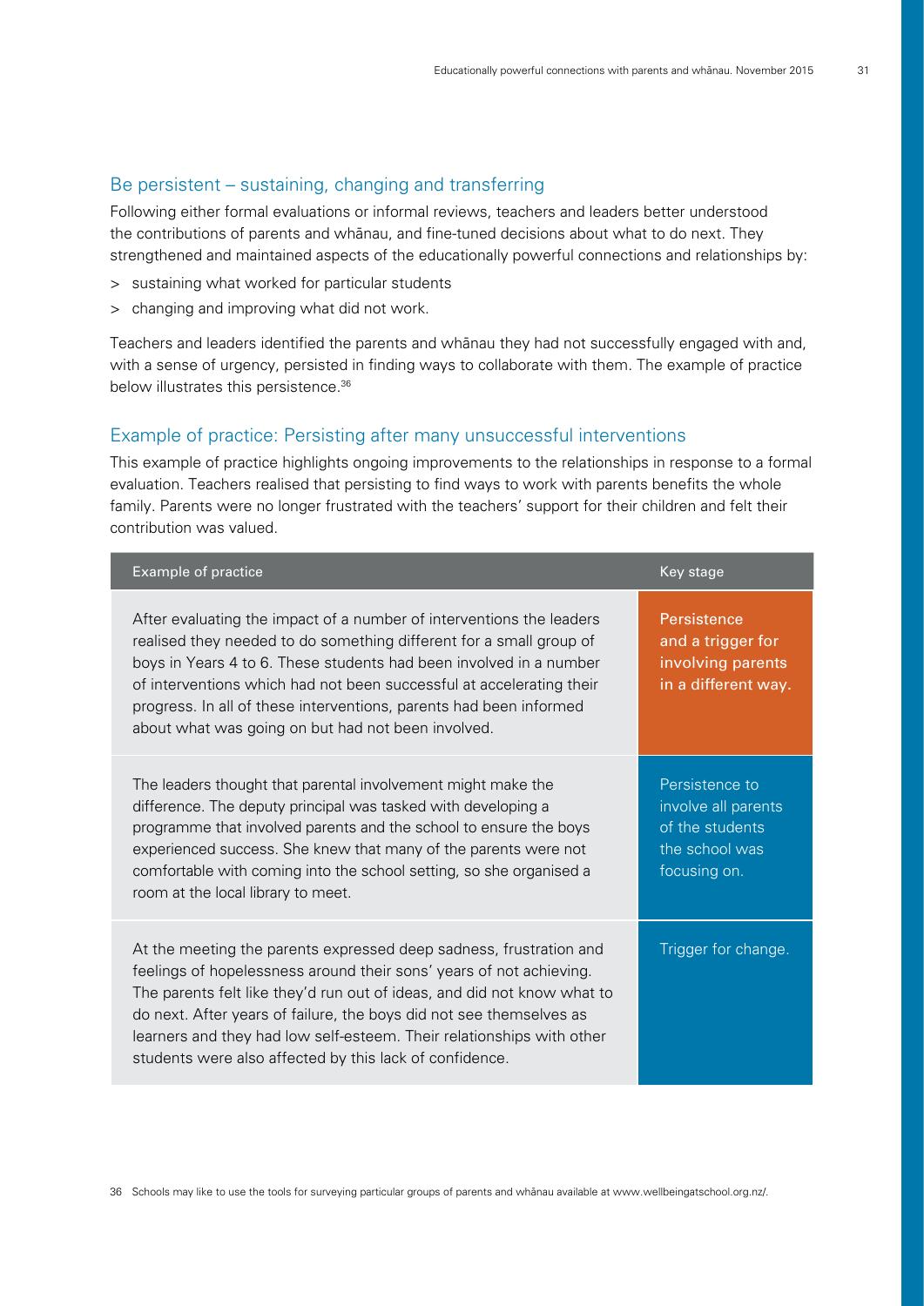## Be persistent – sustaining, changing and transferring

Following either formal evaluations or informal reviews, teachers and leaders better understood the contributions of parents and whānau, and fine-tuned decisions about what to do next. They strengthened and maintained aspects of the educationally powerful connections and relationships by:

> sustaining what worked for particular students
> changing and improving what did not work.

Teachers and leaders identified the parents and whānau they had not successfully engaged with and, with a sense of urgency, persisted in finding ways to collaborate with them. The example of practice below illustrates this persistence.[36]

## Example of practice: Persisting after many unsuccessful interventions

This example of practice highlights ongoing improvements to the relationships in response to a formal evaluation. Teachers realised that persisting to find ways to work with parents benefits the whole family. Parents were no longer frustrated with the teachers' support for their children and felt their contribution was valued.

| Example of practice | Key stage |
|---|---|
| After evaluating the impact of a number of interventions the leaders realised they needed to do something different for a small group of boys in Years 4 to 6. These students had been involved in a number of interventions which had not been successful at accelerating their progress. In all of these interventions, parents had been informed about what was going on but had not been involved. | Persistence and a trigger for involving parents in a different way. |
| The leaders thought that parental involvement might make the difference. The deputy principal was tasked with developing a programme that involved parents and the school to ensure the boys experienced success. She knew that many of the parents were not comfortable with coming into the school setting, so she organised a room at the local library to meet. | Persistence to involve all parents of the students the school was focusing on. |
| At the meeting the parents expressed deep sadness, frustration and feelings of hopelessness around their sons' years of not achieving. The parents felt like they'd run out of ideas, and did not know what to do next. After years of failure, the boys did not see themselves as learners and they had low self-esteem. Their relationships with other students were also affected by this lack of confidence. | Trigger for change. |

36 Schools may like to use the tools for surveying particular groups of parents and whānau available at www.wellbeingatschool.org.nz/.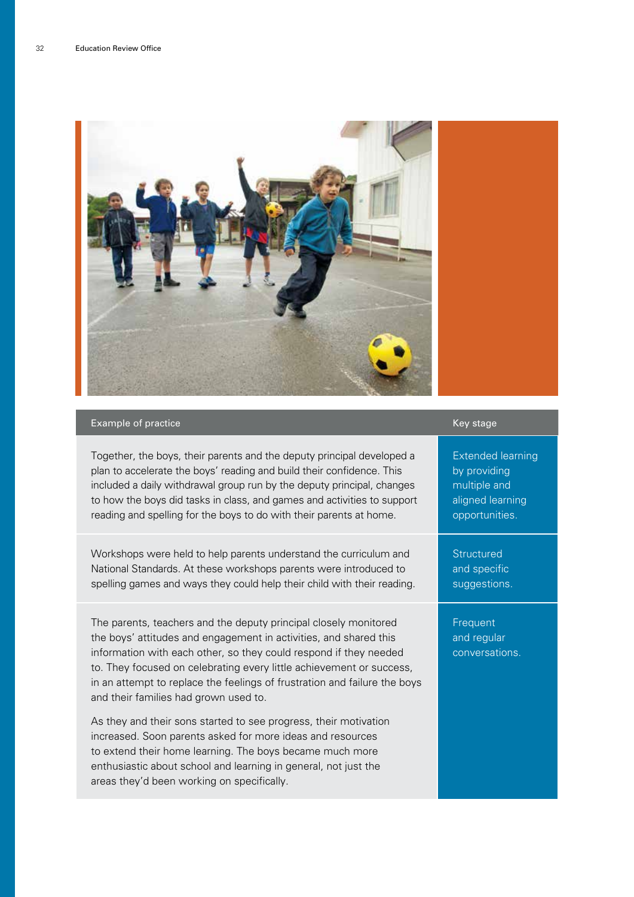| Example of practice | Key stage |
|---|---|
| Together, the boys, their parents and the deputy principal developed a plan to accelerate the boys' reading and build their confidence. This included a daily withdrawal group run by the deputy principal, changes to how the boys did tasks in class, and games and activities to support reading and spelling for the boys to do with their parents at home. | Extended learning by providing multiple and aligned learning opportunities. |
| Workshops were held to help parents understand the curriculum and National Standards. At these workshops parents were introduced to spelling games and ways they could help their child with their reading. | Structured and specific suggestions. |
| The parents, teachers and the deputy principal closely monitored the boys' attitudes and engagement in activities, and shared this information with each other, so they could respond if they needed to. They focused on celebrating every little achievement or success, in an attempt to replace the feelings of frustration and failure the boys and their families had grown used to. <br><br> As they and their sons started to see progress, their motivation increased. Soon parents asked for more ideas and resources to extend their home learning. The boys became much more enthusiastic about school and learning in general, not just the areas they'd been working on specifically. | Frequent and regular conversations. |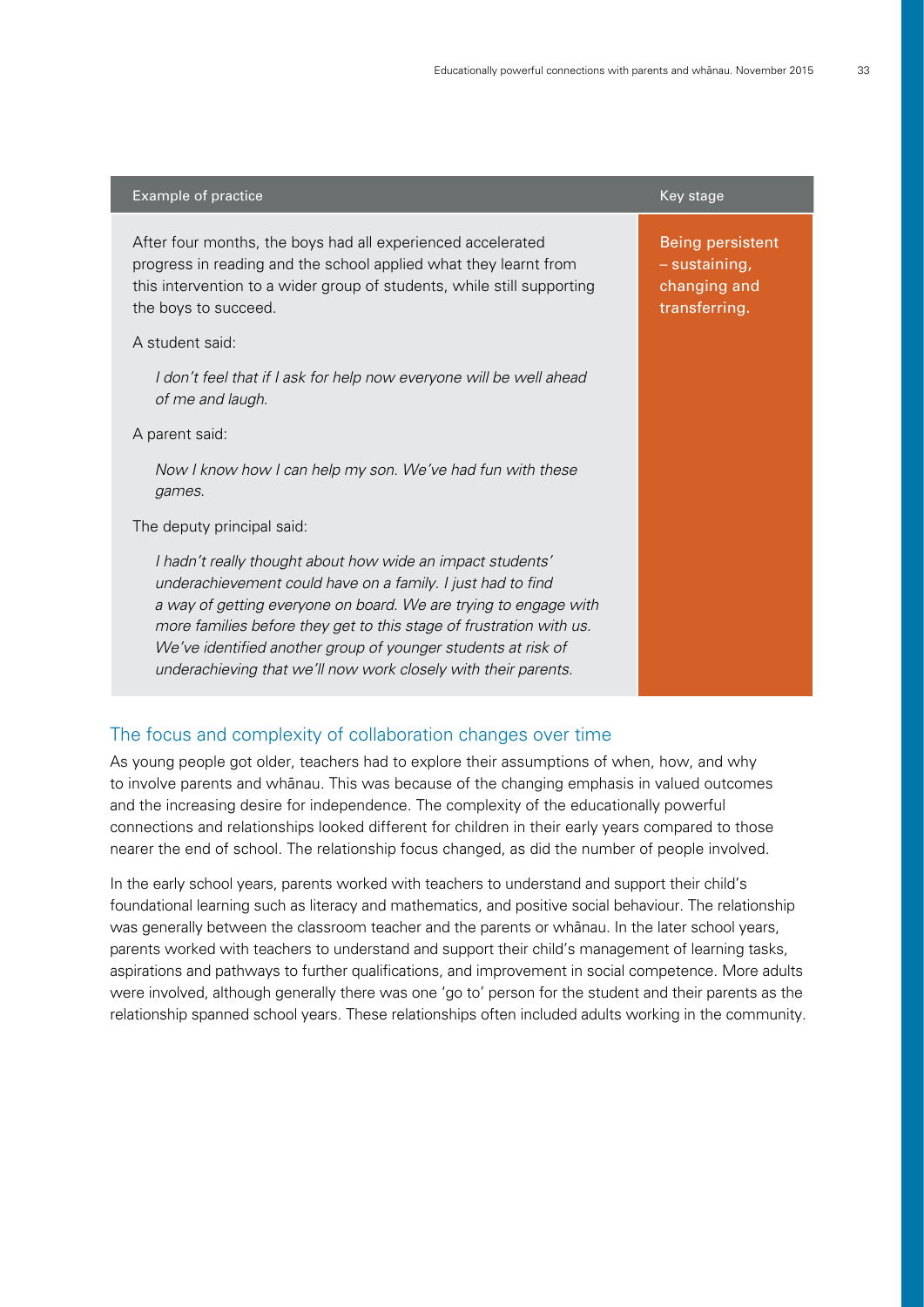| Example of practice | Key stage |
|---|---|
| After four months, the boys had all experienced accelerated progress in reading and the school applied what they learnt from this intervention to a wider group of students, while still supporting the boys to succeed.<br><br>A student said:<br><br>*I don't feel that if I ask for help now everyone will be well ahead of me and laugh.*<br><br>A parent said:<br><br>*Now I know how I can help my son. We've had fun with these games.*<br><br>The deputy principal said:<br><br>*I hadn't really thought about how wide an impact students' underachievement could have on a family. I just had to find a way of getting everyone on board. We are trying to engage with more families before they get to this stage of frustration with us. We've identified another group of younger students at risk of underachieving that we'll now work closely with their parents.* | Being persistent – sustaining, changing and transferring. |

## The focus and complexity of collaboration changes over time

As young people got older, teachers had to explore their assumptions of when, how, and why to involve parents and whānau. This was because of the changing emphasis in valued outcomes and the increasing desire for independence. The complexity of the educationally powerful connections and relationships looked different for children in their early years compared to those nearer the end of school. The relationship focus changed, as did the number of people involved.

In the early school years, parents worked with teachers to understand and support their child's foundational learning such as literacy and mathematics, and positive social behaviour. The relationship was generally between the classroom teacher and the parents or whānau. In the later school years, parents worked with teachers to understand and support their child's management of learning tasks, aspirations and pathways to further qualifications, and improvement in social competence. More adults were involved, although generally there was one 'go to' person for the student and their parents as the relationship spanned school years. These relationships often included adults working in the community.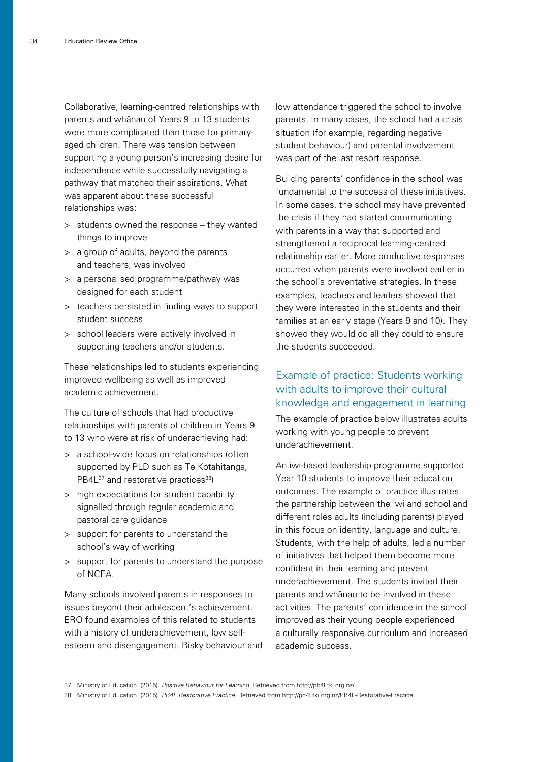Collaborative, learning-centred relationships with parents and whānau of Years 9 to 13 students were more complicated than those for primary-aged children. There was tension between supporting a young person's increasing desire for independence while successfully navigating a pathway that matched their aspirations. What was apparent about these successful relationships was:

- students owned the response – they wanted things to improve
- a group of adults, beyond the parents and teachers, was involved
- a personalised programme/pathway was designed for each student
- teachers persisted in finding ways to support student success
- school leaders were actively involved in supporting teachers and/or students.

These relationships led to students experiencing improved wellbeing as well as improved academic achievement.

The culture of schools that had productive relationships with parents of children in Years 9 to 13 who were at risk of underachieving had:

- a school-wide focus on relationships (often supported by PLD such as Te Kotahitanga, PB4L[37] and restorative practices[38])
- high expectations for student capability signalled through regular academic and pastoral care guidance
- support for parents to understand the school's way of working
- support for parents to understand the purpose of NCEA.

Many schools involved parents in responses to issues beyond their adolescent's achievement. ERO found examples of this related to students with a history of underachievement, low self-esteem and disengagement. Risky behaviour and low attendance triggered the school to involve parents. In many cases, the school had a crisis situation (for example, regarding negative student behaviour) and parental involvement was part of the last resort response.

Building parents' confidence in the school was fundamental to the success of these initiatives. In some cases, the school may have prevented the crisis if they had started communicating with parents in a way that supported and strengthened a reciprocal learning-centred relationship earlier. More productive responses occurred when parents were involved earlier in the school's preventative strategies. In these examples, teachers and leaders showed that they were interested in the students and their families at an early stage (Years 9 and 10). They showed they would do all they could to ensure the students succeeded.

## Example of practice: Students working with adults to improve their cultural knowledge and engagement in learning

The example of practice below illustrates adults working with young people to prevent underachievement.

An iwi-based leadership programme supported Year 10 students to improve their education outcomes. The example of practice illustrates the partnership between the iwi and school and different roles adults (including parents) played in this focus on identity, language and culture. Students, with the help of adults, led a number of initiatives that helped them become more confident in their learning and prevent underachievement. The students invited their parents and whānau to be involved in these activities. The parents' confidence in the school improved as their young people experienced a culturally responsive curriculum and increased academic success.

37 Ministry of Education. (2015). *Positive Behaviour for Learning*. Retrieved from http://pb4l.tki.org.nz/.

38 Ministry of Education. (2015). *PB4L Restorative Practice*. Retrieved from http://pb4l.tki.org.nz/PB4L-Restorative-Practice.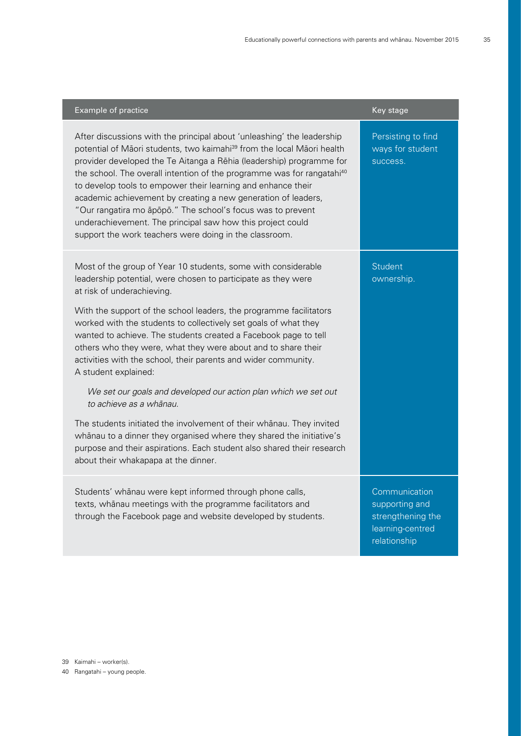| Example of practice | Key stage |
| --- | --- |
| After discussions with the principal about 'unleashing' the leadership potential of Māori students, two kaimahi[39] from the local Māori health provider developed the Te Aitanga a Rēhia (leadership) programme for the school. The overall intention of the programme was for rangatahi[40] to develop tools to empower their learning and enhance their academic achievement by creating a new generation of leaders, "Our rangatira mo āpōpō." The school's focus was to prevent underachievement. The principal saw how this project could support the work teachers were doing in the classroom. | Persisting to find ways for student success. |
| Most of the group of Year 10 students, some with considerable leadership potential, were chosen to participate as they were at risk of underachieving.<br><br>With the support of the school leaders, the programme facilitators worked with the students to collectively set goals of what they wanted to achieve. The students created a Facebook page to tell others who they were, what they were about and to share their activities with the school, their parents and wider community. A student explained:<br><br>*We set our goals and developed our action plan which we set out to achieve as a whānau.*<br><br>The students initiated the involvement of their whānau. They invited whānau to a dinner they organised where they shared the initiative's purpose and their aspirations. Each student also shared their research about their whakapapa at the dinner. | Student ownership. |
| Students' whānau were kept informed through phone calls, texts, whānau meetings with the programme facilitators and through the Facebook page and website developed by students. | Communication supporting and strengthening the learning-centred relationship |

39 Kaimahi – worker(s).

40 Rangatahi – young people.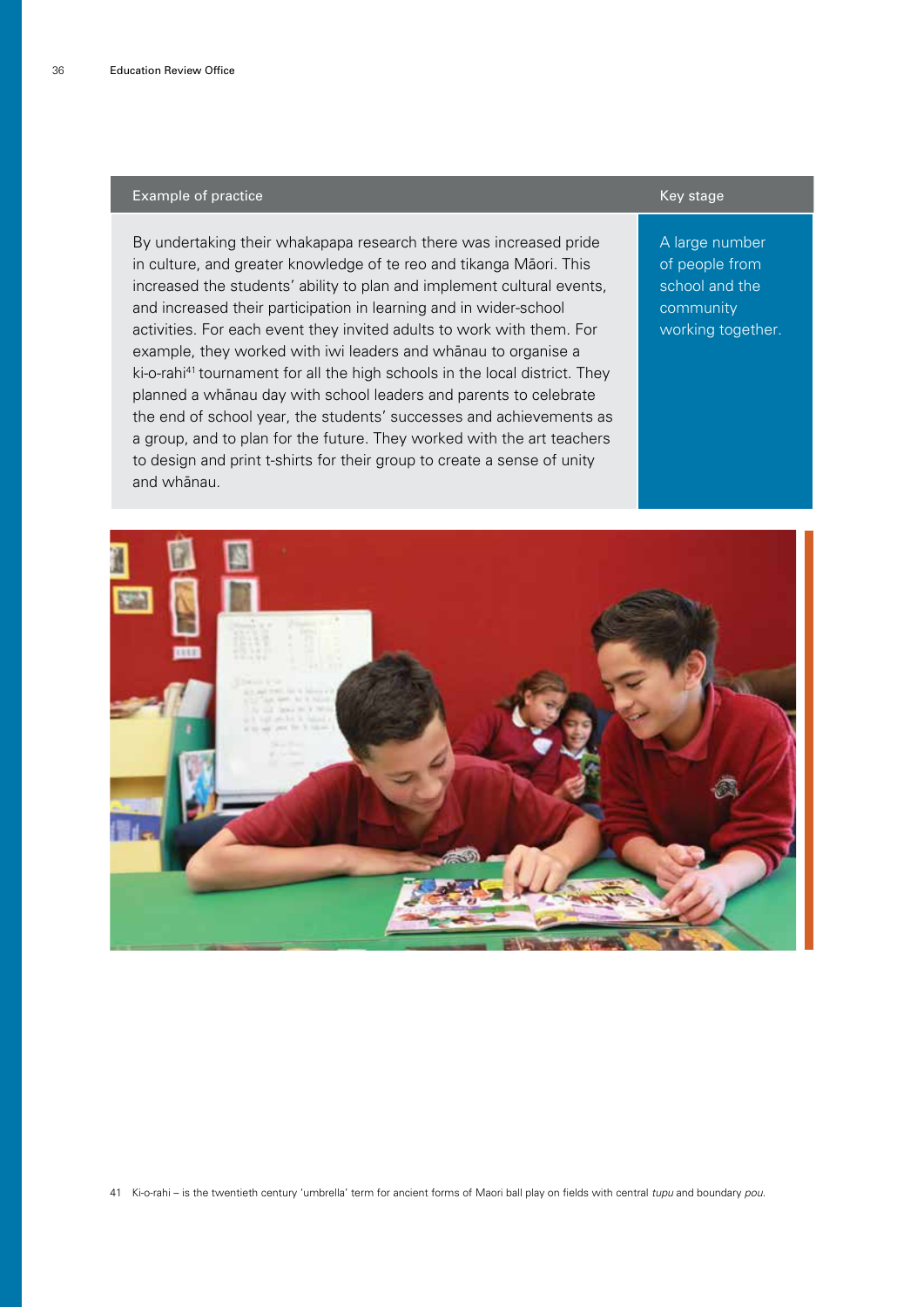| Example of practice | Key stage |
| --- | --- |
| By undertaking their whakapapa research there was increased pride in culture, and greater knowledge of te reo and tikanga Māori. This increased the students' ability to plan and implement cultural events, and increased their participation in learning and in wider-school activities. For each event they invited adults to work with them. For example, they worked with iwi leaders and whānau to organise a ki-o-rahi[41] tournament for all the high schools in the local district. They planned a whānau day with school leaders and parents to celebrate the end of school year, the students' successes and achievements as a group, and to plan for the future. They worked with the art teachers to design and print t-shirts for their group to create a sense of unity and whānau. | A large number of people from school and the community working together. |

41 Ki-o-rahi – is the twentieth century 'umbrella' term for ancient forms of Maori ball play on fields with central *tupu* and boundary *pou*.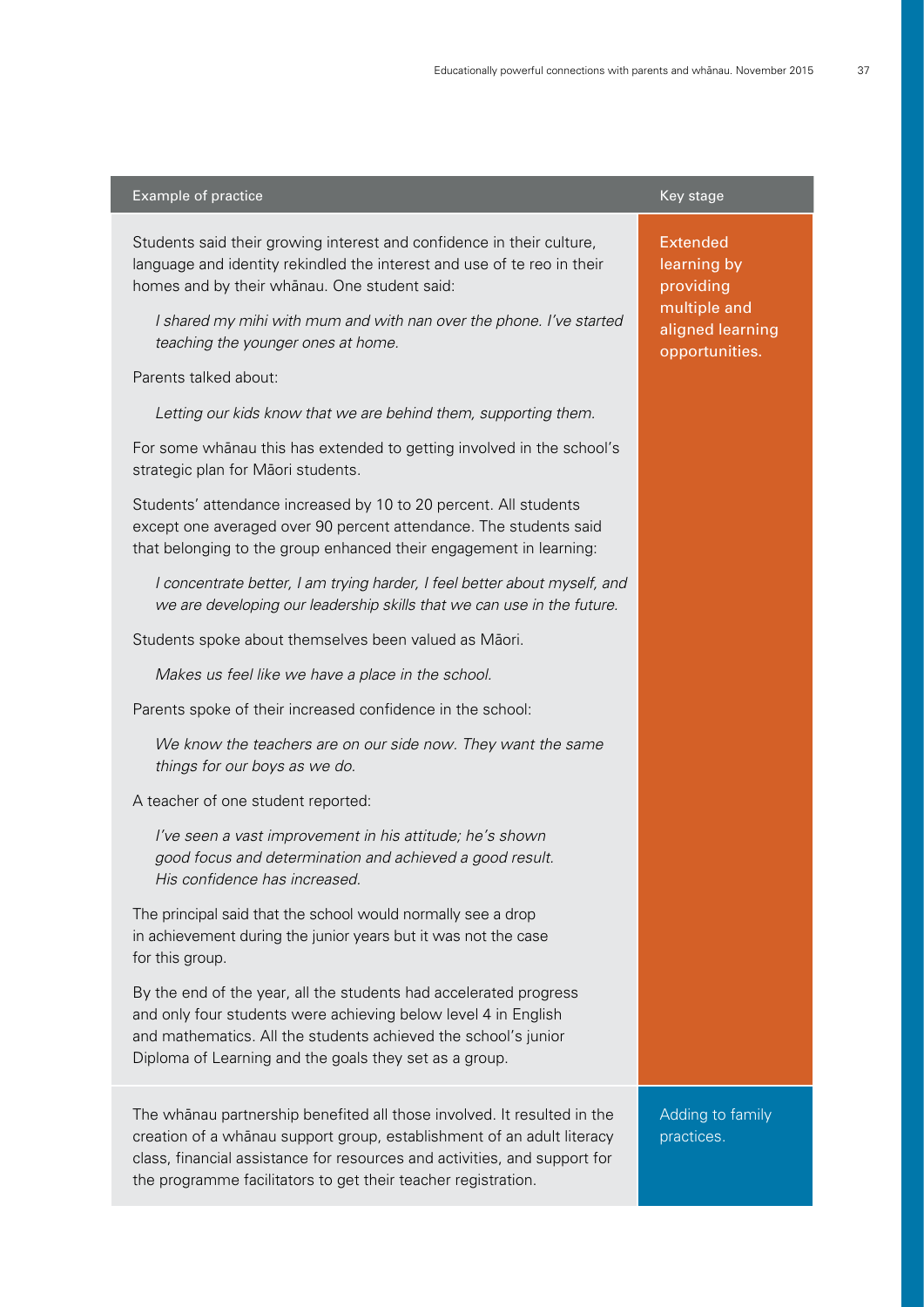| Example of practice | Key stage |
|---|---|
| Students said their growing interest and confidence in their culture, language and identity rekindled the interest and use of te reo in their homes and by their whānau. One student said:<br><br>*I shared my mihi with mum and with nan over the phone. I've started teaching the younger ones at home.*<br><br>Parents talked about:<br><br>*Letting our kids know that we are behind them, supporting them.*<br><br>For some whānau this has extended to getting involved in the school's strategic plan for Māori students.<br><br>Students' attendance increased by 10 to 20 percent. All students except one averaged over 90 percent attendance. The students said that belonging to the group enhanced their engagement in learning:<br><br>*I concentrate better, I am trying harder, I feel better about myself, and we are developing our leadership skills that we can use in the future.*<br><br>Students spoke about themselves been valued as Māori.<br><br>*Makes us feel like we have a place in the school.*<br><br>Parents spoke of their increased confidence in the school:<br><br>*We know the teachers are on our side now. They want the same things for our boys as we do.*<br><br>A teacher of one student reported:<br><br>*I've seen a vast improvement in his attitude; he's shown good focus and determination and achieved a good result. His confidence has increased.*<br><br>The principal said that the school would normally see a drop in achievement during the junior years but it was not the case for this group.<br><br>By the end of the year, all the students had accelerated progress and only four students were achieving below level 4 in English and mathematics. All the students achieved the school's junior Diploma of Learning and the goals they set as a group. | Extended learning by providing multiple and aligned learning opportunities. |
| The whānau partnership benefited all those involved. It resulted in the creation of a whānau support group, establishment of an adult literacy class, financial assistance for resources and activities, and support for the programme facilitators to get their teacher registration. | Adding to family practices. |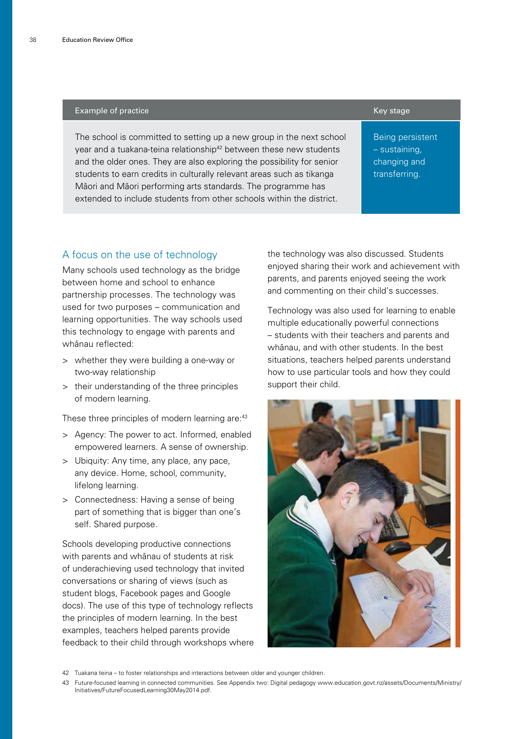| Example of practice | Key stage |
|---|---|
| The school is committed to setting up a new group in the next school year and a tuakana-teina relationship[42] between these new students and the older ones. They are also exploring the possibility for senior students to earn credits in culturally relevant areas such as tikanga Māori and Māori performing arts standards. The programme has extended to include students from other schools within the district. | Being persistent – sustaining, changing and transferring. |

## A focus on the use of technology

Many schools used technology as the bridge between home and school to enhance partnership processes. The technology was used for two purposes – communication and learning opportunities. The way schools used this technology to engage with parents and whānau reflected:

> whether they were building a one-way or two-way relationship
> their understanding of the three principles of modern learning.

These three principles of modern learning are:[43]

> Agency: The power to act. Informed, enabled empowered learners. A sense of ownership.
> Ubiquity: Any time, any place, any pace, any device. Home, school, community, lifelong learning.
> Connectedness: Having a sense of being part of something that is bigger than one's self. Shared purpose.

Schools developing productive connections with parents and whānau of students at risk of underachieving used technology that invited conversations or sharing of views (such as student blogs, Facebook pages and Google docs). The use of this type of technology reflects the principles of modern learning. In the best examples, teachers helped parents provide feedback to their child through workshops where the technology was also discussed. Students enjoyed sharing their work and achievement with parents, and parents enjoyed seeing the work and commenting on their child's successes.

Technology was also used for learning to enable multiple educationally powerful connections – students with their teachers and parents and whānau, and with other students. In the best situations, teachers helped parents understand how to use particular tools and how they could support their child.

42 Tuakana teina – to foster relationships and interactions between older and younger children.

43 Future-focused learning in connected communities. See Appendix two: Digital pedagogy www.education.govt.nz/assets/Documents/Ministry/Initiatives/FutureFocusedLearning30May2014.pdf.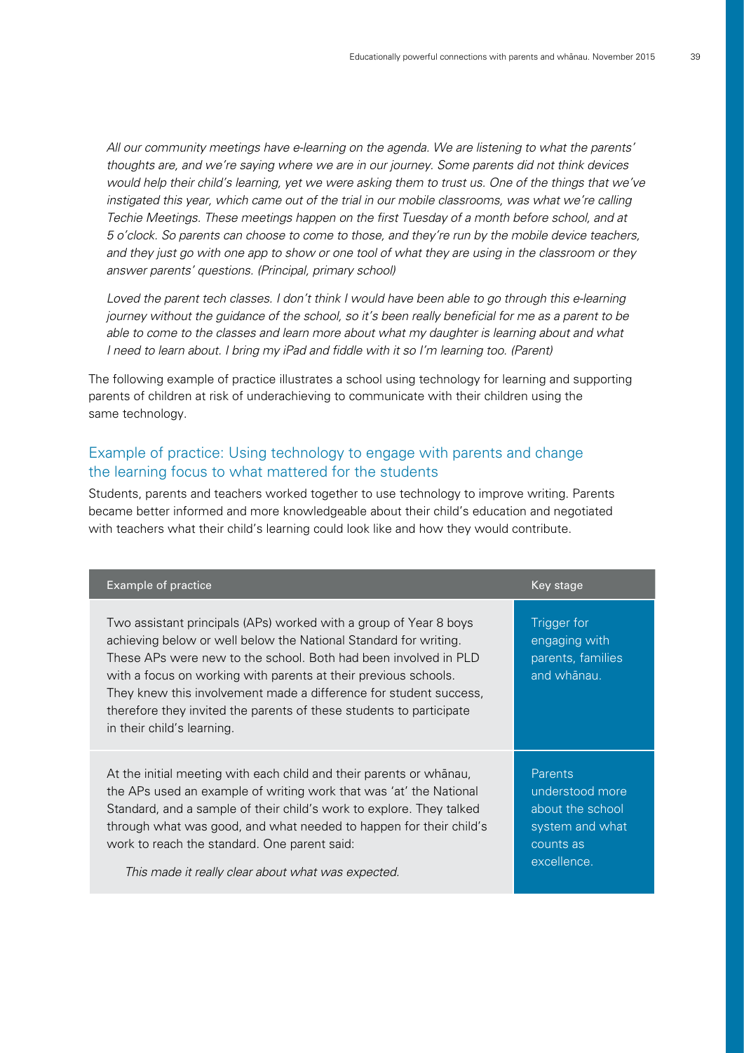*All our community meetings have e-learning on the agenda. We are listening to what the parents' thoughts are, and we're saying where we are in our journey. Some parents did not think devices would help their child's learning, yet we were asking them to trust us. One of the things that we've instigated this year, which came out of the trial in our mobile classrooms, was what we're calling Techie Meetings. These meetings happen on the first Tuesday of a month before school, and at 5 o'clock. So parents can choose to come to those, and they're run by the mobile device teachers, and they just go with one app to show or one tool of what they are using in the classroom or they answer parents' questions. (Principal, primary school)*

*Loved the parent tech classes. I don't think I would have been able to go through this e-learning journey without the guidance of the school, so it's been really beneficial for me as a parent to be able to come to the classes and learn more about what my daughter is learning about and what I need to learn about. I bring my iPad and fiddle with it so I'm learning too. (Parent)*

The following example of practice illustrates a school using technology for learning and supporting parents of children at risk of underachieving to communicate with their children using the same technology.

## Example of practice: Using technology to engage with parents and change the learning focus to what mattered for the students

Students, parents and teachers worked together to use technology to improve writing. Parents became better informed and more knowledgeable about their child's education and negotiated with teachers what their child's learning could look like and how they would contribute.

| Example of practice | Key stage |
|---|---|
| Two assistant principals (APs) worked with a group of Year 8 boys achieving below or well below the National Standard for writing. These APs were new to the school. Both had been involved in PLD with a focus on working with parents at their previous schools. They knew this involvement made a difference for student success, therefore they invited the parents of these students to participate in their child's learning. | Trigger for engaging with parents, families and whānau. |
| At the initial meeting with each child and their parents or whānau, the APs used an example of writing work that was 'at' the National Standard, and a sample of their child's work to explore. They talked through what was good, and what needed to happen for their child's work to reach the standard. One parent said: *This made it really clear about what was expected.* | Parents understood more about the school system and what counts as excellence. |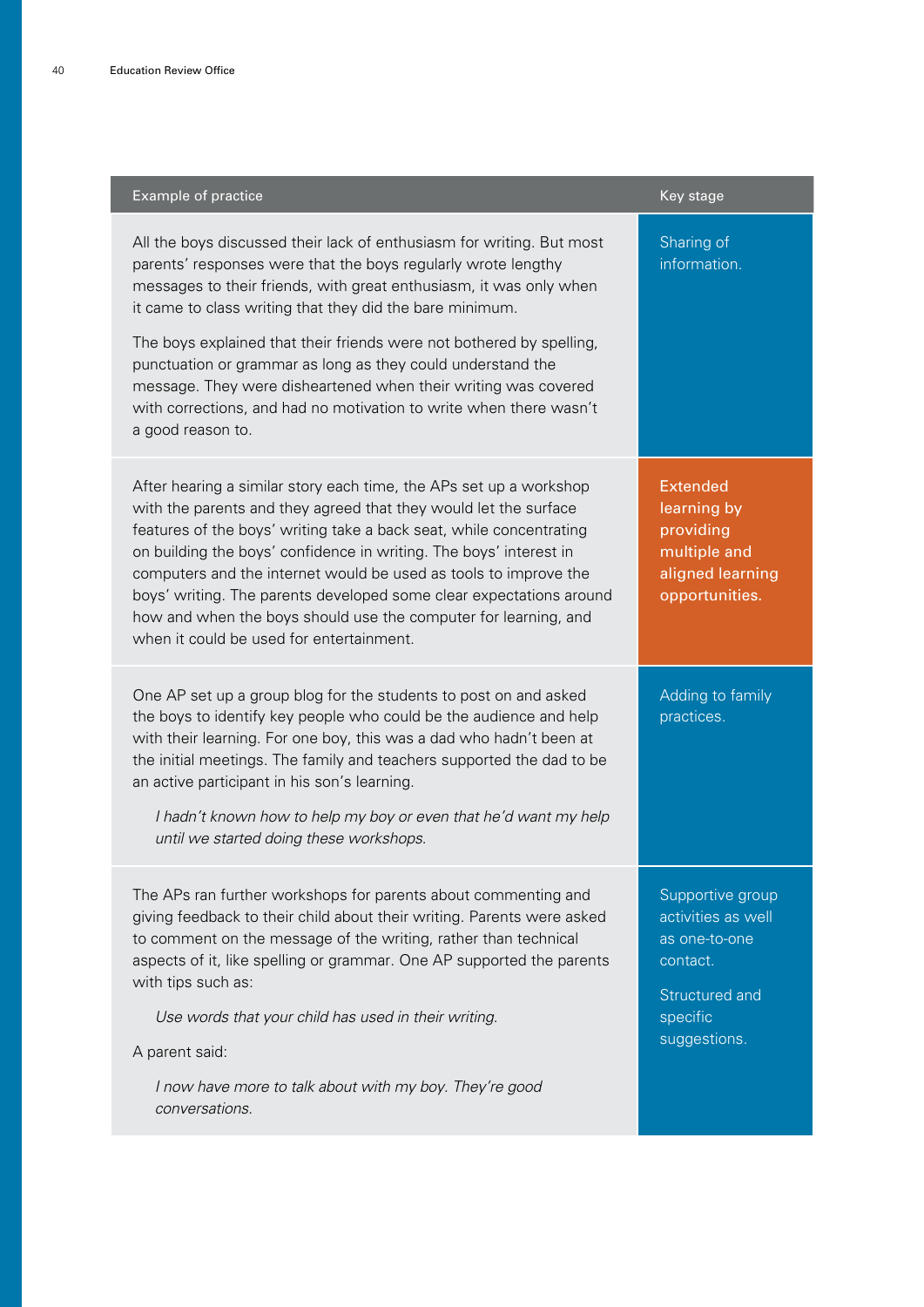| Example of practice | Key stage |
|---|---|
| All the boys discussed their lack of enthusiasm for writing. But most parents' responses were that the boys regularly wrote lengthy messages to their friends, with great enthusiasm, it was only when it came to class writing that they did the bare minimum. <br><br> The boys explained that their friends were not bothered by spelling, punctuation or grammar as long as they could understand the message. They were disheartened when their writing was covered with corrections, and had no motivation to write when there wasn't a good reason to. | Sharing of information. |
| After hearing a similar story each time, the APs set up a workshop with the parents and they agreed that they would let the surface features of the boys' writing take a back seat, while concentrating on building the boys' confidence in writing. The boys' interest in computers and the internet would be used as tools to improve the boys' writing. The parents developed some clear expectations around how and when the boys should use the computer for learning, and when it could be used for entertainment. | Extended learning by providing multiple and aligned learning opportunities. |
| One AP set up a group blog for the students to post on and asked the boys to identify key people who could be the audience and help with their learning. For one boy, this was a dad who hadn't been at the initial meetings. The family and teachers supported the dad to be an active participant in his son's learning. <br><br> *I hadn't known how to help my boy or even that he'd want my help until we started doing these workshops.* | Adding to family practices. |
| The APs ran further workshops for parents about commenting and giving feedback to their child about their writing. Parents were asked to comment on the message of the writing, rather than technical aspects of it, like spelling or grammar. One AP supported the parents with tips such as: <br><br> *Use words that your child has used in their writing.* <br><br> A parent said: <br><br> *I now have more to talk about with my boy. They're good conversations.* | Supportive group activities as well as one-to-one contact. <br><br> Structured and specific suggestions. |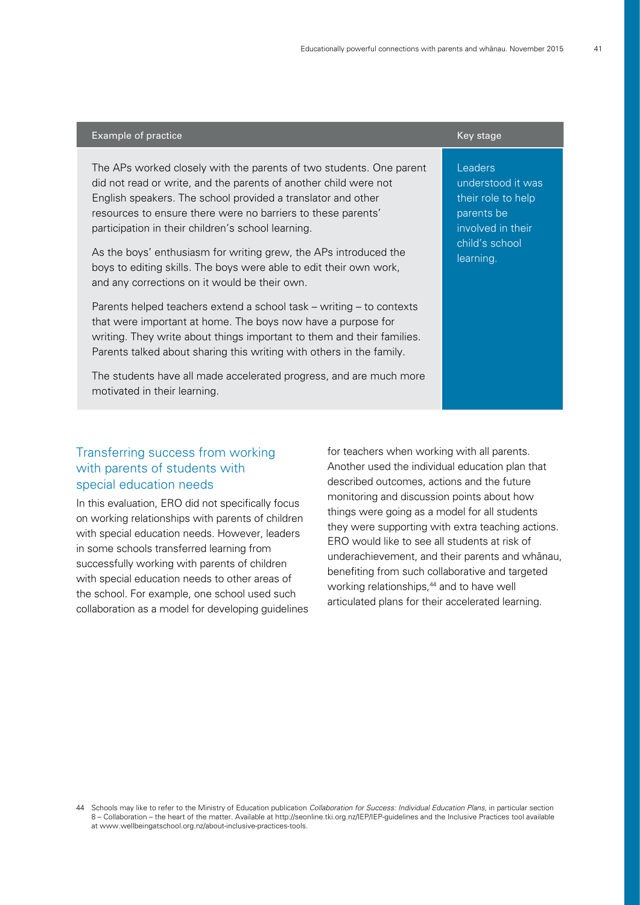| Example of practice | Key stage |
| --- | --- |
| The APs worked closely with the parents of two students. One parent did not read or write, and the parents of another child were not English speakers. The school provided a translator and other resources to ensure there were no barriers to these parents' participation in their children's school learning.<br><br>As the boys' enthusiasm for writing grew, the APs introduced the boys to editing skills. The boys were able to edit their own work, and any corrections on it would be their own.<br><br>Parents helped teachers extend a school task – writing – to contexts that were important at home. The boys now have a purpose for writing. They write about things important to them and their families. Parents talked about sharing this writing with others in the family.<br><br>The students have all made accelerated progress, and are much more motivated in their learning. | Leaders understood it was their role to help parents be involved in their child's school learning. |

## Transferring success from working with parents of students with special education needs

In this evaluation, ERO did not specifically focus on working relationships with parents of children with special education needs. However, leaders in some schools transferred learning from successfully working with parents of children with special education needs to other areas of the school. For example, one school used such collaboration as a model for developing guidelines for teachers when working with all parents. Another used the individual education plan that described outcomes, actions and the future monitoring and discussion points about how things were going as a model for all students they were supporting with extra teaching actions. ERO would like to see all students at risk of underachievement, and their parents and whānau, benefiting from such collaborative and targeted working relationships,[44] and to have well articulated plans for their accelerated learning.

44 Schools may like to refer to the Ministry of Education publication *Collaboration for Success: Individual Education Plans*, in particular section 8 – Collaboration – the heart of the matter. Available at http://seonline.tki.org.nz/IEP/IEP-guidelines and the Inclusive Practices tool available at www.wellbeingatschool.org.nz/about-inclusive-practices-tools.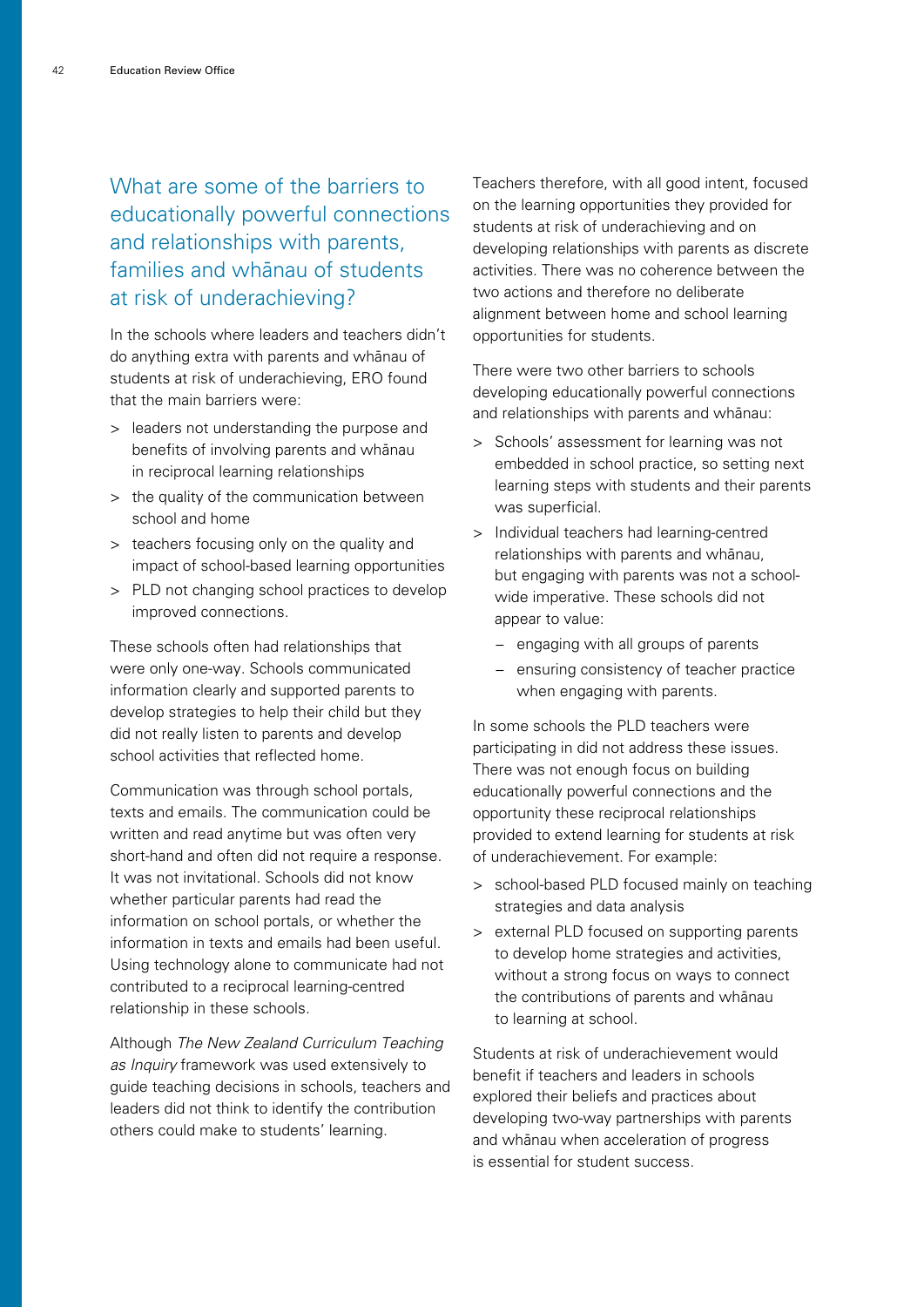## What are some of the barriers to educationally powerful connections and relationships with parents, families and whānau of students at risk of underachieving?

In the schools where leaders and teachers didn't do anything extra with parents and whānau of students at risk of underachieving, ERO found that the main barriers were:

- leaders not understanding the purpose and benefits of involving parents and whānau in reciprocal learning relationships
- the quality of the communication between school and home
- teachers focusing only on the quality and impact of school-based learning opportunities
- PLD not changing school practices to develop improved connections.

These schools often had relationships that were only one-way. Schools communicated information clearly and supported parents to develop strategies to help their child but they did not really listen to parents and develop school activities that reflected home.

Communication was through school portals, texts and emails. The communication could be written and read anytime but was often very short-hand and often did not require a response. It was not invitational. Schools did not know whether particular parents had read the information on school portals, or whether the information in texts and emails had been useful. Using technology alone to communicate had not contributed to a reciprocal learning-centred relationship in these schools.

Although *The New Zealand Curriculum Teaching as Inquiry* framework was used extensively to guide teaching decisions in schools, teachers and leaders did not think to identify the contribution others could make to students' learning.

Teachers therefore, with all good intent, focused on the learning opportunities they provided for students at risk of underachieving and on developing relationships with parents as discrete activities. There was no coherence between the two actions and therefore no deliberate alignment between home and school learning opportunities for students.

There were two other barriers to schools developing educationally powerful connections and relationships with parents and whānau:

- Schools' assessment for learning was not embedded in school practice, so setting next learning steps with students and their parents was superficial.
- Individual teachers had learning-centred relationships with parents and whānau, but engaging with parents was not a school-wide imperative. These schools did not appear to value:
  - engaging with all groups of parents
  - ensuring consistency of teacher practice when engaging with parents.

In some schools the PLD teachers were participating in did not address these issues. There was not enough focus on building educationally powerful connections and the opportunity these reciprocal relationships provided to extend learning for students at risk of underachievement. For example:

- school-based PLD focused mainly on teaching strategies and data analysis
- external PLD focused on supporting parents to develop home strategies and activities, without a strong focus on ways to connect the contributions of parents and whānau to learning at school.

Students at risk of underachievement would benefit if teachers and leaders in schools explored their beliefs and practices about developing two-way partnerships with parents and whānau when acceleration of progress is essential for student success.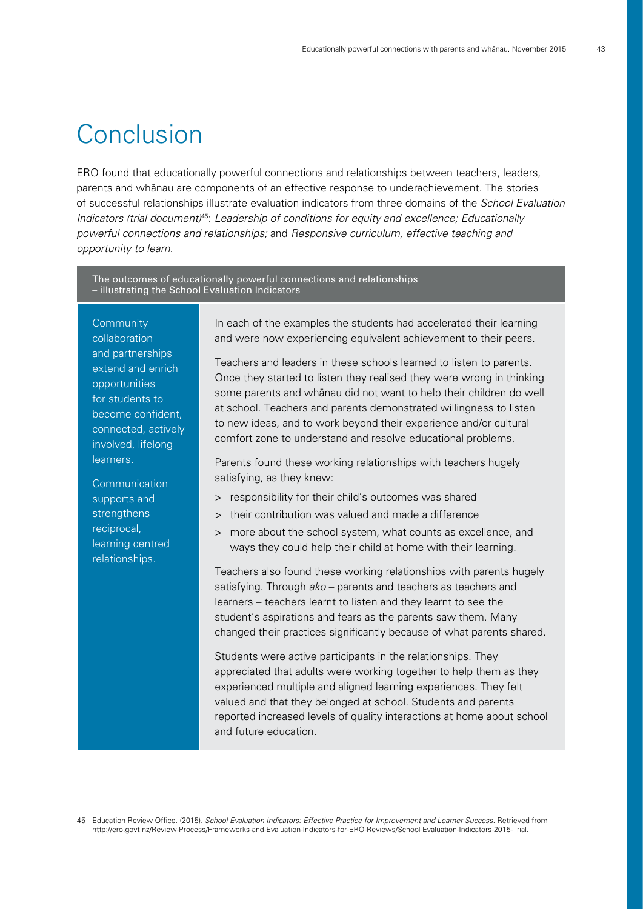# Conclusion

ERO found that educationally powerful connections and relationships between teachers, leaders, parents and whānau are components of an effective response to underachievement. The stories of successful relationships illustrate evaluation indicators from three domains of the *School Evaluation Indicators (trial document)*[45]: *Leadership of conditions for equity and excellence; Educationally powerful connections and relationships;* and *Responsive curriculum, effective teaching and opportunity to learn*.

**The outcomes of educationally powerful connections and relationships – illustrating the School Evaluation Indicators**

Community collaboration and partnerships extend and enrich opportunities for students to become confident, connected, actively involved, lifelong learners.

Communication supports and strengthens reciprocal, learning centred relationships.

In each of the examples the students had accelerated their learning and were now experiencing equivalent achievement to their peers.

Teachers and leaders in these schools learned to listen to parents. Once they started to listen they realised they were wrong in thinking some parents and whānau did not want to help their children do well at school. Teachers and parents demonstrated willingness to listen to new ideas, and to work beyond their experience and/or cultural comfort zone to understand and resolve educational problems.

Parents found these working relationships with teachers hugely satisfying, as they knew:

- responsibility for their child's outcomes was shared
- their contribution was valued and made a difference
- more about the school system, what counts as excellence, and ways they could help their child at home with their learning.

Teachers also found these working relationships with parents hugely satisfying. Through *ako* – parents and teachers as teachers and learners – teachers learnt to listen and they learnt to see the student's aspirations and fears as the parents saw them. Many changed their practices significantly because of what parents shared.

Students were active participants in the relationships. They appreciated that adults were working together to help them as they experienced multiple and aligned learning experiences. They felt valued and that they belonged at school. Students and parents reported increased levels of quality interactions at home about school and future education.

45 Education Review Office. (2015). *School Evaluation Indicators: Effective Practice for Improvement and Learner Success*. Retrieved from http://ero.govt.nz/Review-Process/Frameworks-and-Evaluation-Indicators-for-ERO-Reviews/School-Evaluation-Indicators-2015-Trial.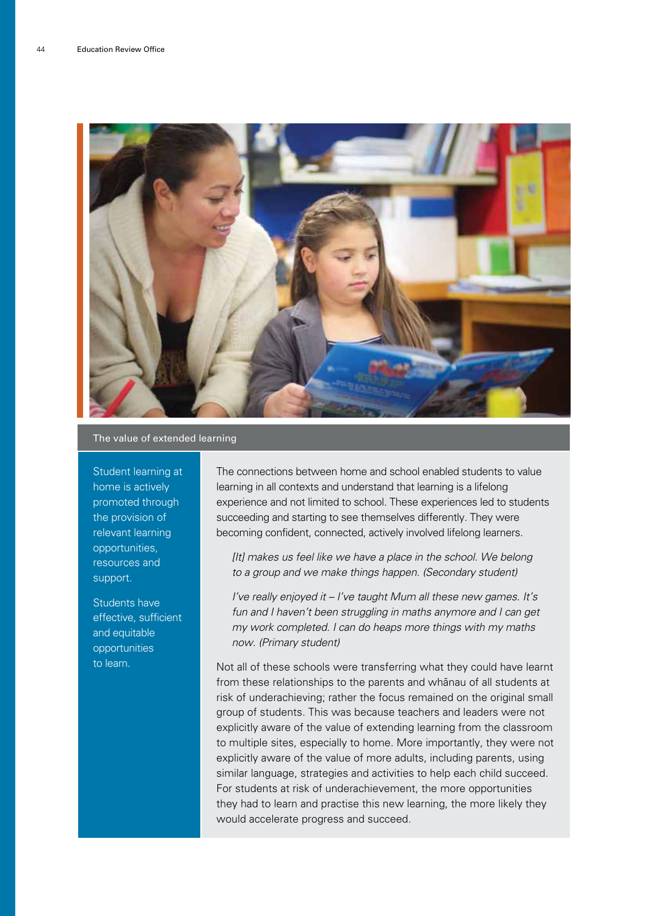## The value of extended learning

Student learning at home is actively promoted through the provision of relevant learning opportunities, resources and support.

Students have effective, sufficient and equitable opportunities to learn.

The connections between home and school enabled students to value learning in all contexts and understand that learning is a lifelong experience and not limited to school. These experiences led to students succeeding and starting to see themselves differently. They were becoming confident, connected, actively involved lifelong learners.

> *[It] makes us feel like we have a place in the school. We belong to a group and we make things happen. (Secondary student)*

> *I've really enjoyed it – I've taught Mum all these new games. It's fun and I haven't been struggling in maths anymore and I can get my work completed. I can do heaps more things with my maths now. (Primary student)*

Not all of these schools were transferring what they could have learnt from these relationships to the parents and whānau of all students at risk of underachieving; rather the focus remained on the original small group of students. This was because teachers and leaders were not explicitly aware of the value of extending learning from the classroom to multiple sites, especially to home. More importantly, they were not explicitly aware of the value of more adults, including parents, using similar language, strategies and activities to help each child succeed. For students at risk of underachievement, the more opportunities they had to learn and practise this new learning, the more likely they would accelerate progress and succeed.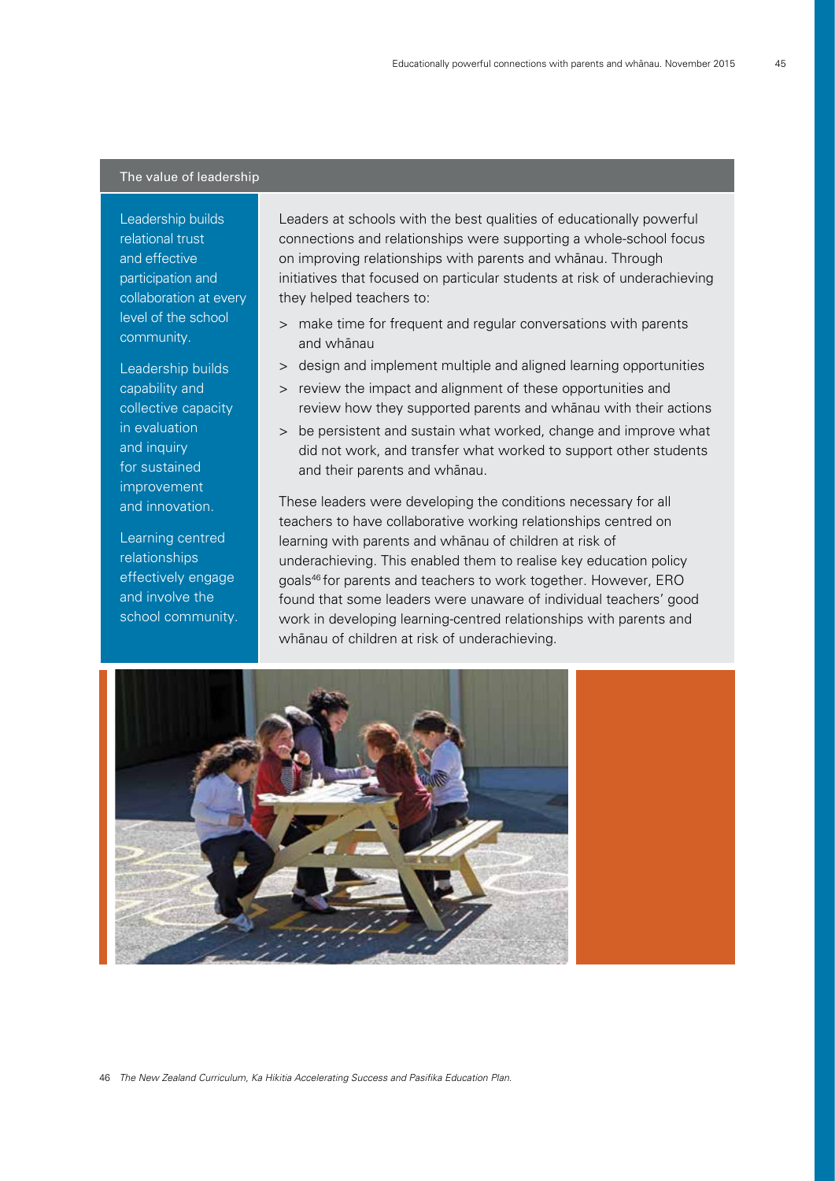## The value of leadership

Leadership builds relational trust and effective participation and collaboration at every level of the school community.

Leadership builds capability and collective capacity in evaluation and inquiry for sustained improvement and innovation.

Learning centred relationships effectively engage and involve the school community.

Leaders at schools with the best qualities of educationally powerful connections and relationships were supporting a whole-school focus on improving relationships with parents and whānau. Through initiatives that focused on particular students at risk of underachieving they helped teachers to:

- make time for frequent and regular conversations with parents and whānau
- design and implement multiple and aligned learning opportunities
- review the impact and alignment of these opportunities and review how they supported parents and whānau with their actions
- be persistent and sustain what worked, change and improve what did not work, and transfer what worked to support other students and their parents and whānau.

These leaders were developing the conditions necessary for all teachers to have collaborative working relationships centred on learning with parents and whānau of children at risk of underachieving. This enabled them to realise key education policy goals[46] for parents and teachers to work together. However, ERO found that some leaders were unaware of individual teachers' good work in developing learning-centred relationships with parents and whānau of children at risk of underachieving.

46 *The New Zealand Curriculum, Ka Hikitia Accelerating Success and Pasifika Education Plan.*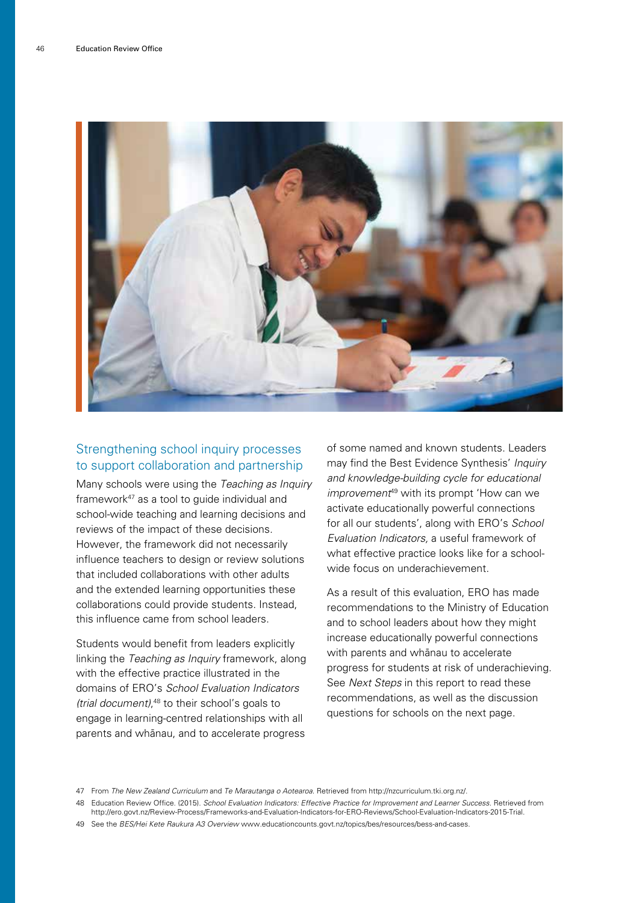## Strengthening school inquiry processes to support collaboration and partnership

Many schools were using the *Teaching as Inquiry* framework[47] as a tool to guide individual and school-wide teaching and learning decisions and reviews of the impact of these decisions. However, the framework did not necessarily influence teachers to design or review solutions that included collaborations with other adults and the extended learning opportunities these collaborations could provide students. Instead, this influence came from school leaders.

Students would benefit from leaders explicitly linking the *Teaching as Inquiry* framework, along with the effective practice illustrated in the domains of ERO's *School Evaluation Indicators (trial document)*,[48] to their school's goals to engage in learning-centred relationships with all parents and whānau, and to accelerate progress of some named and known students. Leaders may find the Best Evidence Synthesis' *Inquiry and knowledge-building cycle for educational improvement*[49] with its prompt 'How can we activate educationally powerful connections for all our students', along with ERO's *School Evaluation Indicators,* a useful framework of what effective practice looks like for a school-wide focus on underachievement.

As a result of this evaluation, ERO has made recommendations to the Ministry of Education and to school leaders about how they might increase educationally powerful connections with parents and whānau to accelerate progress for students at risk of underachieving. See *Next Steps* in this report to read these recommendations, as well as the discussion questions for schools on the next page.

47 From *The New Zealand Curriculum* and *Te Marautanga o Aotearoa*. Retrieved from http://nzcurriculum.tki.org.nz/.

48 Education Review Office. (2015). *School Evaluation Indicators: Effective Practice for Improvement and Learner Success.* Retrieved from http://ero.govt.nz/Review-Process/Frameworks-and-Evaluation-Indicators-for-ERO-Reviews/School-Evaluation-Indicators-2015-Trial.

49 See the *BES/Hei Kete Raukura A3 Overview* www.educationcounts.govt.nz/topics/bes/resources/bess-and-cases.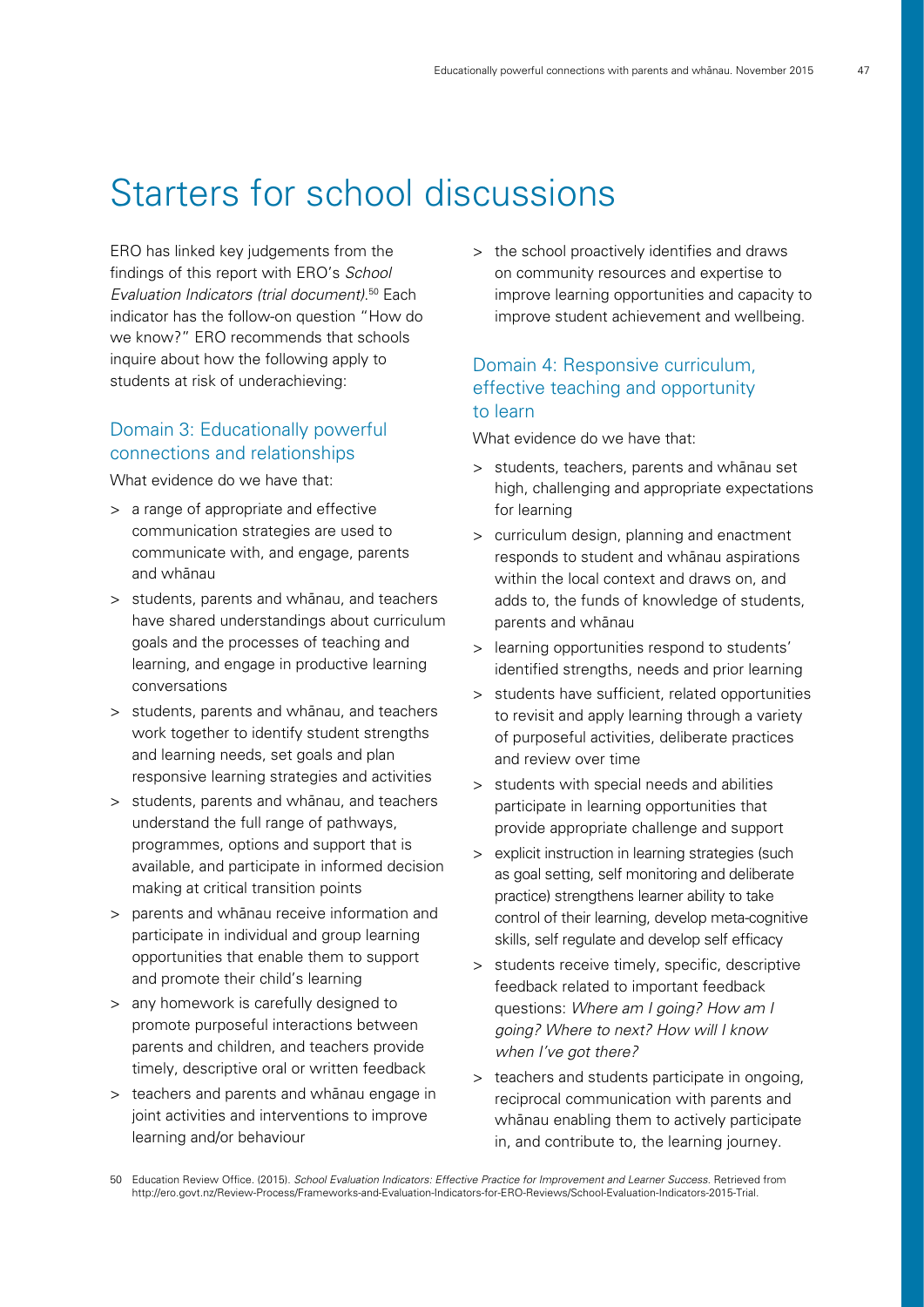# Starters for school discussions

ERO has linked key judgements from the findings of this report with ERO's *School Evaluation Indicators (trial document)*.[50] Each indicator has the follow-on question "How do we know?" ERO recommends that schools inquire about how the following apply to students at risk of underachieving:

## Domain 3: Educationally powerful connections and relationships

What evidence do we have that:

> a range of appropriate and effective communication strategies are used to communicate with, and engage, parents and whānau

> students, parents and whānau, and teachers have shared understandings about curriculum goals and the processes of teaching and learning, and engage in productive learning conversations

> students, parents and whānau, and teachers work together to identify student strengths and learning needs, set goals and plan responsive learning strategies and activities

> students, parents and whānau, and teachers understand the full range of pathways, programmes, options and support that is available, and participate in informed decision making at critical transition points

> parents and whānau receive information and participate in individual and group learning opportunities that enable them to support and promote their child's learning

> any homework is carefully designed to promote purposeful interactions between parents and children, and teachers provide timely, descriptive oral or written feedback

> teachers and parents and whānau engage in joint activities and interventions to improve learning and/or behaviour

> the school proactively identifies and draws on community resources and expertise to improve learning opportunities and capacity to improve student achievement and wellbeing.

## Domain 4: Responsive curriculum, effective teaching and opportunity to learn

What evidence do we have that:

> students, teachers, parents and whānau set high, challenging and appropriate expectations for learning

> curriculum design, planning and enactment responds to student and whānau aspirations within the local context and draws on, and adds to, the funds of knowledge of students, parents and whānau

> learning opportunities respond to students' identified strengths, needs and prior learning

> students have sufficient, related opportunities to revisit and apply learning through a variety of purposeful activities, deliberate practices and review over time

> students with special needs and abilities participate in learning opportunities that provide appropriate challenge and support

> explicit instruction in learning strategies (such as goal setting, self monitoring and deliberate practice) strengthens learner ability to take control of their learning, develop meta-cognitive skills, self regulate and develop self efficacy

> students receive timely, specific, descriptive feedback related to important feedback questions: *Where am I going? How am I going? Where to next? How will I know when I've got there?*

> teachers and students participate in ongoing, reciprocal communication with parents and whānau enabling them to actively participate in, and contribute to, the learning journey.

50 Education Review Office. (2015). *School Evaluation Indicators: Effective Practice for Improvement and Learner Success*. Retrieved from http://ero.govt.nz/Review-Process/Frameworks-and-Evaluation-Indicators-for-ERO-Reviews/School-Evaluation-Indicators-2015-Trial.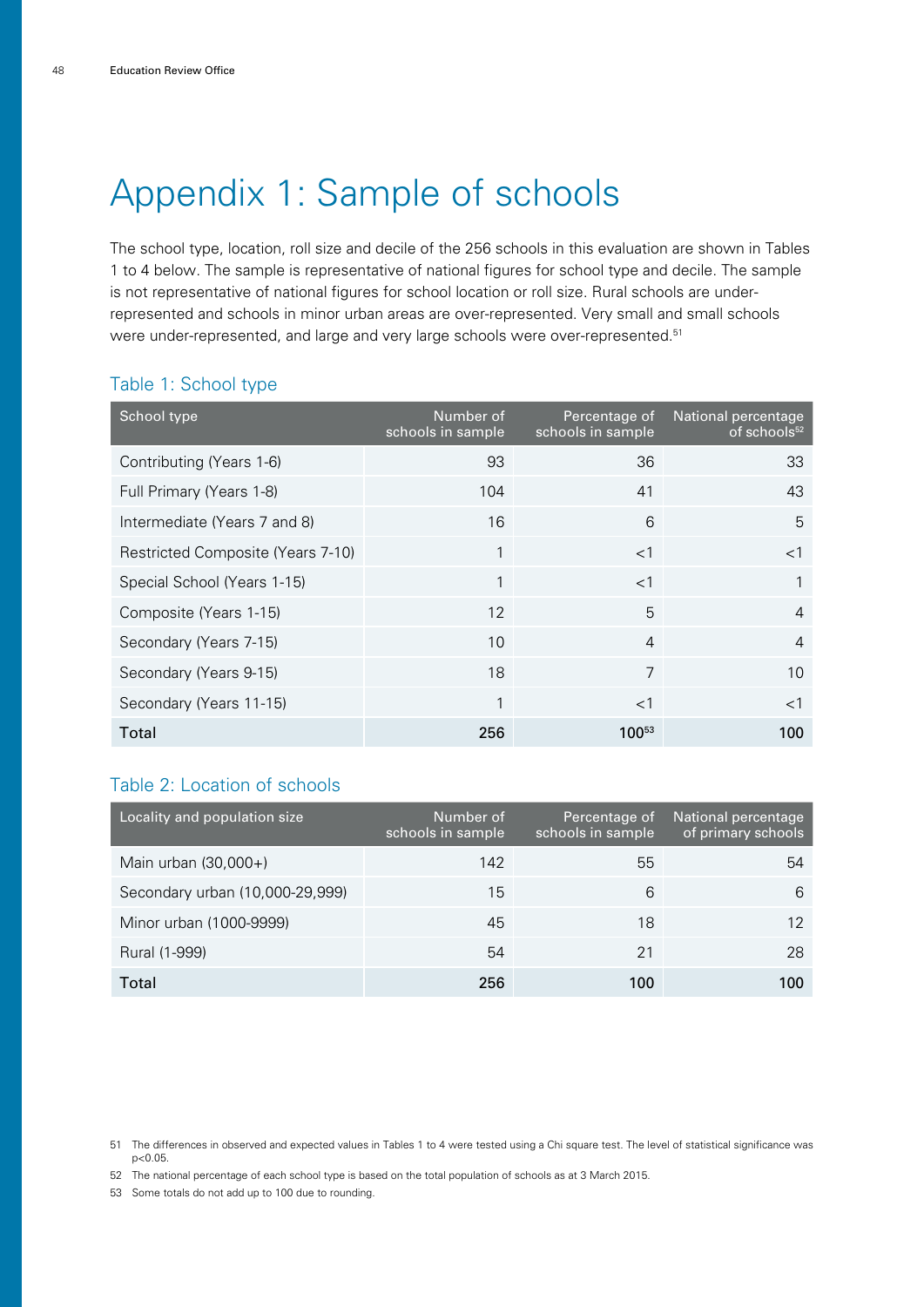# Appendix 1: Sample of schools

The school type, location, roll size and decile of the 256 schools in this evaluation are shown in Tables 1 to 4 below. The sample is representative of national figures for school type and decile. The sample is not representative of national figures for school location or roll size. Rural schools are under-represented and schools in minor urban areas are over-represented. Very small and small schools were under-represented, and large and very large schools were over-represented.[51]

### Table 1: School type

| School type | Number of schools in sample | Percentage of schools in sample | National percentage of schools[52] |
|---|---|---|---|
| Contributing (Years 1-6) | 93 | 36 | 33 |
| Full Primary (Years 1-8) | 104 | 41 | 43 |
| Intermediate (Years 7 and 8) | 16 | 6 | 5 |
| Restricted Composite (Years 7-10) | 1 | <1 | <1 |
| Special School (Years 1-15) | 1 | <1 | 1 |
| Composite (Years 1-15) | 12 | 5 | 4 |
| Secondary (Years 7-15) | 10 | 4 | 4 |
| Secondary (Years 9-15) | 18 | 7 | 10 |
| Secondary (Years 11-15) | 1 | <1 | <1 |
| **Total** | **256** | **100[53]** | **100** |

### Table 2: Location of schools

| Locality and population size | Number of schools in sample | Percentage of schools in sample | National percentage of primary schools |
|---|---|---|---|
| Main urban (30,000+) | 142 | 55 | 54 |
| Secondary urban (10,000-29,999) | 15 | 6 | 6 |
| Minor urban (1000-9999) | 45 | 18 | 12 |
| Rural (1-999) | 54 | 21 | 28 |
| **Total** | **256** | **100** | **100** |

51 The differences in observed and expected values in Tables 1 to 4 were tested using a Chi square test. The level of statistical significance was $p<0.05$.

52 The national percentage of each school type is based on the total population of schools as at 3 March 2015.

53 Some totals do not add up to 100 due to rounding.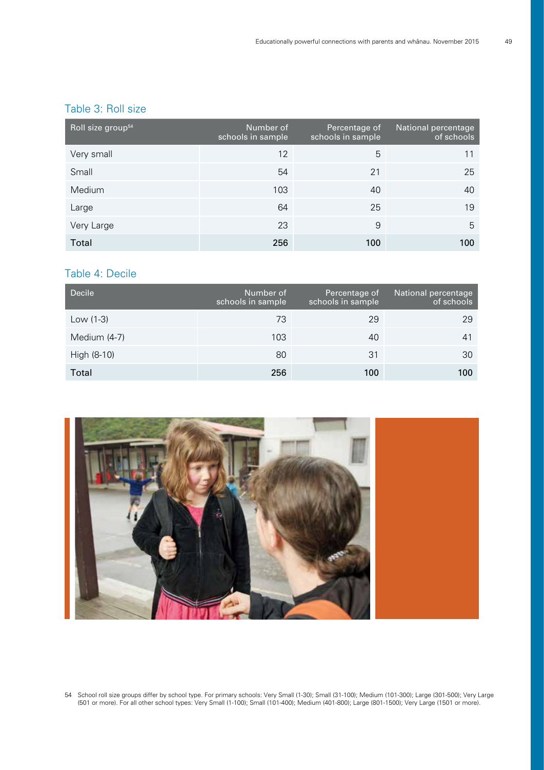## Table 3: Roll size

| Roll size group[54] | Number of schools in sample | Percentage of schools in sample | National percentage of schools |
|---|---|---|---|
| Very small | 12 | 5 | 11 |
| Small | 54 | 21 | 25 |
| Medium | 103 | 40 | 40 |
| Large | 64 | 25 | 19 |
| Very Large | 23 | 9 | 5 |
| **Total** | **256** | **100** | **100** |

## Table 4: Decile

| Decile | Number of schools in sample | Percentage of schools in sample | National percentage of schools |
|---|---|---|---|
| Low (1-3) | 73 | 29 | 29 |
| Medium (4-7) | 103 | 40 | 41 |
| High (8-10) | 80 | 31 | 30 |
| **Total** | **256** | **100** | **100** |

54 School roll size groups differ by school type. For primary schools: Very Small (1-30); Small (31-100); Medium (101-300); Large (301-500); Very Large (501 or more). For all other school types: Very Small (1-100); Small (101-400); Medium (401-800); Large (801-1500); Very Large (1501 or more).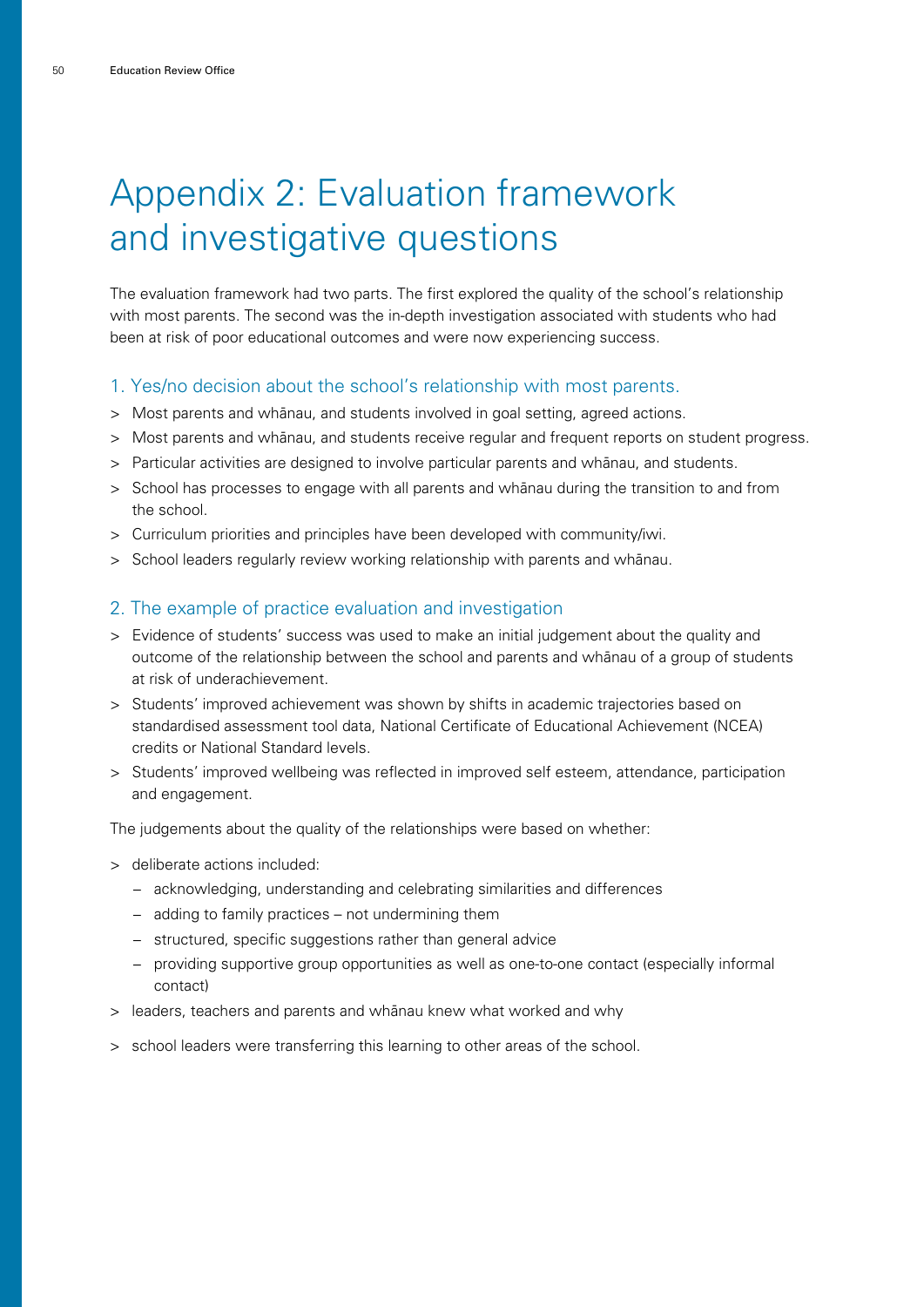# Appendix 2: Evaluation framework and investigative questions

The evaluation framework had two parts. The first explored the quality of the school's relationship with most parents. The second was the in-depth investigation associated with students who had been at risk of poor educational outcomes and were now experiencing success.

## 1. Yes/no decision about the school's relationship with most parents.

- Most parents and whānau, and students involved in goal setting, agreed actions.
- Most parents and whānau, and students receive regular and frequent reports on student progress.
- Particular activities are designed to involve particular parents and whānau, and students.
- School has processes to engage with all parents and whānau during the transition to and from the school.
- Curriculum priorities and principles have been developed with community/iwi.
- School leaders regularly review working relationship with parents and whānau.

## 2. The example of practice evaluation and investigation

- Evidence of students' success was used to make an initial judgement about the quality and outcome of the relationship between the school and parents and whānau of a group of students at risk of underachievement.
- Students' improved achievement was shown by shifts in academic trajectories based on standardised assessment tool data, National Certificate of Educational Achievement (NCEA) credits or National Standard levels.
- Students' improved wellbeing was reflected in improved self esteem, attendance, participation and engagement.

The judgements about the quality of the relationships were based on whether:

- deliberate actions included:
  - acknowledging, understanding and celebrating similarities and differences
  - adding to family practices – not undermining them
  - structured, specific suggestions rather than general advice
  - providing supportive group opportunities as well as one-to-one contact (especially informal contact)
- leaders, teachers and parents and whānau knew what worked and why
- school leaders were transferring this learning to other areas of the school.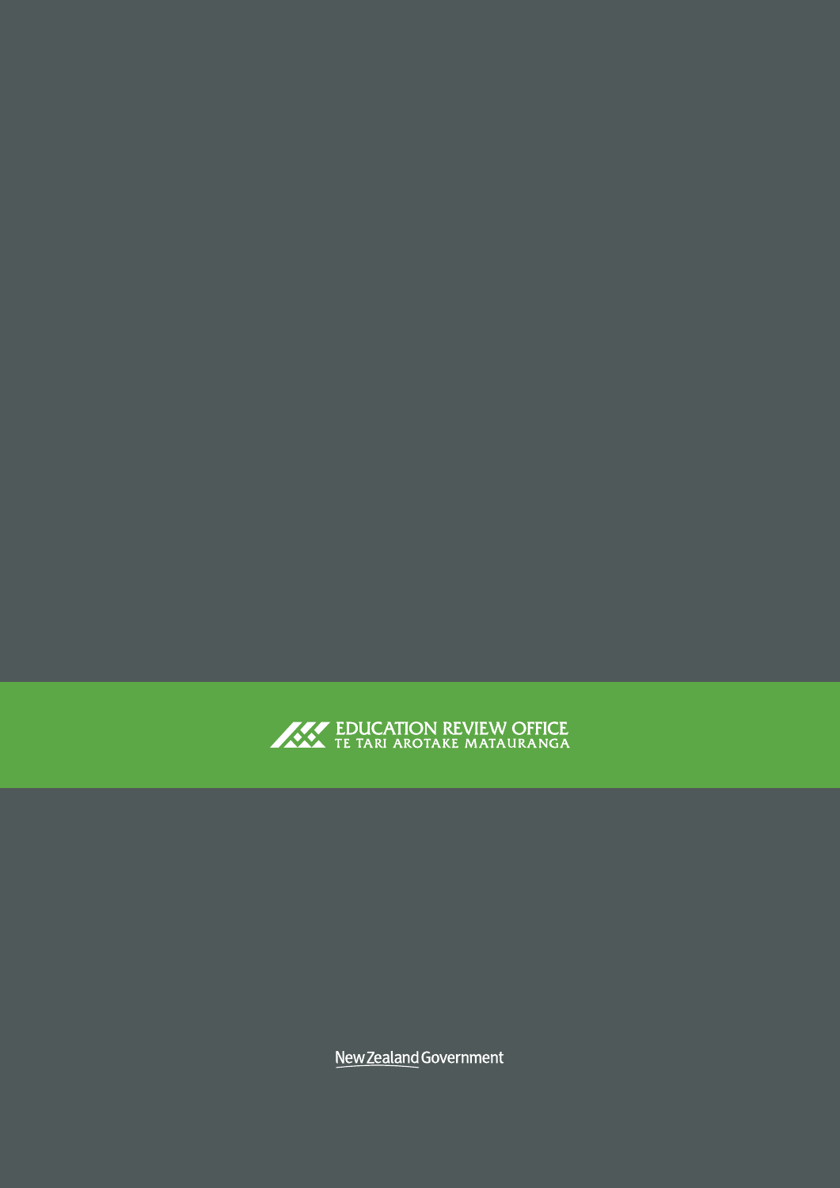EDUCATION REVIEW OFFICE
TE TARI AROTAKE MATAURANGA

New Zealand Government